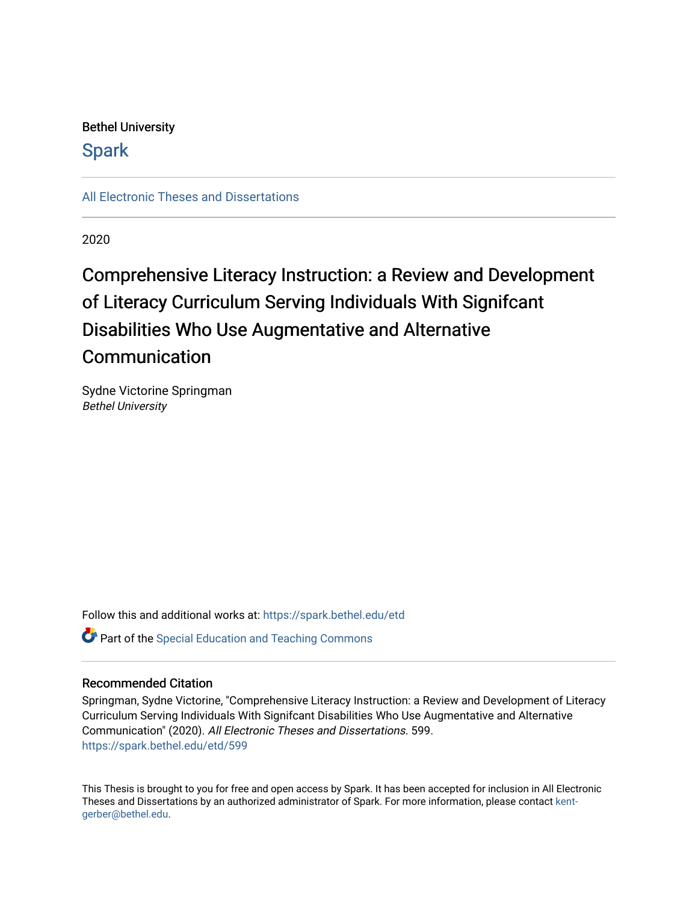Bethel University

Spark

All Electronic Theses and Dissertations

2020

# Comprehensive Literacy Instruction: a Review and Development of Literacy Curriculum Serving Individuals With Signifcant Disabilities Who Use Augmentative and Alternative Communication

Sydne Victorine Springman
*Bethel University*

Follow this and additional works at: https://spark.bethel.edu/etd

Part of the Special Education and Teaching Commons

## Recommended Citation

Springman, Sydne Victorine, "Comprehensive Literacy Instruction: a Review and Development of Literacy Curriculum Serving Individuals With Signifcant Disabilities Who Use Augmentative and Alternative Communication" (2020). *All Electronic Theses and Dissertations*. 599.
https://spark.bethel.edu/etd/599

This Thesis is brought to you for free and open access by Spark. It has been accepted for inclusion in All Electronic Theses and Dissertations by an authorized administrator of Spark. For more information, please contact kent-gerber@bethel.edu.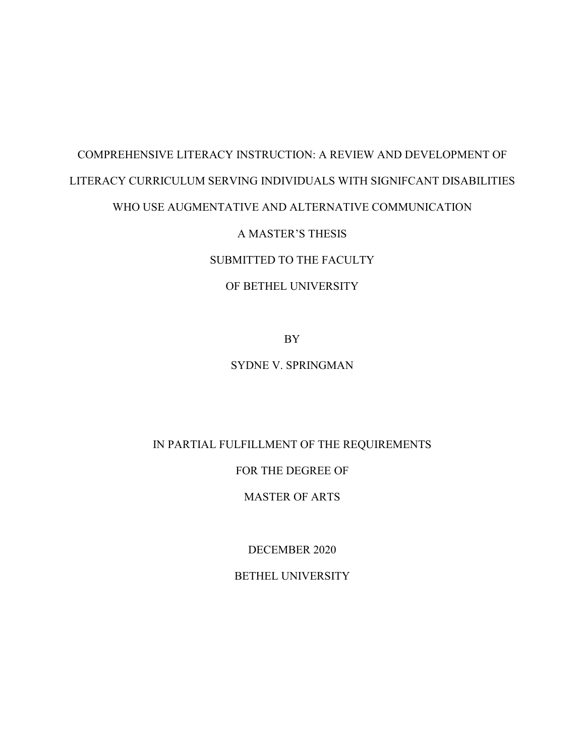COMPREHENSIVE LITERACY INSTRUCTION: A REVIEW AND DEVELOPMENT OF LITERACY CURRICULUM SERVING INDIVIDUALS WITH SIGNIFCANT DISABILITIES WHO USE AUGMENTATIVE AND ALTERNATIVE COMMUNICATION

A MASTER'S THESIS

SUBMITTED TO THE FACULTY

OF BETHEL UNIVERSITY

BY

SYDNE V. SPRINGMAN

IN PARTIAL FULFILLMENT OF THE REQUIREMENTS

FOR THE DEGREE OF

MASTER OF ARTS

DECEMBER 2020

BETHEL UNIVERSITY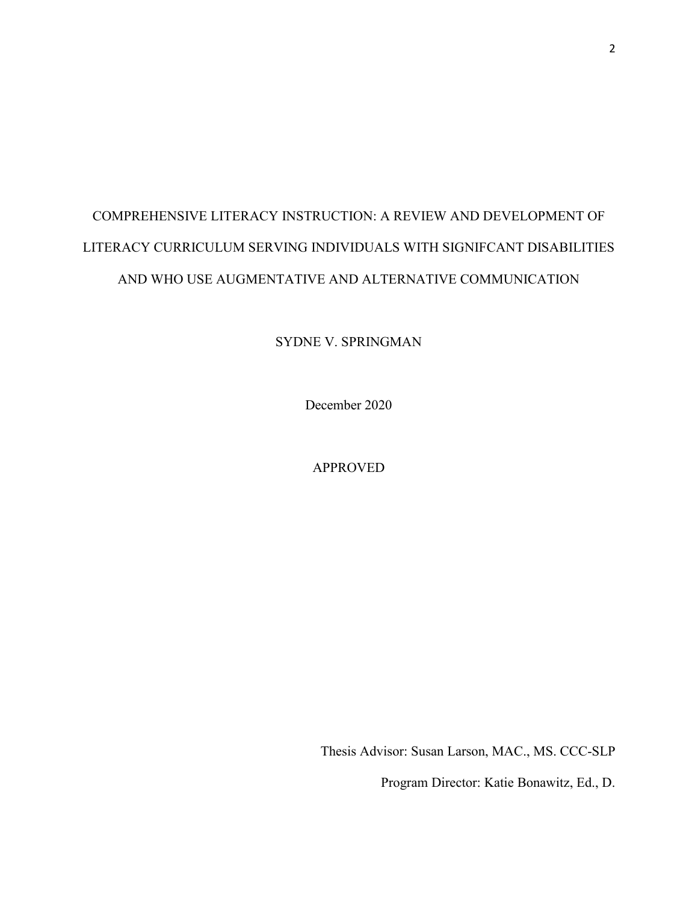COMPREHENSIVE LITERACY INSTRUCTION: A REVIEW AND DEVELOPMENT OF LITERACY CURRICULUM SERVING INDIVIDUALS WITH SIGNIFCANT DISABILITIES AND WHO USE AUGMENTATIVE AND ALTERNATIVE COMMUNICATION

SYDNE V. SPRINGMAN

December 2020

APPROVED

Thesis Advisor: Susan Larson, MAC., MS. CCC-SLP

Program Director: Katie Bonawitz, Ed., D.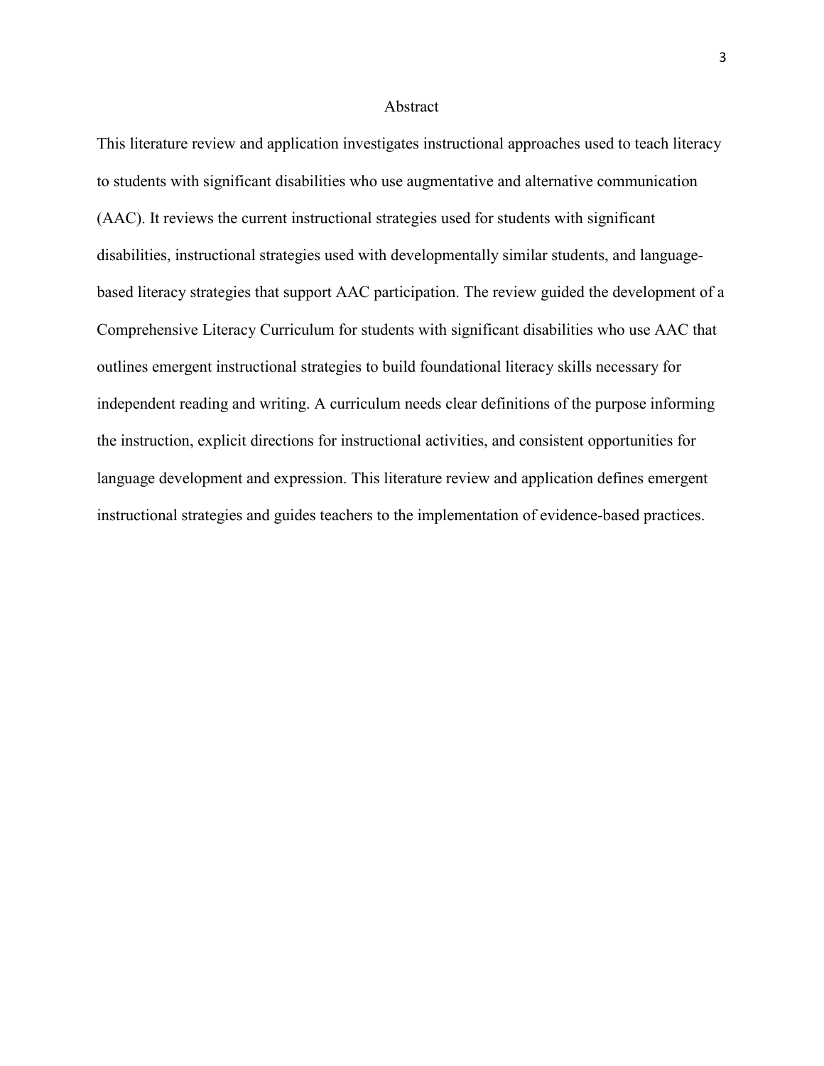# Abstract

This literature review and application investigates instructional approaches used to teach literacy to students with significant disabilities who use augmentative and alternative communication (AAC). It reviews the current instructional strategies used for students with significant disabilities, instructional strategies used with developmentally similar students, and language-based literacy strategies that support AAC participation. The review guided the development of a Comprehensive Literacy Curriculum for students with significant disabilities who use AAC that outlines emergent instructional strategies to build foundational literacy skills necessary for independent reading and writing. A curriculum needs clear definitions of the purpose informing the instruction, explicit directions for instructional activities, and consistent opportunities for language development and expression. This literature review and application defines emergent instructional strategies and guides teachers to the implementation of evidence-based practices.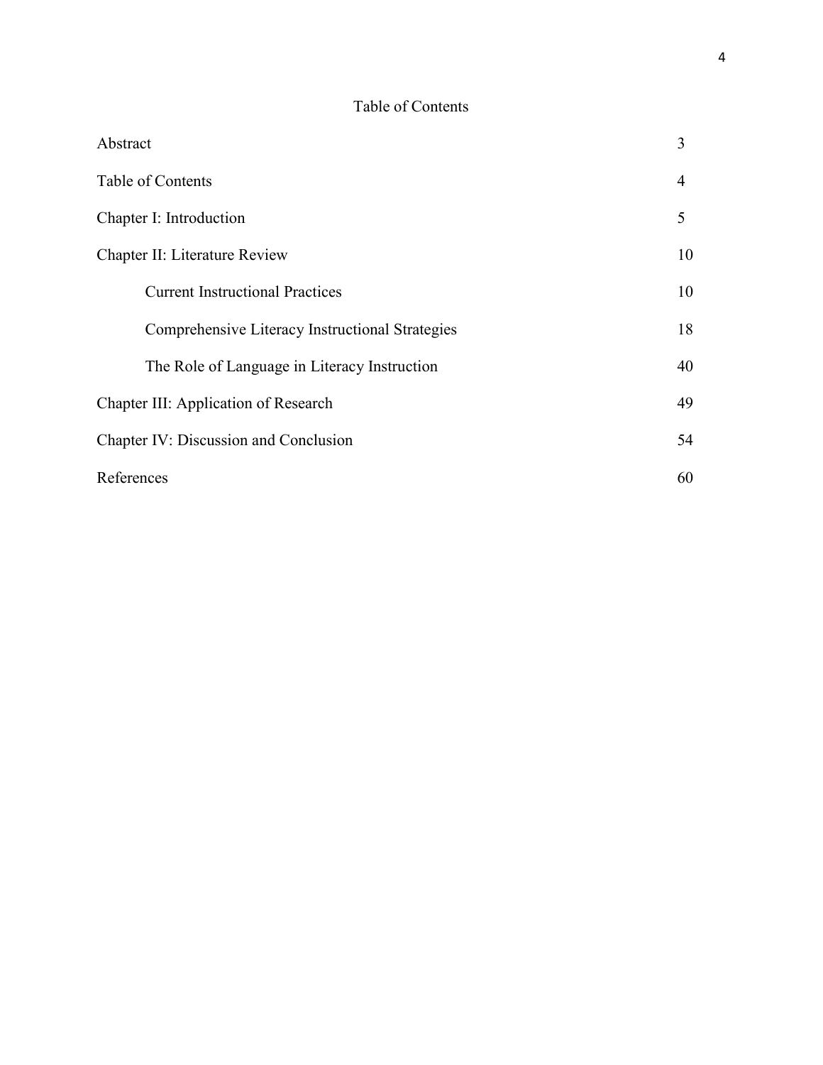# Table of Contents

| | |
|---|---|
| Abstract | 3 |
| Table of Contents | 4 |
| Chapter I: Introduction | 5 |
| Chapter II: Literature Review | 10 |
| Current Instructional Practices | 10 |
| Comprehensive Literacy Instructional Strategies | 18 |
| The Role of Language in Literacy Instruction | 40 |
| Chapter III: Application of Research | 49 |
| Chapter IV: Discussion and Conclusion | 54 |
| References | 60 |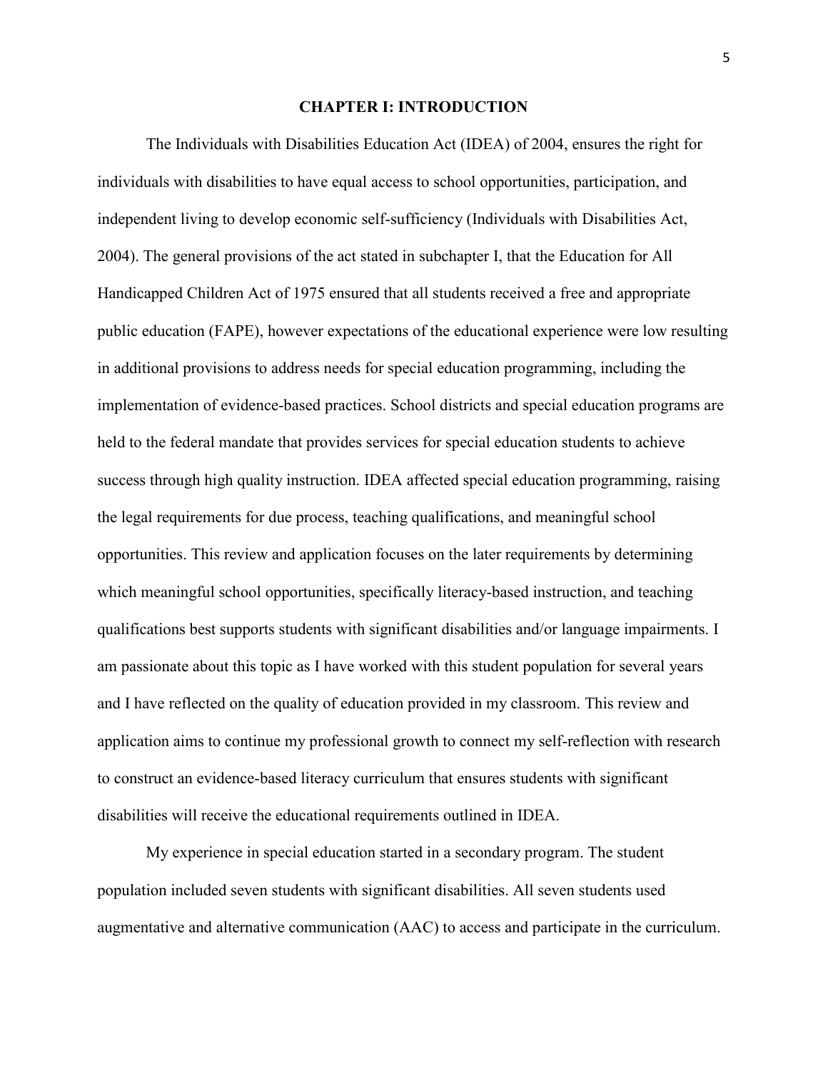# CHAPTER I: INTRODUCTION

The Individuals with Disabilities Education Act (IDEA) of 2004, ensures the right for individuals with disabilities to have equal access to school opportunities, participation, and independent living to develop economic self-sufficiency (Individuals with Disabilities Act, 2004). The general provisions of the act stated in subchapter I, that the Education for All Handicapped Children Act of 1975 ensured that all students received a free and appropriate public education (FAPE), however expectations of the educational experience were low resulting in additional provisions to address needs for special education programming, including the implementation of evidence-based practices. School districts and special education programs are held to the federal mandate that provides services for special education students to achieve success through high quality instruction. IDEA affected special education programming, raising the legal requirements for due process, teaching qualifications, and meaningful school opportunities. This review and application focuses on the later requirements by determining which meaningful school opportunities, specifically literacy-based instruction, and teaching qualifications best supports students with significant disabilities and/or language impairments. I am passionate about this topic as I have worked with this student population for several years and I have reflected on the quality of education provided in my classroom. This review and application aims to continue my professional growth to connect my self-reflection with research to construct an evidence-based literacy curriculum that ensures students with significant disabilities will receive the educational requirements outlined in IDEA.

My experience in special education started in a secondary program. The student population included seven students with significant disabilities. All seven students used augmentative and alternative communication (AAC) to access and participate in the curriculum.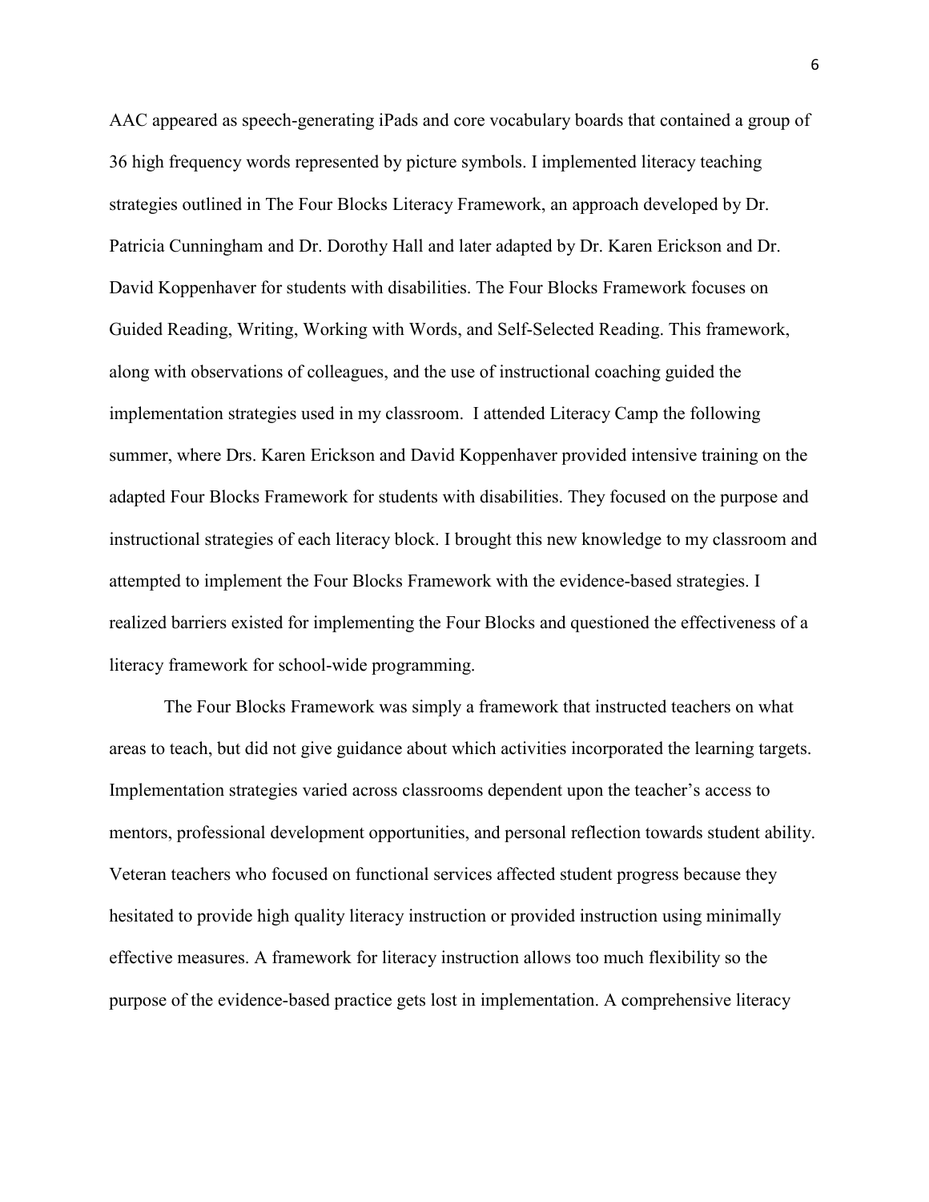AAC appeared as speech-generating iPads and core vocabulary boards that contained a group of 36 high frequency words represented by picture symbols. I implemented literacy teaching strategies outlined in The Four Blocks Literacy Framework, an approach developed by Dr. Patricia Cunningham and Dr. Dorothy Hall and later adapted by Dr. Karen Erickson and Dr. David Koppenhaver for students with disabilities. The Four Blocks Framework focuses on Guided Reading, Writing, Working with Words, and Self-Selected Reading. This framework, along with observations of colleagues, and the use of instructional coaching guided the implementation strategies used in my classroom. I attended Literacy Camp the following summer, where Drs. Karen Erickson and David Koppenhaver provided intensive training on the adapted Four Blocks Framework for students with disabilities. They focused on the purpose and instructional strategies of each literacy block. I brought this new knowledge to my classroom and attempted to implement the Four Blocks Framework with the evidence-based strategies. I realized barriers existed for implementing the Four Blocks and questioned the effectiveness of a literacy framework for school-wide programming.

The Four Blocks Framework was simply a framework that instructed teachers on what areas to teach, but did not give guidance about which activities incorporated the learning targets. Implementation strategies varied across classrooms dependent upon the teacher's access to mentors, professional development opportunities, and personal reflection towards student ability. Veteran teachers who focused on functional services affected student progress because they hesitated to provide high quality literacy instruction or provided instruction using minimally effective measures. A framework for literacy instruction allows too much flexibility so the purpose of the evidence-based practice gets lost in implementation. A comprehensive literacy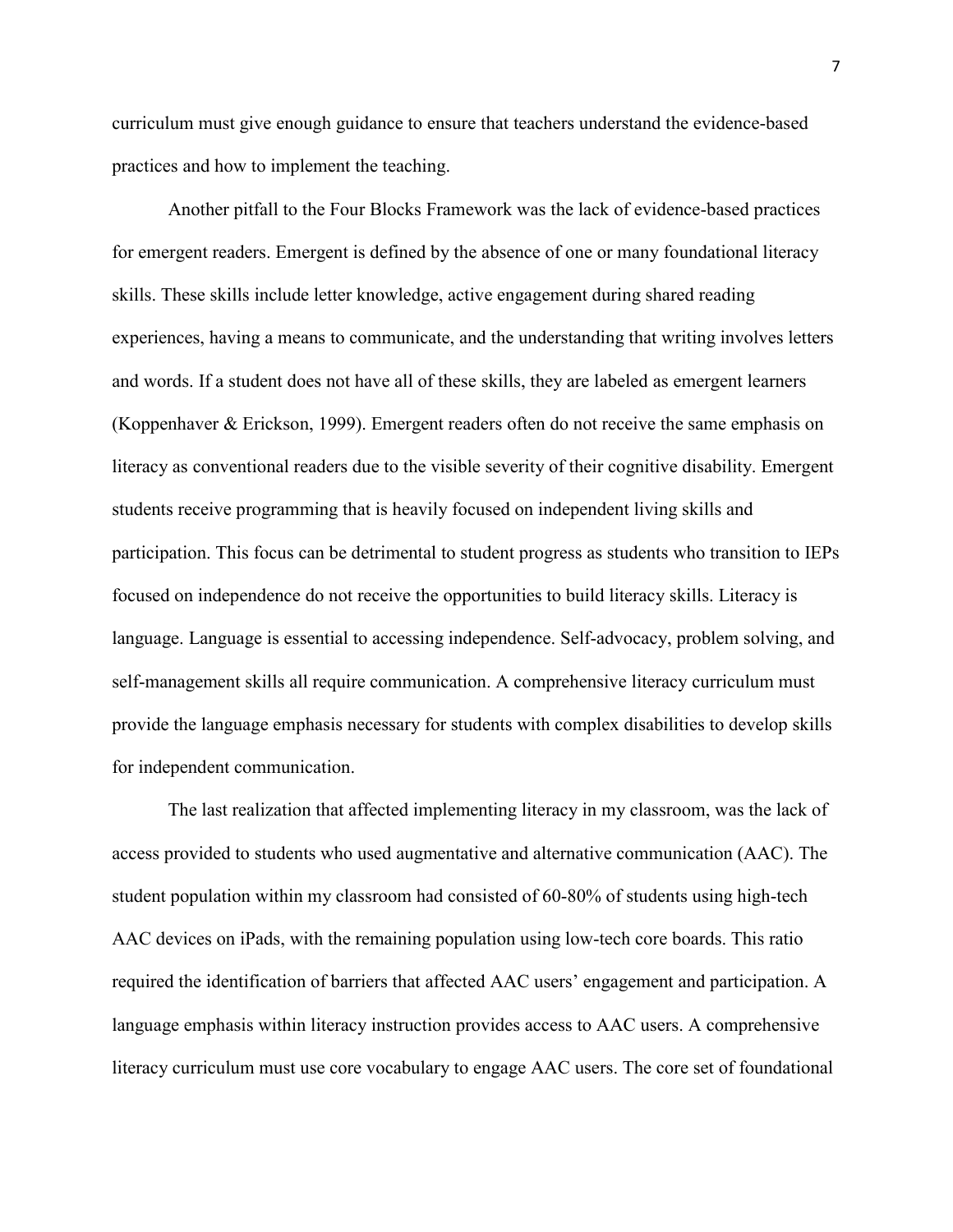curriculum must give enough guidance to ensure that teachers understand the evidence-based practices and how to implement the teaching.

Another pitfall to the Four Blocks Framework was the lack of evidence-based practices for emergent readers. Emergent is defined by the absence of one or many foundational literacy skills. These skills include letter knowledge, active engagement during shared reading experiences, having a means to communicate, and the understanding that writing involves letters and words. If a student does not have all of these skills, they are labeled as emergent learners (Koppenhaver & Erickson, 1999). Emergent readers often do not receive the same emphasis on literacy as conventional readers due to the visible severity of their cognitive disability. Emergent students receive programming that is heavily focused on independent living skills and participation. This focus can be detrimental to student progress as students who transition to IEPs focused on independence do not receive the opportunities to build literacy skills. Literacy is language. Language is essential to accessing independence. Self-advocacy, problem solving, and self-management skills all require communication. A comprehensive literacy curriculum must provide the language emphasis necessary for students with complex disabilities to develop skills for independent communication.

The last realization that affected implementing literacy in my classroom, was the lack of access provided to students who used augmentative and alternative communication (AAC). The student population within my classroom had consisted of 60-80% of students using high-tech AAC devices on iPads, with the remaining population using low-tech core boards. This ratio required the identification of barriers that affected AAC users' engagement and participation. A language emphasis within literacy instruction provides access to AAC users. A comprehensive literacy curriculum must use core vocabulary to engage AAC users. The core set of foundational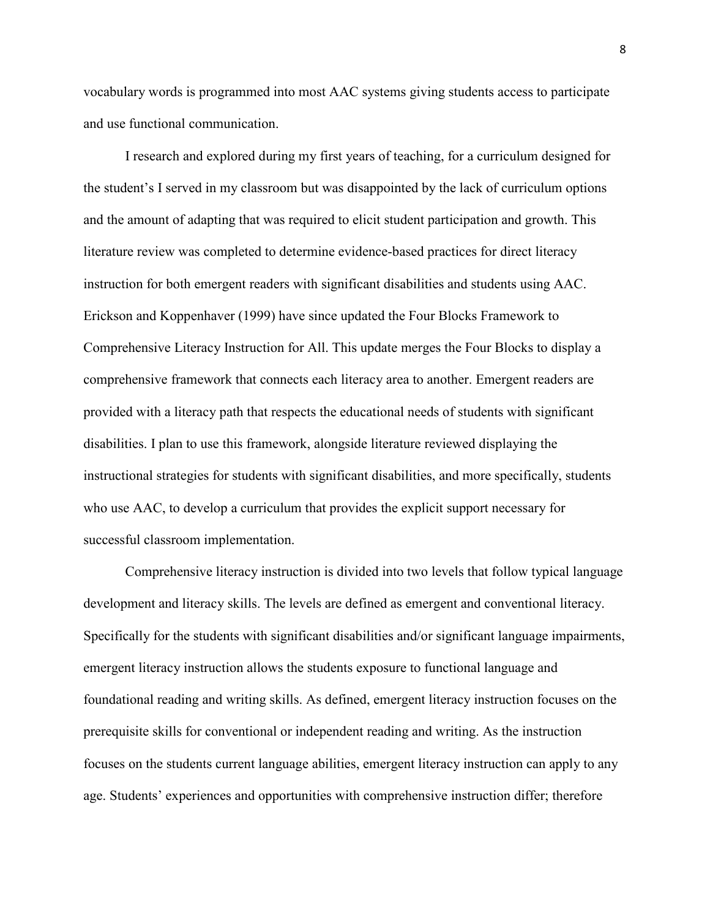vocabulary words is programmed into most AAC systems giving students access to participate and use functional communication.

I research and explored during my first years of teaching, for a curriculum designed for the student's I served in my classroom but was disappointed by the lack of curriculum options and the amount of adapting that was required to elicit student participation and growth. This literature review was completed to determine evidence-based practices for direct literacy instruction for both emergent readers with significant disabilities and students using AAC. Erickson and Koppenhaver (1999) have since updated the Four Blocks Framework to Comprehensive Literacy Instruction for All. This update merges the Four Blocks to display a comprehensive framework that connects each literacy area to another. Emergent readers are provided with a literacy path that respects the educational needs of students with significant disabilities. I plan to use this framework, alongside literature reviewed displaying the instructional strategies for students with significant disabilities, and more specifically, students who use AAC, to develop a curriculum that provides the explicit support necessary for successful classroom implementation.

Comprehensive literacy instruction is divided into two levels that follow typical language development and literacy skills. The levels are defined as emergent and conventional literacy. Specifically for the students with significant disabilities and/or significant language impairments, emergent literacy instruction allows the students exposure to functional language and foundational reading and writing skills. As defined, emergent literacy instruction focuses on the prerequisite skills for conventional or independent reading and writing. As the instruction focuses on the students current language abilities, emergent literacy instruction can apply to any age. Students' experiences and opportunities with comprehensive instruction differ; therefore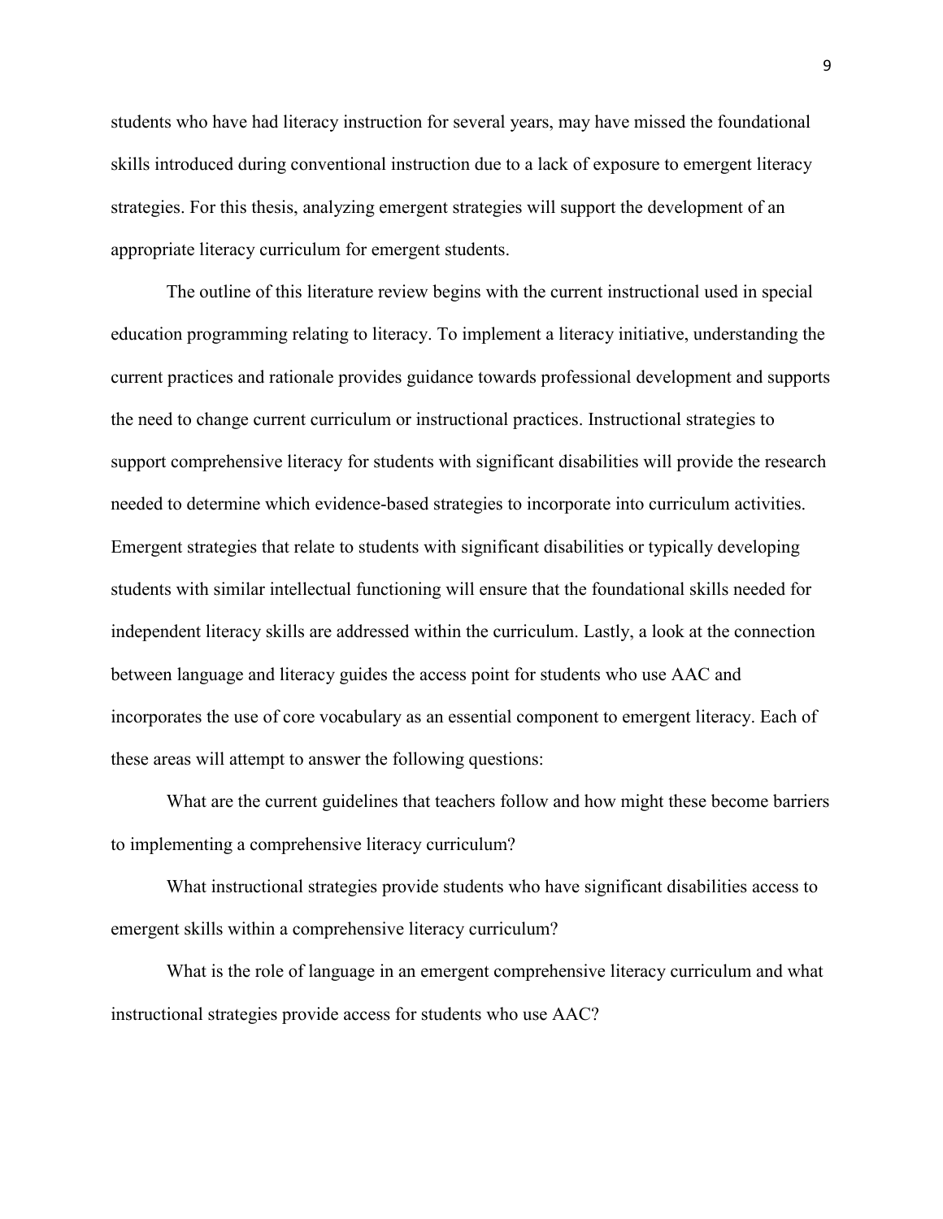students who have had literacy instruction for several years, may have missed the foundational skills introduced during conventional instruction due to a lack of exposure to emergent literacy strategies. For this thesis, analyzing emergent strategies will support the development of an appropriate literacy curriculum for emergent students.

The outline of this literature review begins with the current instructional used in special education programming relating to literacy. To implement a literacy initiative, understanding the current practices and rationale provides guidance towards professional development and supports the need to change current curriculum or instructional practices. Instructional strategies to support comprehensive literacy for students with significant disabilities will provide the research needed to determine which evidence-based strategies to incorporate into curriculum activities. Emergent strategies that relate to students with significant disabilities or typically developing students with similar intellectual functioning will ensure that the foundational skills needed for independent literacy skills are addressed within the curriculum. Lastly, a look at the connection between language and literacy guides the access point for students who use AAC and incorporates the use of core vocabulary as an essential component to emergent literacy. Each of these areas will attempt to answer the following questions:

What are the current guidelines that teachers follow and how might these become barriers to implementing a comprehensive literacy curriculum?

What instructional strategies provide students who have significant disabilities access to emergent skills within a comprehensive literacy curriculum?

What is the role of language in an emergent comprehensive literacy curriculum and what instructional strategies provide access for students who use AAC?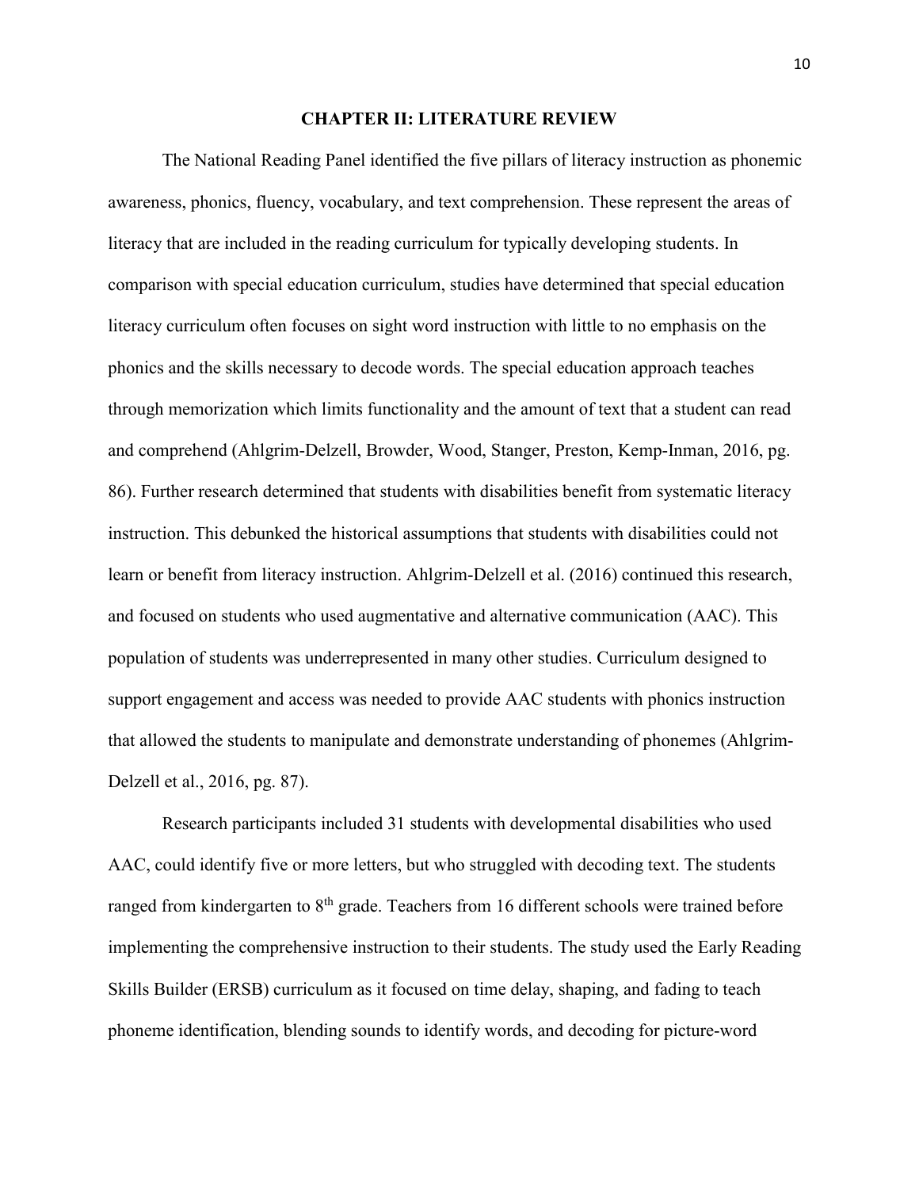## CHAPTER II: LITERATURE REVIEW

The National Reading Panel identified the five pillars of literacy instruction as phonemic awareness, phonics, fluency, vocabulary, and text comprehension. These represent the areas of literacy that are included in the reading curriculum for typically developing students. In comparison with special education curriculum, studies have determined that special education literacy curriculum often focuses on sight word instruction with little to no emphasis on the phonics and the skills necessary to decode words. The special education approach teaches through memorization which limits functionality and the amount of text that a student can read and comprehend (Ahlgrim-Delzell, Browder, Wood, Stanger, Preston, Kemp-Inman, 2016, pg. 86). Further research determined that students with disabilities benefit from systematic literacy instruction. This debunked the historical assumptions that students with disabilities could not learn or benefit from literacy instruction. Ahlgrim-Delzell et al. (2016) continued this research, and focused on students who used augmentative and alternative communication (AAC). This population of students was underrepresented in many other studies. Curriculum designed to support engagement and access was needed to provide AAC students with phonics instruction that allowed the students to manipulate and demonstrate understanding of phonemes (Ahlgrim-Delzell et al., 2016, pg. 87).

Research participants included 31 students with developmental disabilities who used AAC, could identify five or more letters, but who struggled with decoding text. The students ranged from kindergarten to 8th grade. Teachers from 16 different schools were trained before implementing the comprehensive instruction to their students. The study used the Early Reading Skills Builder (ERSB) curriculum as it focused on time delay, shaping, and fading to teach phoneme identification, blending sounds to identify words, and decoding for picture-word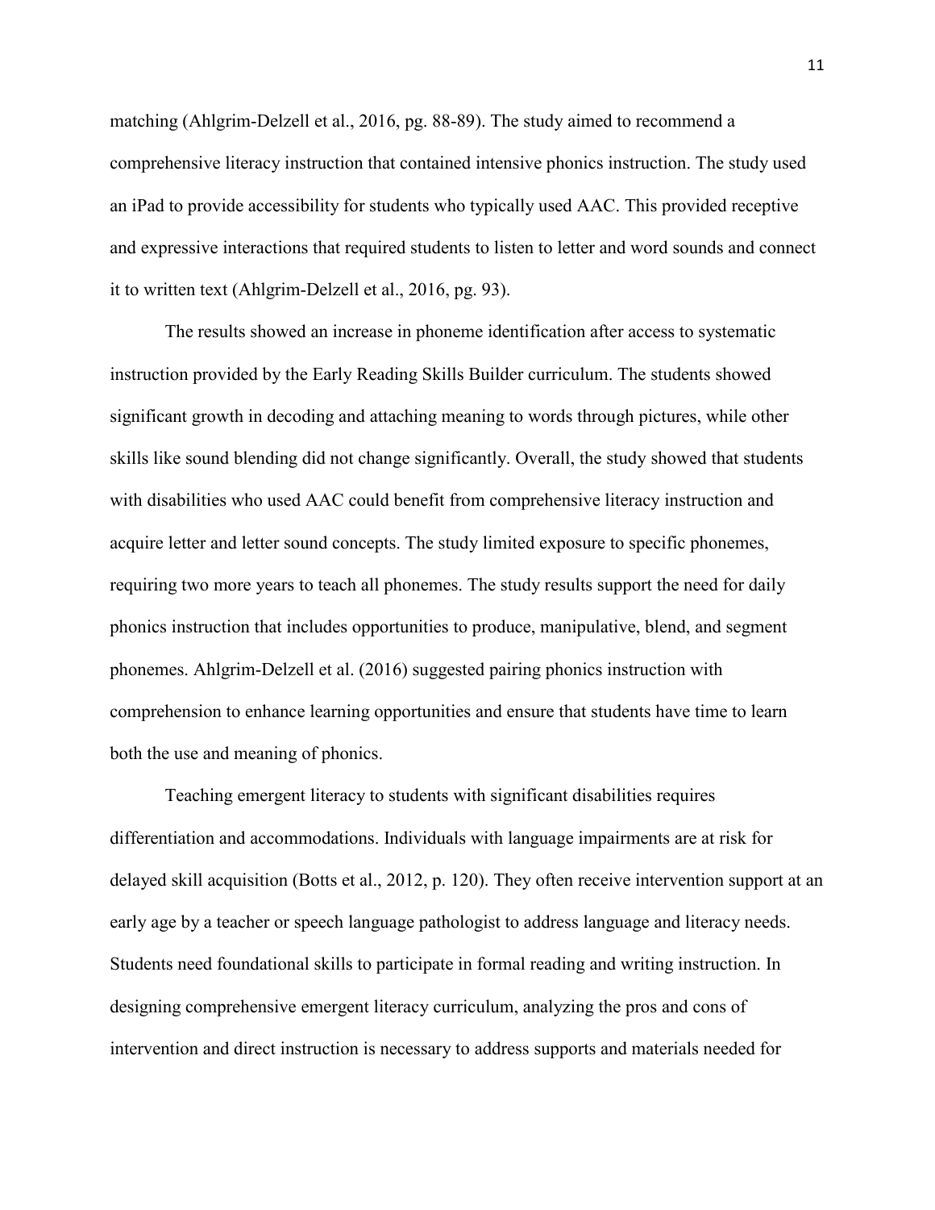matching (Ahlgrim-Delzell et al., 2016, pg. 88-89). The study aimed to recommend a comprehensive literacy instruction that contained intensive phonics instruction. The study used an iPad to provide accessibility for students who typically used AAC. This provided receptive and expressive interactions that required students to listen to letter and word sounds and connect it to written text (Ahlgrim-Delzell et al., 2016, pg. 93).

The results showed an increase in phoneme identification after access to systematic instruction provided by the Early Reading Skills Builder curriculum. The students showed significant growth in decoding and attaching meaning to words through pictures, while other skills like sound blending did not change significantly. Overall, the study showed that students with disabilities who used AAC could benefit from comprehensive literacy instruction and acquire letter and letter sound concepts. The study limited exposure to specific phonemes, requiring two more years to teach all phonemes. The study results support the need for daily phonics instruction that includes opportunities to produce, manipulative, blend, and segment phonemes. Ahlgrim-Delzell et al. (2016) suggested pairing phonics instruction with comprehension to enhance learning opportunities and ensure that students have time to learn both the use and meaning of phonics.

Teaching emergent literacy to students with significant disabilities requires differentiation and accommodations. Individuals with language impairments are at risk for delayed skill acquisition (Botts et al., 2012, p. 120). They often receive intervention support at an early age by a teacher or speech language pathologist to address language and literacy needs. Students need foundational skills to participate in formal reading and writing instruction. In designing comprehensive emergent literacy curriculum, analyzing the pros and cons of intervention and direct instruction is necessary to address supports and materials needed for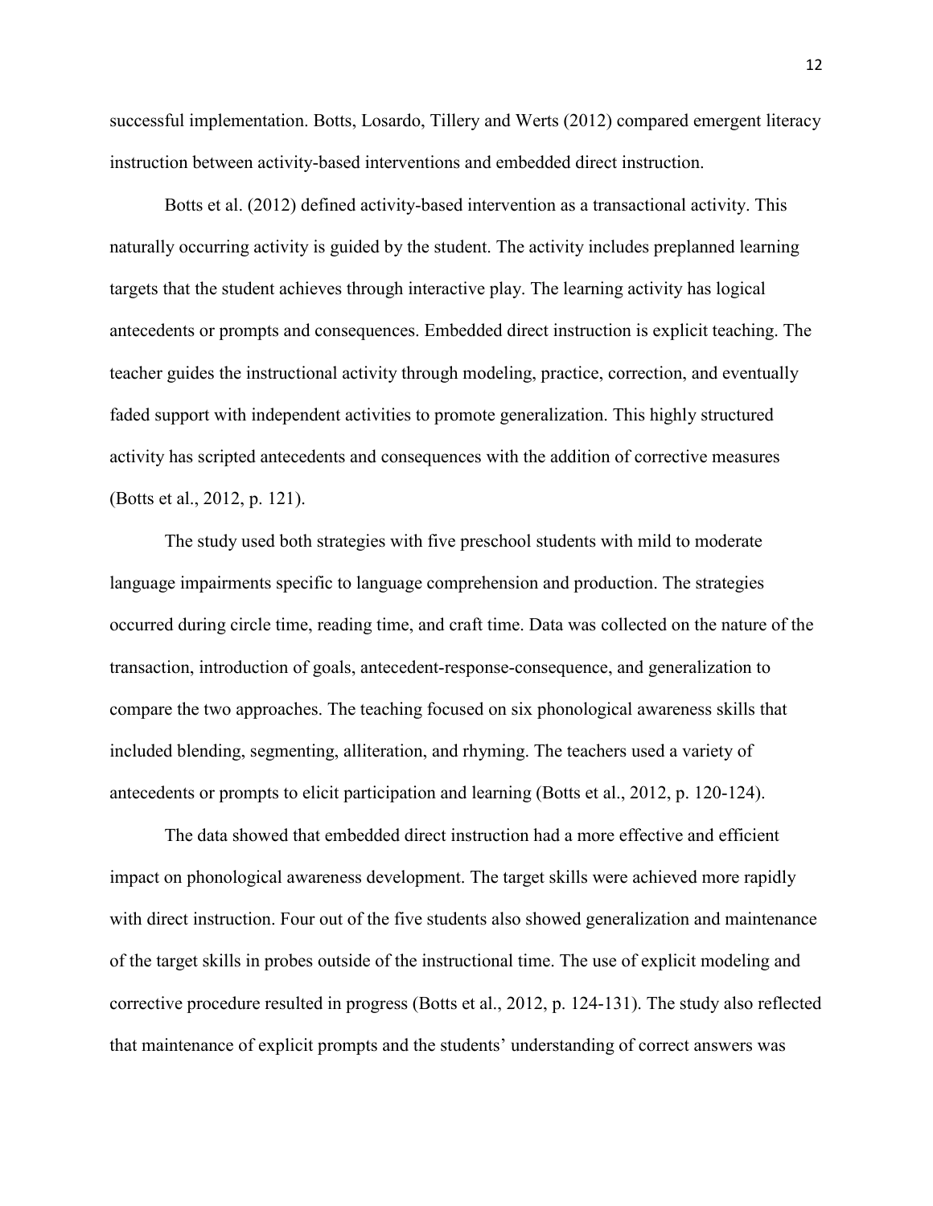successful implementation. Botts, Losardo, Tillery and Werts (2012) compared emergent literacy instruction between activity-based interventions and embedded direct instruction.

Botts et al. (2012) defined activity-based intervention as a transactional activity. This naturally occurring activity is guided by the student. The activity includes preplanned learning targets that the student achieves through interactive play. The learning activity has logical antecedents or prompts and consequences. Embedded direct instruction is explicit teaching. The teacher guides the instructional activity through modeling, practice, correction, and eventually faded support with independent activities to promote generalization. This highly structured activity has scripted antecedents and consequences with the addition of corrective measures (Botts et al., 2012, p. 121).

The study used both strategies with five preschool students with mild to moderate language impairments specific to language comprehension and production. The strategies occurred during circle time, reading time, and craft time. Data was collected on the nature of the transaction, introduction of goals, antecedent-response-consequence, and generalization to compare the two approaches. The teaching focused on six phonological awareness skills that included blending, segmenting, alliteration, and rhyming. The teachers used a variety of antecedents or prompts to elicit participation and learning (Botts et al., 2012, p. 120-124).

The data showed that embedded direct instruction had a more effective and efficient impact on phonological awareness development. The target skills were achieved more rapidly with direct instruction. Four out of the five students also showed generalization and maintenance of the target skills in probes outside of the instructional time. The use of explicit modeling and corrective procedure resulted in progress (Botts et al., 2012, p. 124-131). The study also reflected that maintenance of explicit prompts and the students' understanding of correct answers was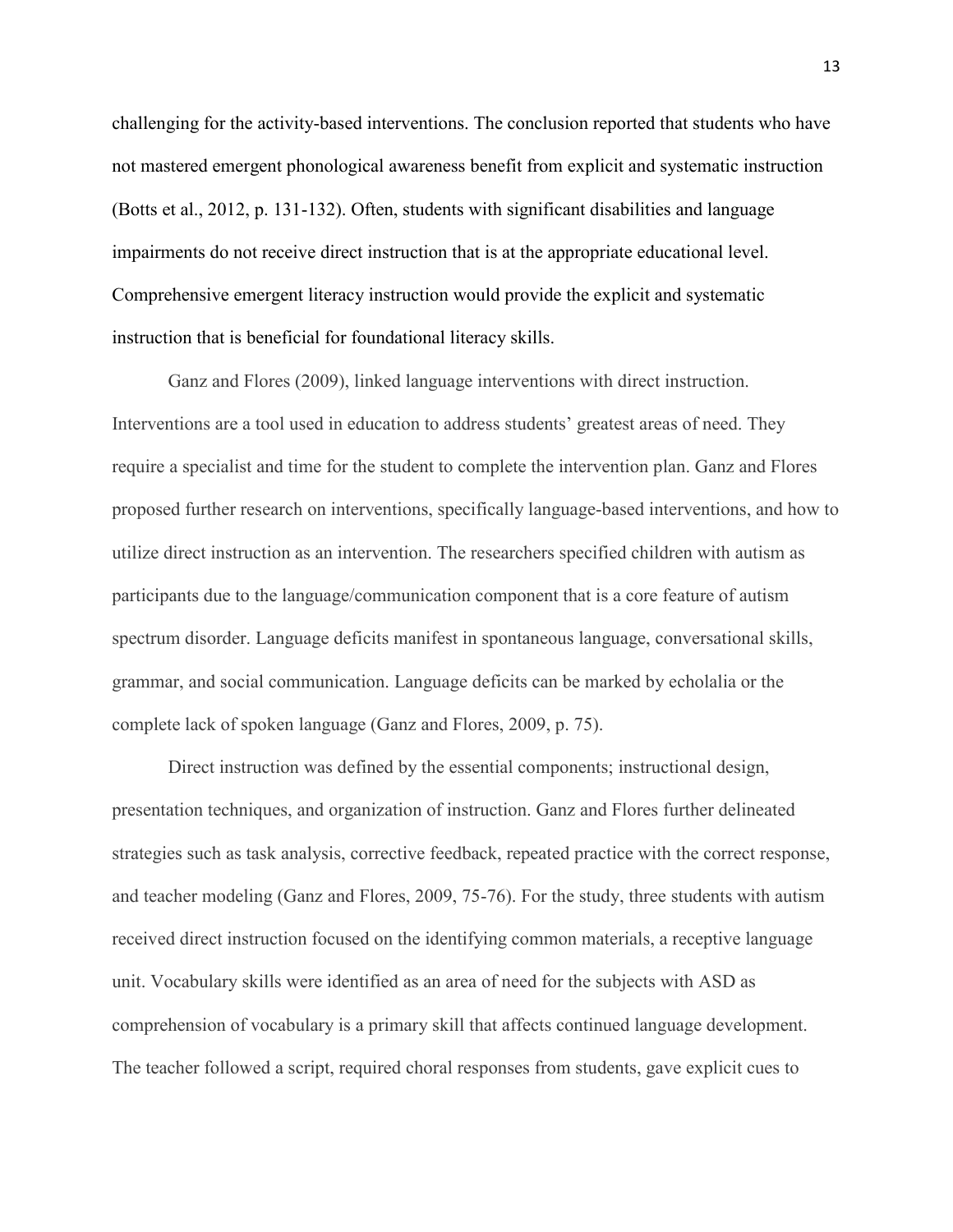challenging for the activity-based interventions. The conclusion reported that students who have not mastered emergent phonological awareness benefit from explicit and systematic instruction (Botts et al., 2012, p. 131-132). Often, students with significant disabilities and language impairments do not receive direct instruction that is at the appropriate educational level. Comprehensive emergent literacy instruction would provide the explicit and systematic instruction that is beneficial for foundational literacy skills.

Ganz and Flores (2009), linked language interventions with direct instruction. Interventions are a tool used in education to address students' greatest areas of need. They require a specialist and time for the student to complete the intervention plan. Ganz and Flores proposed further research on interventions, specifically language-based interventions, and how to utilize direct instruction as an intervention. The researchers specified children with autism as participants due to the language/communication component that is a core feature of autism spectrum disorder. Language deficits manifest in spontaneous language, conversational skills, grammar, and social communication. Language deficits can be marked by echolalia or the complete lack of spoken language (Ganz and Flores, 2009, p. 75).

Direct instruction was defined by the essential components; instructional design, presentation techniques, and organization of instruction. Ganz and Flores further delineated strategies such as task analysis, corrective feedback, repeated practice with the correct response, and teacher modeling (Ganz and Flores, 2009, 75-76). For the study, three students with autism received direct instruction focused on the identifying common materials, a receptive language unit. Vocabulary skills were identified as an area of need for the subjects with ASD as comprehension of vocabulary is a primary skill that affects continued language development. The teacher followed a script, required choral responses from students, gave explicit cues to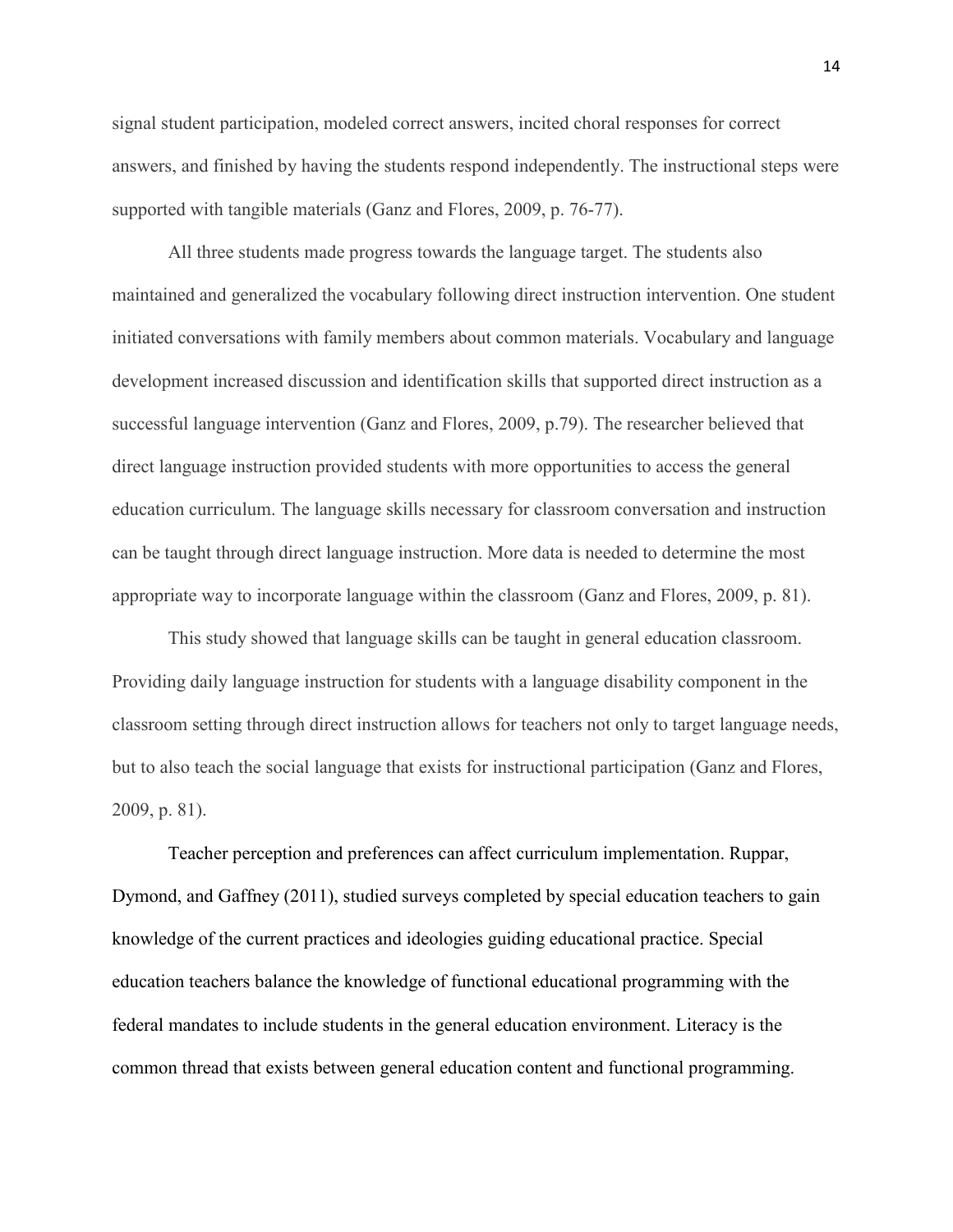signal student participation, modeled correct answers, incited choral responses for correct answers, and finished by having the students respond independently. The instructional steps were supported with tangible materials (Ganz and Flores, 2009, p. 76-77).

All three students made progress towards the language target. The students also maintained and generalized the vocabulary following direct instruction intervention. One student initiated conversations with family members about common materials. Vocabulary and language development increased discussion and identification skills that supported direct instruction as a successful language intervention (Ganz and Flores, 2009, p.79). The researcher believed that direct language instruction provided students with more opportunities to access the general education curriculum. The language skills necessary for classroom conversation and instruction can be taught through direct language instruction. More data is needed to determine the most appropriate way to incorporate language within the classroom (Ganz and Flores, 2009, p. 81).

This study showed that language skills can be taught in general education classroom. Providing daily language instruction for students with a language disability component in the classroom setting through direct instruction allows for teachers not only to target language needs, but to also teach the social language that exists for instructional participation (Ganz and Flores, 2009, p. 81).

Teacher perception and preferences can affect curriculum implementation. Ruppar, Dymond, and Gaffney (2011), studied surveys completed by special education teachers to gain knowledge of the current practices and ideologies guiding educational practice. Special education teachers balance the knowledge of functional educational programming with the federal mandates to include students in the general education environment. Literacy is the common thread that exists between general education content and functional programming.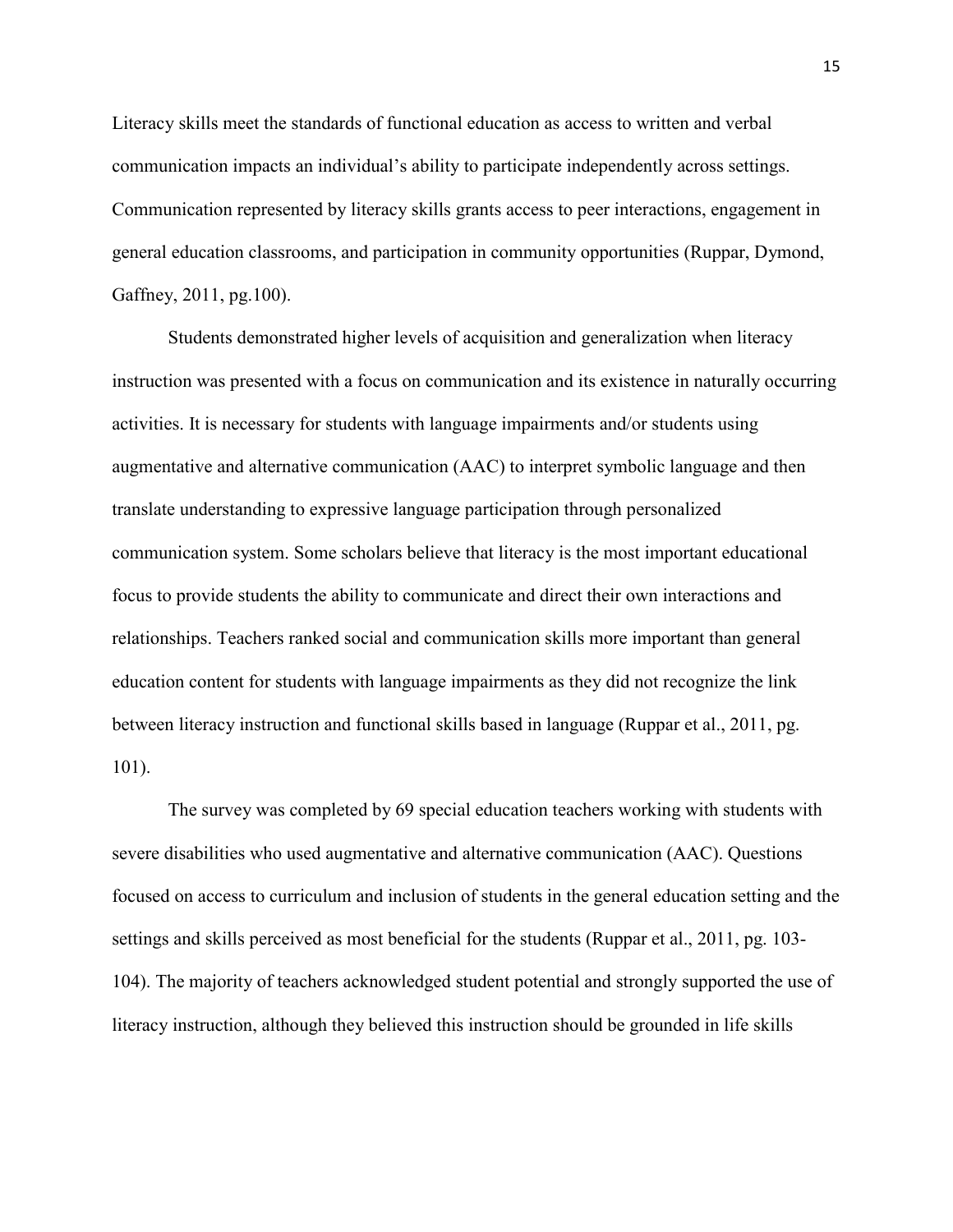Literacy skills meet the standards of functional education as access to written and verbal communication impacts an individual's ability to participate independently across settings. Communication represented by literacy skills grants access to peer interactions, engagement in general education classrooms, and participation in community opportunities (Ruppar, Dymond, Gaffney, 2011, pg.100).

Students demonstrated higher levels of acquisition and generalization when literacy instruction was presented with a focus on communication and its existence in naturally occurring activities. It is necessary for students with language impairments and/or students using augmentative and alternative communication (AAC) to interpret symbolic language and then translate understanding to expressive language participation through personalized communication system. Some scholars believe that literacy is the most important educational focus to provide students the ability to communicate and direct their own interactions and relationships. Teachers ranked social and communication skills more important than general education content for students with language impairments as they did not recognize the link between literacy instruction and functional skills based in language (Ruppar et al., 2011, pg. 101).

The survey was completed by 69 special education teachers working with students with severe disabilities who used augmentative and alternative communication (AAC). Questions focused on access to curriculum and inclusion of students in the general education setting and the settings and skills perceived as most beneficial for the students (Ruppar et al., 2011, pg. 103-104). The majority of teachers acknowledged student potential and strongly supported the use of literacy instruction, although they believed this instruction should be grounded in life skills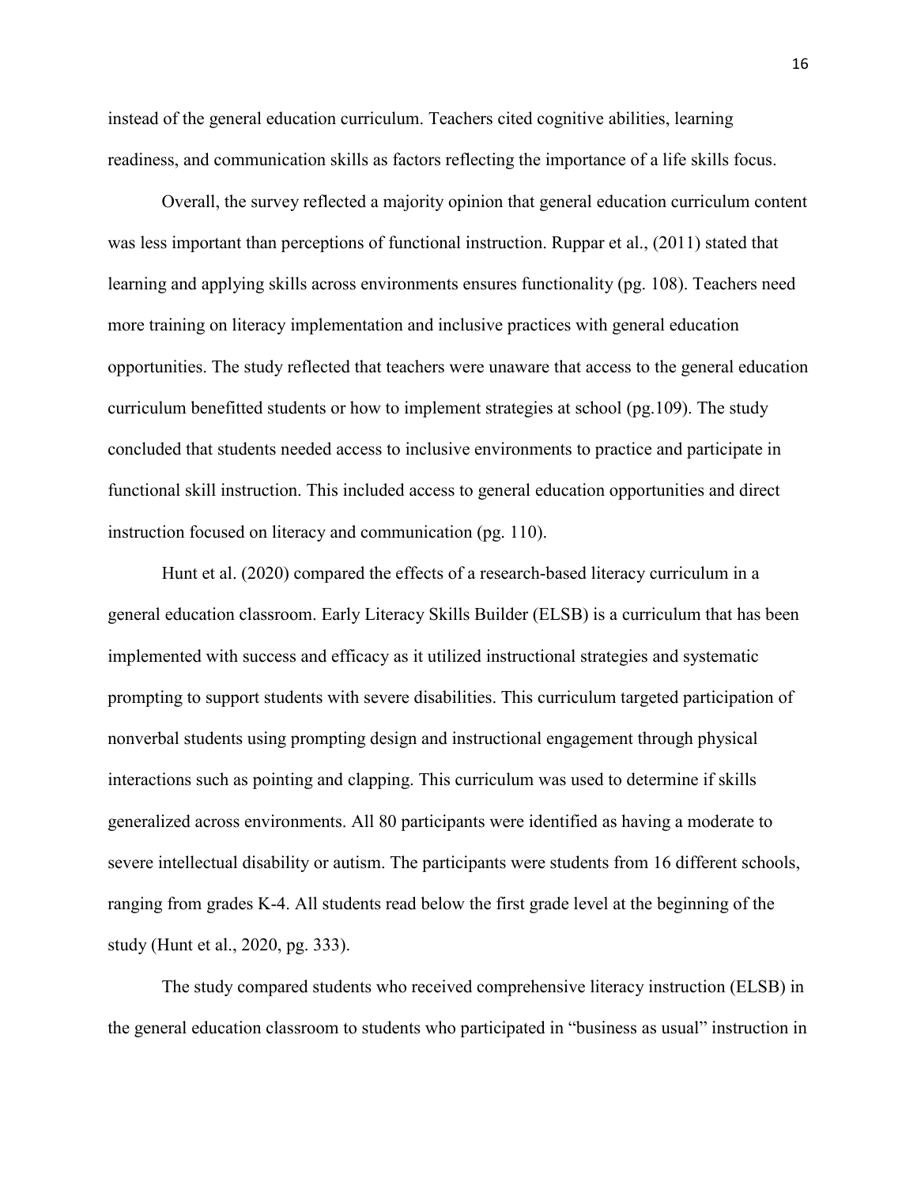instead of the general education curriculum. Teachers cited cognitive abilities, learning readiness, and communication skills as factors reflecting the importance of a life skills focus.

Overall, the survey reflected a majority opinion that general education curriculum content was less important than perceptions of functional instruction. Ruppar et al., (2011) stated that learning and applying skills across environments ensures functionality (pg. 108). Teachers need more training on literacy implementation and inclusive practices with general education opportunities. The study reflected that teachers were unaware that access to the general education curriculum benefitted students or how to implement strategies at school (pg.109). The study concluded that students needed access to inclusive environments to practice and participate in functional skill instruction. This included access to general education opportunities and direct instruction focused on literacy and communication (pg. 110).

Hunt et al. (2020) compared the effects of a research-based literacy curriculum in a general education classroom. Early Literacy Skills Builder (ELSB) is a curriculum that has been implemented with success and efficacy as it utilized instructional strategies and systematic prompting to support students with severe disabilities. This curriculum targeted participation of nonverbal students using prompting design and instructional engagement through physical interactions such as pointing and clapping. This curriculum was used to determine if skills generalized across environments. All 80 participants were identified as having a moderate to severe intellectual disability or autism. The participants were students from 16 different schools, ranging from grades K-4. All students read below the first grade level at the beginning of the study (Hunt et al., 2020, pg. 333).

The study compared students who received comprehensive literacy instruction (ELSB) in the general education classroom to students who participated in "business as usual" instruction in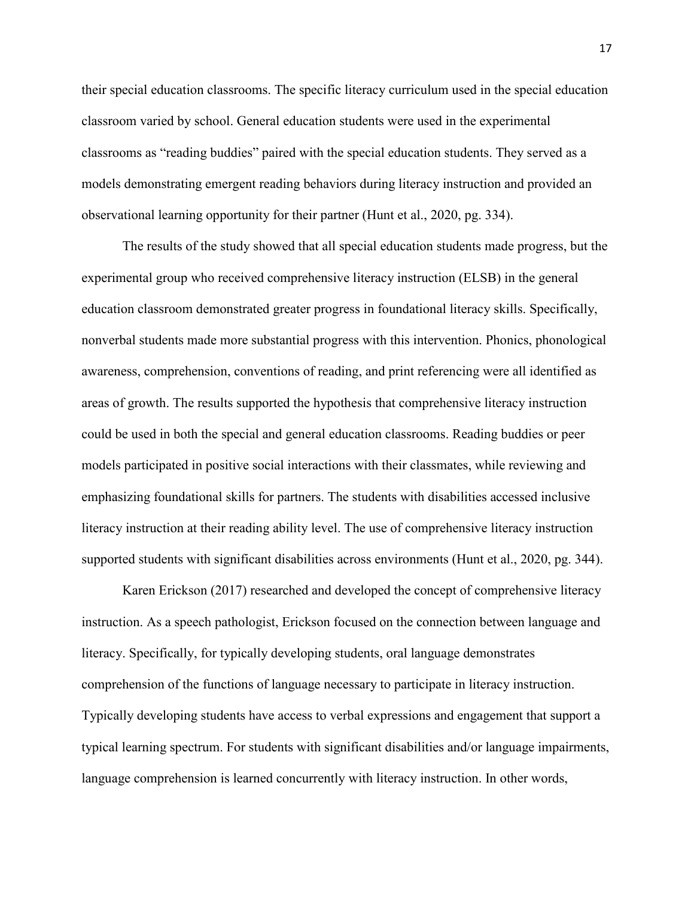their special education classrooms. The specific literacy curriculum used in the special education classroom varied by school. General education students were used in the experimental classrooms as “reading buddies” paired with the special education students. They served as a models demonstrating emergent reading behaviors during literacy instruction and provided an observational learning opportunity for their partner (Hunt et al., 2020, pg. 334).

The results of the study showed that all special education students made progress, but the experimental group who received comprehensive literacy instruction (ELSB) in the general education classroom demonstrated greater progress in foundational literacy skills. Specifically, nonverbal students made more substantial progress with this intervention. Phonics, phonological awareness, comprehension, conventions of reading, and print referencing were all identified as areas of growth. The results supported the hypothesis that comprehensive literacy instruction could be used in both the special and general education classrooms. Reading buddies or peer models participated in positive social interactions with their classmates, while reviewing and emphasizing foundational skills for partners. The students with disabilities accessed inclusive literacy instruction at their reading ability level. The use of comprehensive literacy instruction supported students with significant disabilities across environments (Hunt et al., 2020, pg. 344).

Karen Erickson (2017) researched and developed the concept of comprehensive literacy instruction. As a speech pathologist, Erickson focused on the connection between language and literacy. Specifically, for typically developing students, oral language demonstrates comprehension of the functions of language necessary to participate in literacy instruction. Typically developing students have access to verbal expressions and engagement that support a typical learning spectrum. For students with significant disabilities and/or language impairments, language comprehension is learned concurrently with literacy instruction. In other words,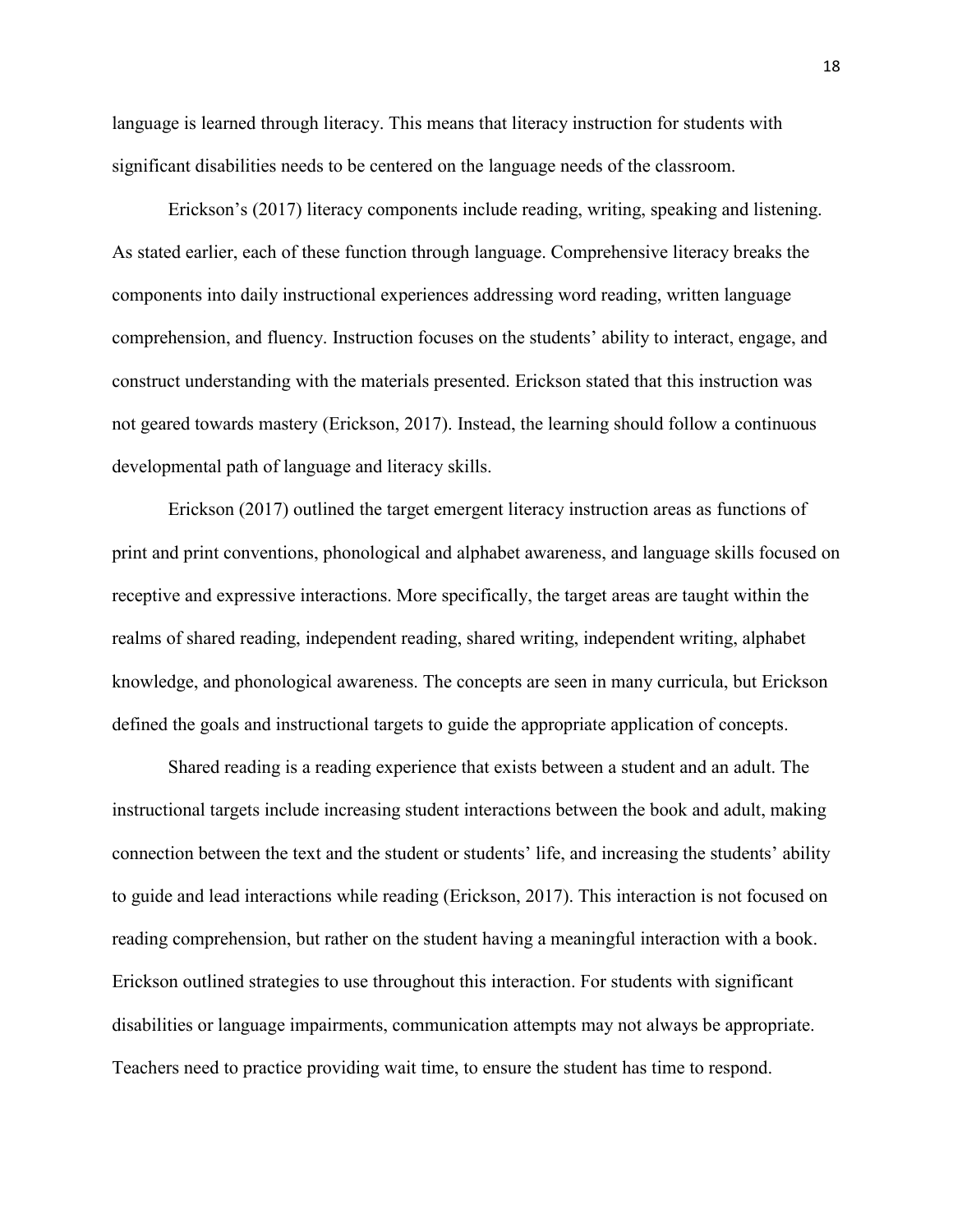language is learned through literacy. This means that literacy instruction for students with significant disabilities needs to be centered on the language needs of the classroom.

Erickson's (2017) literacy components include reading, writing, speaking and listening. As stated earlier, each of these function through language. Comprehensive literacy breaks the components into daily instructional experiences addressing word reading, written language comprehension, and fluency. Instruction focuses on the students' ability to interact, engage, and construct understanding with the materials presented. Erickson stated that this instruction was not geared towards mastery (Erickson, 2017). Instead, the learning should follow a continuous developmental path of language and literacy skills.

Erickson (2017) outlined the target emergent literacy instruction areas as functions of print and print conventions, phonological and alphabet awareness, and language skills focused on receptive and expressive interactions. More specifically, the target areas are taught within the realms of shared reading, independent reading, shared writing, independent writing, alphabet knowledge, and phonological awareness. The concepts are seen in many curricula, but Erickson defined the goals and instructional targets to guide the appropriate application of concepts.

Shared reading is a reading experience that exists between a student and an adult. The instructional targets include increasing student interactions between the book and adult, making connection between the text and the student or students' life, and increasing the students' ability to guide and lead interactions while reading (Erickson, 2017). This interaction is not focused on reading comprehension, but rather on the student having a meaningful interaction with a book. Erickson outlined strategies to use throughout this interaction. For students with significant disabilities or language impairments, communication attempts may not always be appropriate. Teachers need to practice providing wait time, to ensure the student has time to respond.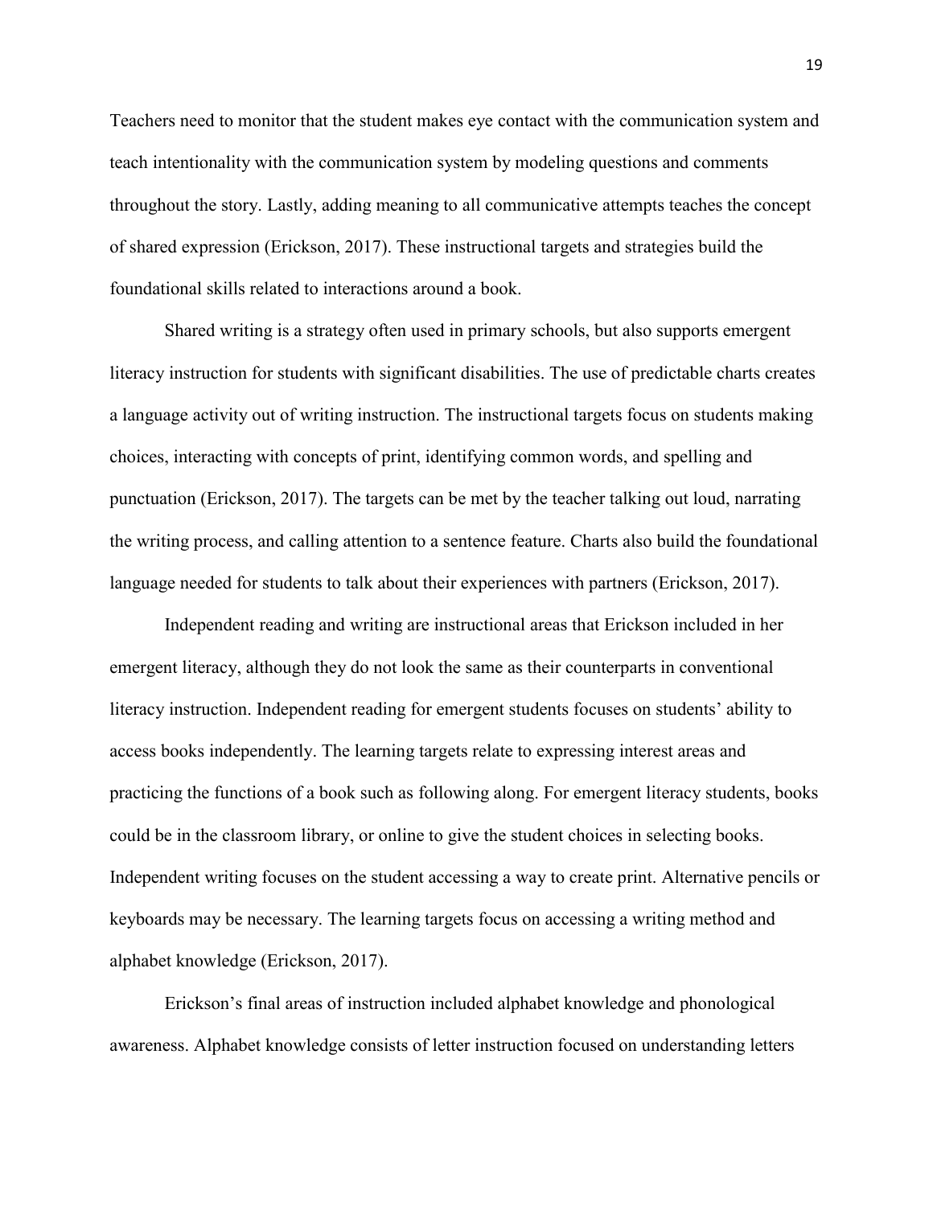Teachers need to monitor that the student makes eye contact with the communication system and teach intentionality with the communication system by modeling questions and comments throughout the story. Lastly, adding meaning to all communicative attempts teaches the concept of shared expression (Erickson, 2017). These instructional targets and strategies build the foundational skills related to interactions around a book.

Shared writing is a strategy often used in primary schools, but also supports emergent literacy instruction for students with significant disabilities. The use of predictable charts creates a language activity out of writing instruction. The instructional targets focus on students making choices, interacting with concepts of print, identifying common words, and spelling and punctuation (Erickson, 2017). The targets can be met by the teacher talking out loud, narrating the writing process, and calling attention to a sentence feature. Charts also build the foundational language needed for students to talk about their experiences with partners (Erickson, 2017).

Independent reading and writing are instructional areas that Erickson included in her emergent literacy, although they do not look the same as their counterparts in conventional literacy instruction. Independent reading for emergent students focuses on students' ability to access books independently. The learning targets relate to expressing interest areas and practicing the functions of a book such as following along. For emergent literacy students, books could be in the classroom library, or online to give the student choices in selecting books. Independent writing focuses on the student accessing a way to create print. Alternative pencils or keyboards may be necessary. The learning targets focus on accessing a writing method and alphabet knowledge (Erickson, 2017).

Erickson's final areas of instruction included alphabet knowledge and phonological awareness. Alphabet knowledge consists of letter instruction focused on understanding letters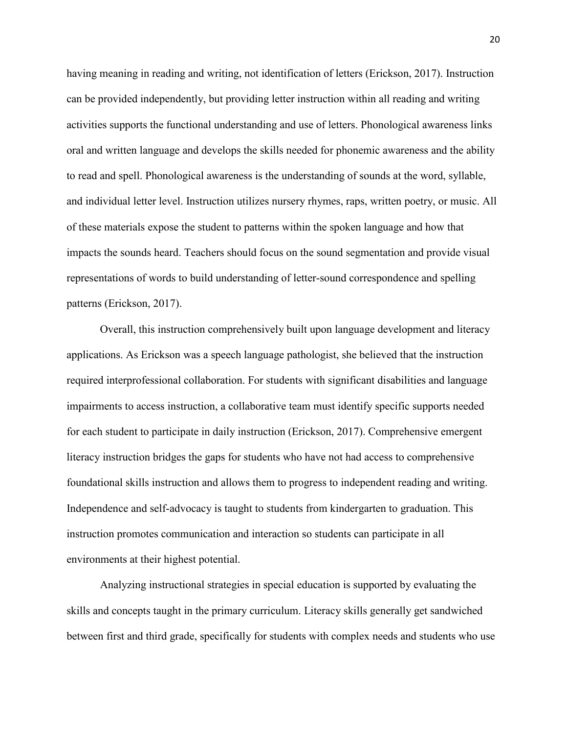having meaning in reading and writing, not identification of letters (Erickson, 2017). Instruction can be provided independently, but providing letter instruction within all reading and writing activities supports the functional understanding and use of letters. Phonological awareness links oral and written language and develops the skills needed for phonemic awareness and the ability to read and spell. Phonological awareness is the understanding of sounds at the word, syllable, and individual letter level. Instruction utilizes nursery rhymes, raps, written poetry, or music. All of these materials expose the student to patterns within the spoken language and how that impacts the sounds heard. Teachers should focus on the sound segmentation and provide visual representations of words to build understanding of letter-sound correspondence and spelling patterns (Erickson, 2017).

Overall, this instruction comprehensively built upon language development and literacy applications. As Erickson was a speech language pathologist, she believed that the instruction required interprofessional collaboration. For students with significant disabilities and language impairments to access instruction, a collaborative team must identify specific supports needed for each student to participate in daily instruction (Erickson, 2017). Comprehensive emergent literacy instruction bridges the gaps for students who have not had access to comprehensive foundational skills instruction and allows them to progress to independent reading and writing. Independence and self-advocacy is taught to students from kindergarten to graduation. This instruction promotes communication and interaction so students can participate in all environments at their highest potential.

Analyzing instructional strategies in special education is supported by evaluating the skills and concepts taught in the primary curriculum. Literacy skills generally get sandwiched between first and third grade, specifically for students with complex needs and students who use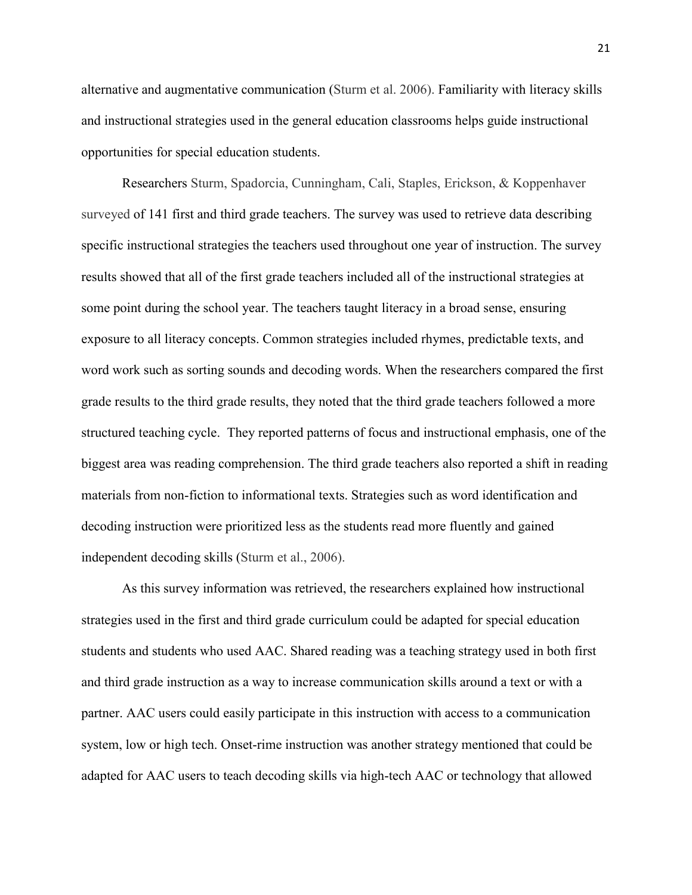alternative and augmentative communication (Sturm et al. 2006). Familiarity with literacy skills and instructional strategies used in the general education classrooms helps guide instructional opportunities for special education students.

Researchers Sturm, Spadorcia, Cunningham, Cali, Staples, Erickson, & Koppenhaver surveyed of 141 first and third grade teachers. The survey was used to retrieve data describing specific instructional strategies the teachers used throughout one year of instruction. The survey results showed that all of the first grade teachers included all of the instructional strategies at some point during the school year. The teachers taught literacy in a broad sense, ensuring exposure to all literacy concepts. Common strategies included rhymes, predictable texts, and word work such as sorting sounds and decoding words. When the researchers compared the first grade results to the third grade results, they noted that the third grade teachers followed a more structured teaching cycle. They reported patterns of focus and instructional emphasis, one of the biggest area was reading comprehension. The third grade teachers also reported a shift in reading materials from non-fiction to informational texts. Strategies such as word identification and decoding instruction were prioritized less as the students read more fluently and gained independent decoding skills (Sturm et al., 2006).

As this survey information was retrieved, the researchers explained how instructional strategies used in the first and third grade curriculum could be adapted for special education students and students who used AAC. Shared reading was a teaching strategy used in both first and third grade instruction as a way to increase communication skills around a text or with a partner. AAC users could easily participate in this instruction with access to a communication system, low or high tech. Onset-rime instruction was another strategy mentioned that could be adapted for AAC users to teach decoding skills via high-tech AAC or technology that allowed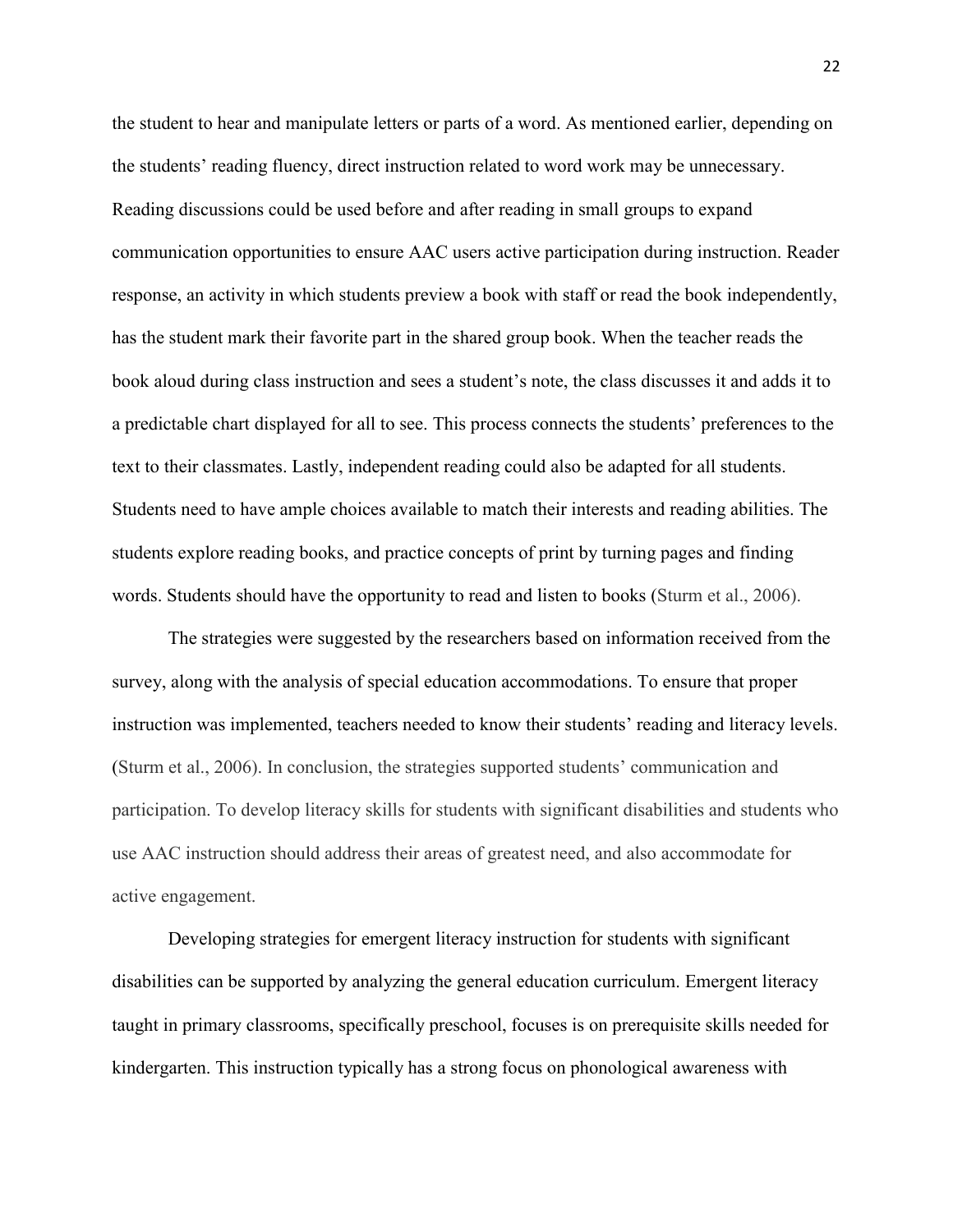the student to hear and manipulate letters or parts of a word. As mentioned earlier, depending on the students' reading fluency, direct instruction related to word work may be unnecessary. Reading discussions could be used before and after reading in small groups to expand communication opportunities to ensure AAC users active participation during instruction. Reader response, an activity in which students preview a book with staff or read the book independently, has the student mark their favorite part in the shared group book. When the teacher reads the book aloud during class instruction and sees a student's note, the class discusses it and adds it to a predictable chart displayed for all to see. This process connects the students' preferences to the text to their classmates. Lastly, independent reading could also be adapted for all students. Students need to have ample choices available to match their interests and reading abilities. The students explore reading books, and practice concepts of print by turning pages and finding words. Students should have the opportunity to read and listen to books (Sturm et al., 2006).

The strategies were suggested by the researchers based on information received from the survey, along with the analysis of special education accommodations. To ensure that proper instruction was implemented, teachers needed to know their students' reading and literacy levels. (Sturm et al., 2006). In conclusion, the strategies supported students' communication and participation. To develop literacy skills for students with significant disabilities and students who use AAC instruction should address their areas of greatest need, and also accommodate for active engagement.

Developing strategies for emergent literacy instruction for students with significant disabilities can be supported by analyzing the general education curriculum. Emergent literacy taught in primary classrooms, specifically preschool, focuses is on prerequisite skills needed for kindergarten. This instruction typically has a strong focus on phonological awareness with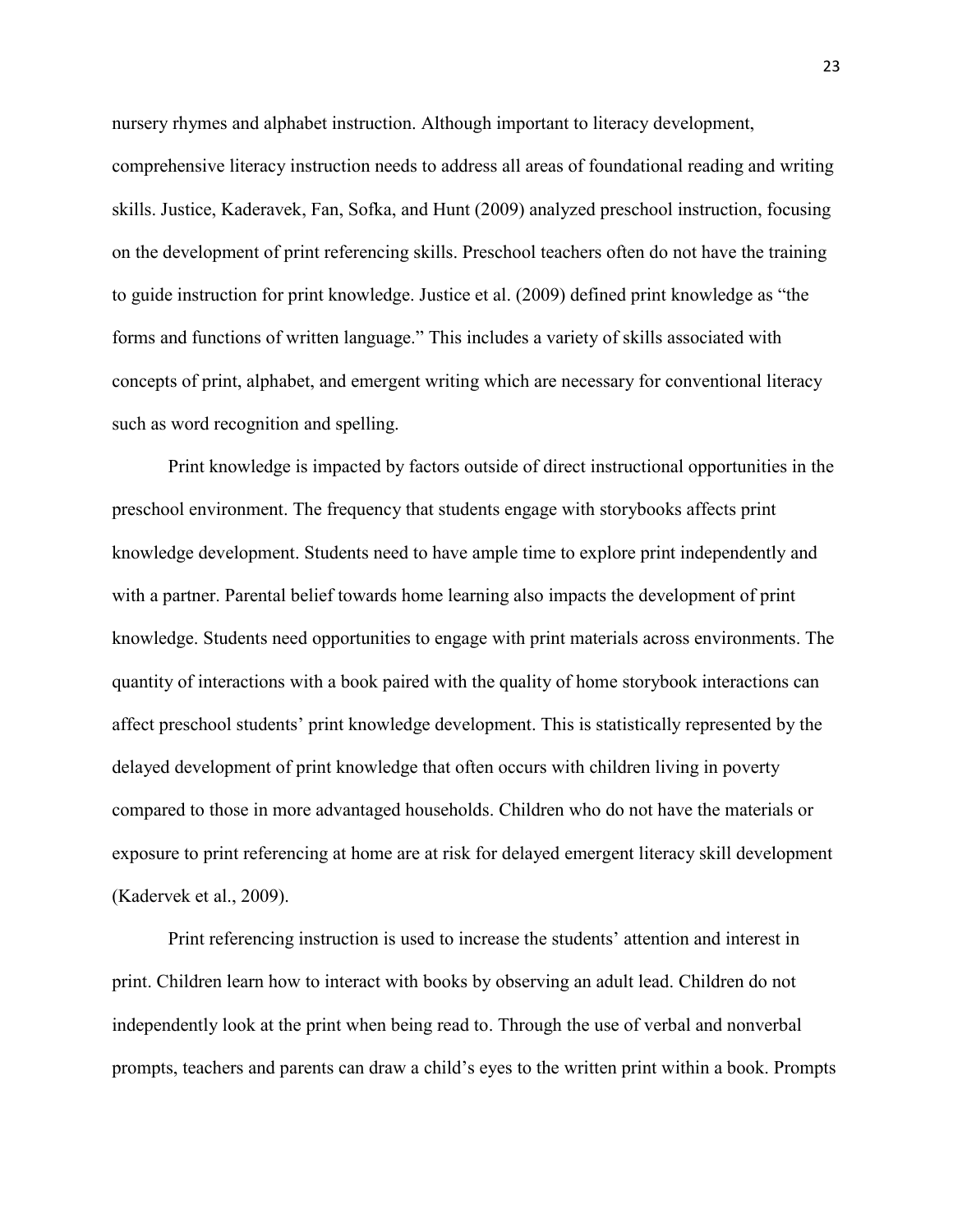nursery rhymes and alphabet instruction. Although important to literacy development, comprehensive literacy instruction needs to address all areas of foundational reading and writing skills. Justice, Kaderavek, Fan, Sofka, and Hunt (2009) analyzed preschool instruction, focusing on the development of print referencing skills. Preschool teachers often do not have the training to guide instruction for print knowledge. Justice et al. (2009) defined print knowledge as "the forms and functions of written language." This includes a variety of skills associated with concepts of print, alphabet, and emergent writing which are necessary for conventional literacy such as word recognition and spelling.

Print knowledge is impacted by factors outside of direct instructional opportunities in the preschool environment. The frequency that students engage with storybooks affects print knowledge development. Students need to have ample time to explore print independently and with a partner. Parental belief towards home learning also impacts the development of print knowledge. Students need opportunities to engage with print materials across environments. The quantity of interactions with a book paired with the quality of home storybook interactions can affect preschool students' print knowledge development. This is statistically represented by the delayed development of print knowledge that often occurs with children living in poverty compared to those in more advantaged households. Children who do not have the materials or exposure to print referencing at home are at risk for delayed emergent literacy skill development (Kadervek et al., 2009).

Print referencing instruction is used to increase the students' attention and interest in print. Children learn how to interact with books by observing an adult lead. Children do not independently look at the print when being read to. Through the use of verbal and nonverbal prompts, teachers and parents can draw a child's eyes to the written print within a book. Prompts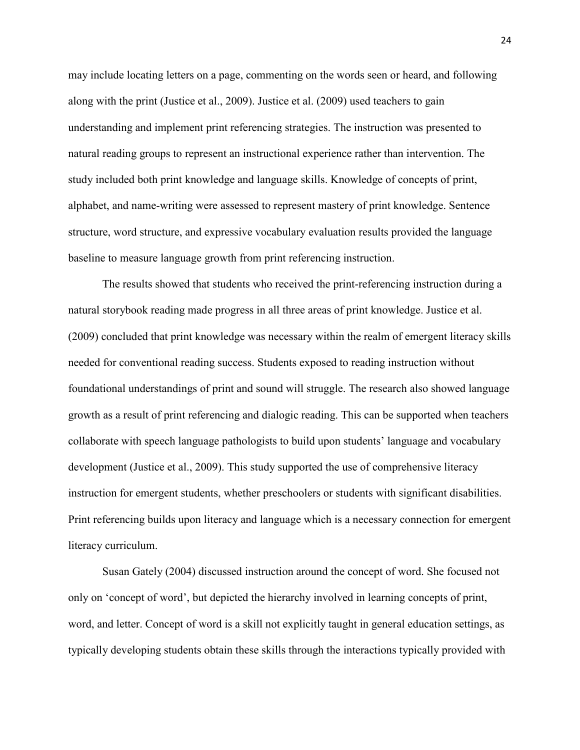may include locating letters on a page, commenting on the words seen or heard, and following along with the print (Justice et al., 2009). Justice et al. (2009) used teachers to gain understanding and implement print referencing strategies. The instruction was presented to natural reading groups to represent an instructional experience rather than intervention. The study included both print knowledge and language skills. Knowledge of concepts of print, alphabet, and name-writing were assessed to represent mastery of print knowledge. Sentence structure, word structure, and expressive vocabulary evaluation results provided the language baseline to measure language growth from print referencing instruction.

The results showed that students who received the print-referencing instruction during a natural storybook reading made progress in all three areas of print knowledge. Justice et al. (2009) concluded that print knowledge was necessary within the realm of emergent literacy skills needed for conventional reading success. Students exposed to reading instruction without foundational understandings of print and sound will struggle. The research also showed language growth as a result of print referencing and dialogic reading. This can be supported when teachers collaborate with speech language pathologists to build upon students' language and vocabulary development (Justice et al., 2009). This study supported the use of comprehensive literacy instruction for emergent students, whether preschoolers or students with significant disabilities. Print referencing builds upon literacy and language which is a necessary connection for emergent literacy curriculum.

Susan Gately (2004) discussed instruction around the concept of word. She focused not only on 'concept of word', but depicted the hierarchy involved in learning concepts of print, word, and letter. Concept of word is a skill not explicitly taught in general education settings, as typically developing students obtain these skills through the interactions typically provided with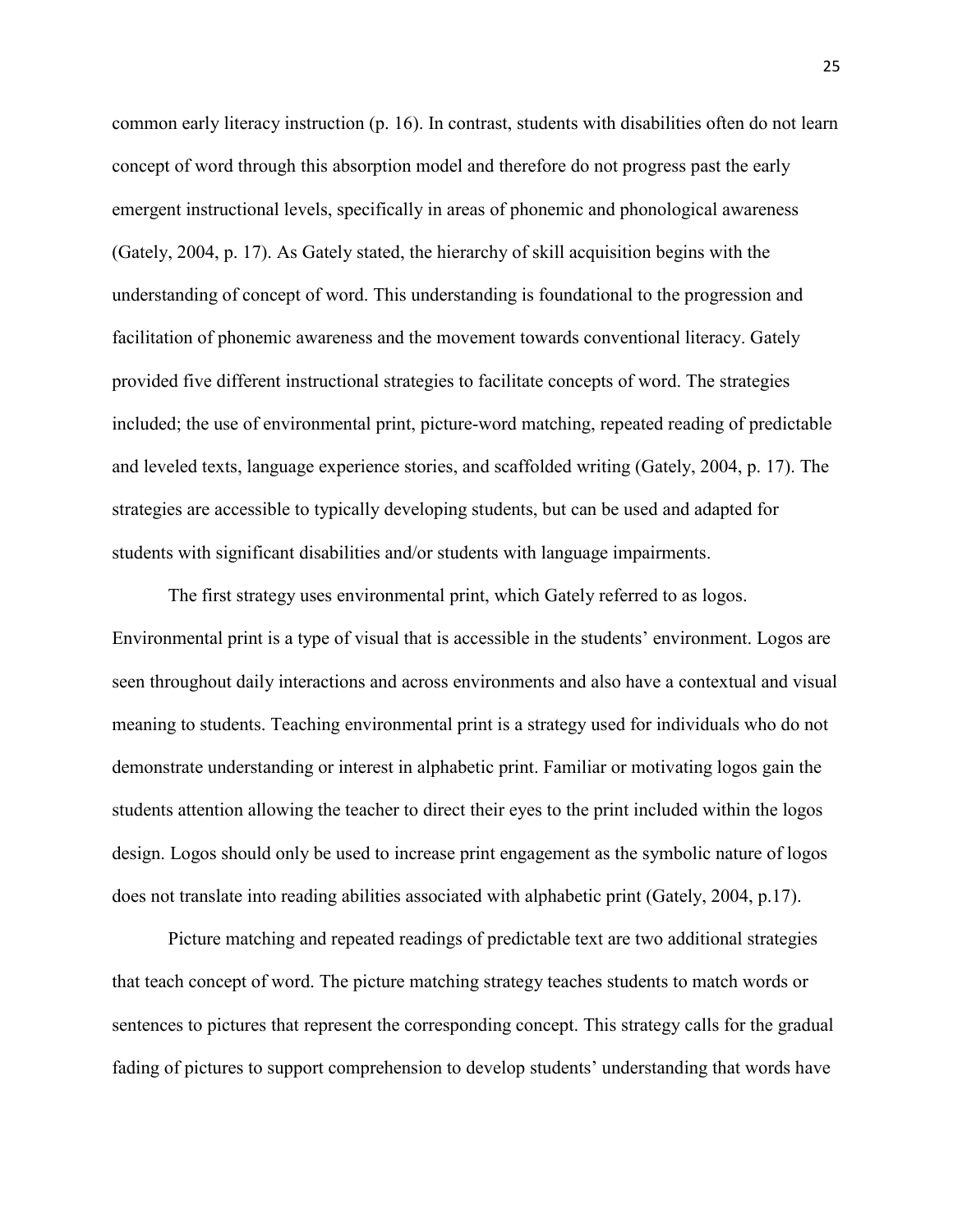common early literacy instruction (p. 16). In contrast, students with disabilities often do not learn concept of word through this absorption model and therefore do not progress past the early emergent instructional levels, specifically in areas of phonemic and phonological awareness (Gately, 2004, p. 17). As Gately stated, the hierarchy of skill acquisition begins with the understanding of concept of word. This understanding is foundational to the progression and facilitation of phonemic awareness and the movement towards conventional literacy. Gately provided five different instructional strategies to facilitate concepts of word. The strategies included; the use of environmental print, picture-word matching, repeated reading of predictable and leveled texts, language experience stories, and scaffolded writing (Gately, 2004, p. 17). The strategies are accessible to typically developing students, but can be used and adapted for students with significant disabilities and/or students with language impairments.

The first strategy uses environmental print, which Gately referred to as logos. Environmental print is a type of visual that is accessible in the students' environment. Logos are seen throughout daily interactions and across environments and also have a contextual and visual meaning to students. Teaching environmental print is a strategy used for individuals who do not demonstrate understanding or interest in alphabetic print. Familiar or motivating logos gain the students attention allowing the teacher to direct their eyes to the print included within the logos design. Logos should only be used to increase print engagement as the symbolic nature of logos does not translate into reading abilities associated with alphabetic print (Gately, 2004, p.17).

Picture matching and repeated readings of predictable text are two additional strategies that teach concept of word. The picture matching strategy teaches students to match words or sentences to pictures that represent the corresponding concept. This strategy calls for the gradual fading of pictures to support comprehension to develop students' understanding that words have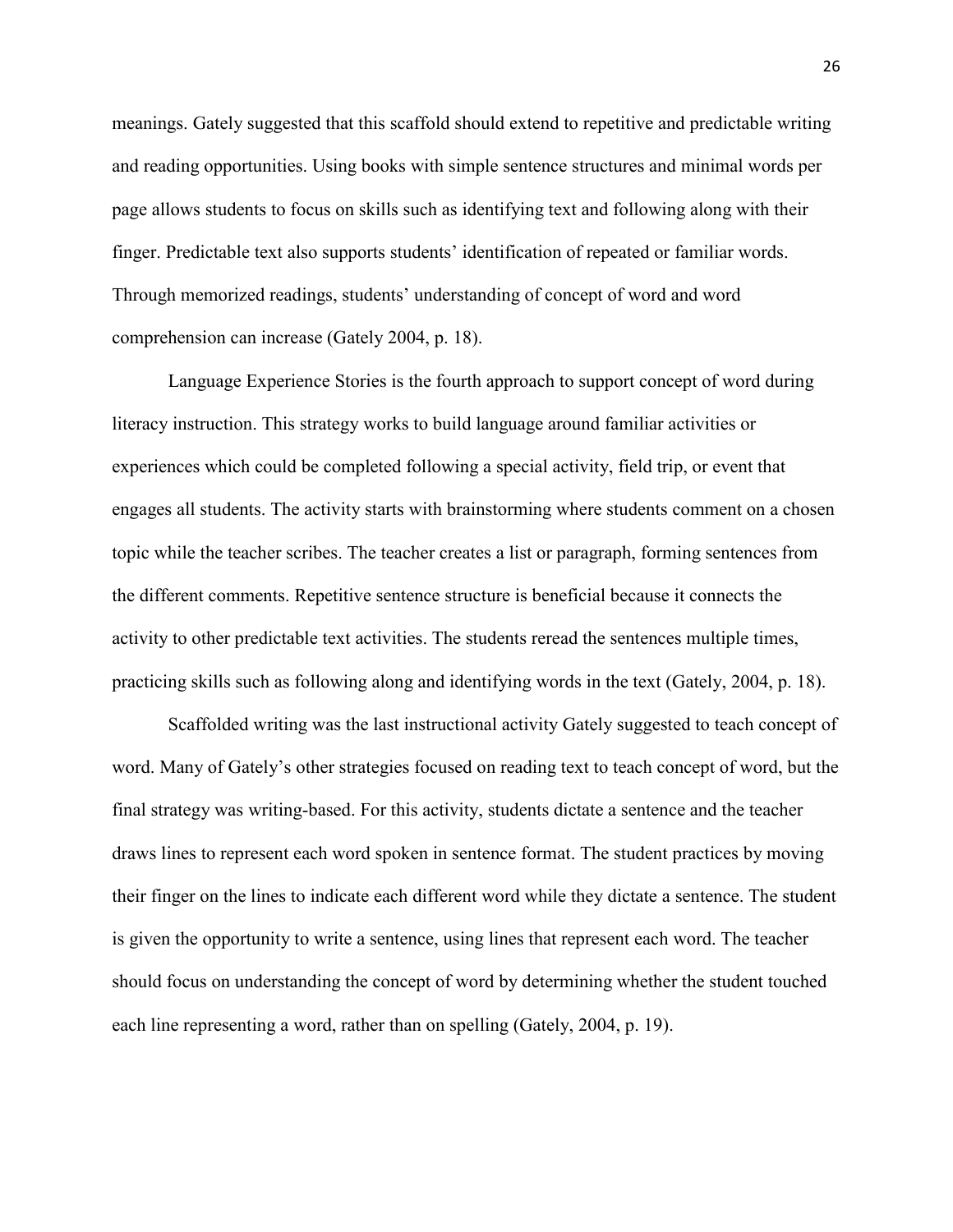meanings. Gately suggested that this scaffold should extend to repetitive and predictable writing and reading opportunities. Using books with simple sentence structures and minimal words per page allows students to focus on skills such as identifying text and following along with their finger. Predictable text also supports students' identification of repeated or familiar words. Through memorized readings, students' understanding of concept of word and word comprehension can increase (Gately 2004, p. 18).

Language Experience Stories is the fourth approach to support concept of word during literacy instruction. This strategy works to build language around familiar activities or experiences which could be completed following a special activity, field trip, or event that engages all students. The activity starts with brainstorming where students comment on a chosen topic while the teacher scribes. The teacher creates a list or paragraph, forming sentences from the different comments. Repetitive sentence structure is beneficial because it connects the activity to other predictable text activities. The students reread the sentences multiple times, practicing skills such as following along and identifying words in the text (Gately, 2004, p. 18).

Scaffolded writing was the last instructional activity Gately suggested to teach concept of word. Many of Gately's other strategies focused on reading text to teach concept of word, but the final strategy was writing-based. For this activity, students dictate a sentence and the teacher draws lines to represent each word spoken in sentence format. The student practices by moving their finger on the lines to indicate each different word while they dictate a sentence. The student is given the opportunity to write a sentence, using lines that represent each word. The teacher should focus on understanding the concept of word by determining whether the student touched each line representing a word, rather than on spelling (Gately, 2004, p. 19).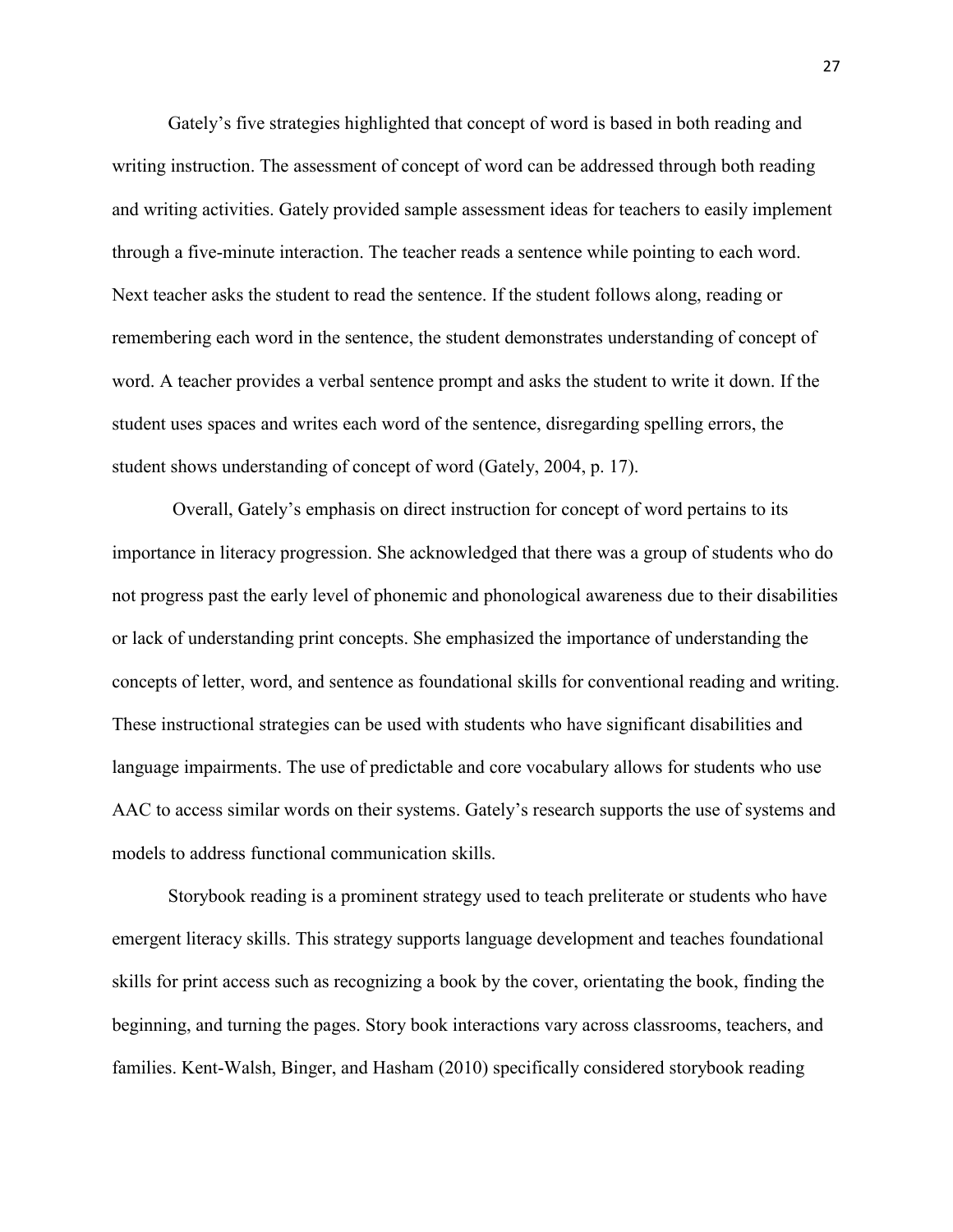Gately's five strategies highlighted that concept of word is based in both reading and writing instruction. The assessment of concept of word can be addressed through both reading and writing activities. Gately provided sample assessment ideas for teachers to easily implement through a five-minute interaction. The teacher reads a sentence while pointing to each word. Next teacher asks the student to read the sentence. If the student follows along, reading or remembering each word in the sentence, the student demonstrates understanding of concept of word. A teacher provides a verbal sentence prompt and asks the student to write it down. If the student uses spaces and writes each word of the sentence, disregarding spelling errors, the student shows understanding of concept of word (Gately, 2004, p. 17).

Overall, Gately's emphasis on direct instruction for concept of word pertains to its importance in literacy progression. She acknowledged that there was a group of students who do not progress past the early level of phonemic and phonological awareness due to their disabilities or lack of understanding print concepts. She emphasized the importance of understanding the concepts of letter, word, and sentence as foundational skills for conventional reading and writing. These instructional strategies can be used with students who have significant disabilities and language impairments. The use of predictable and core vocabulary allows for students who use AAC to access similar words on their systems. Gately's research supports the use of systems and models to address functional communication skills.

Storybook reading is a prominent strategy used to teach preliterate or students who have emergent literacy skills. This strategy supports language development and teaches foundational skills for print access such as recognizing a book by the cover, orientating the book, finding the beginning, and turning the pages. Story book interactions vary across classrooms, teachers, and families. Kent-Walsh, Binger, and Hasham (2010) specifically considered storybook reading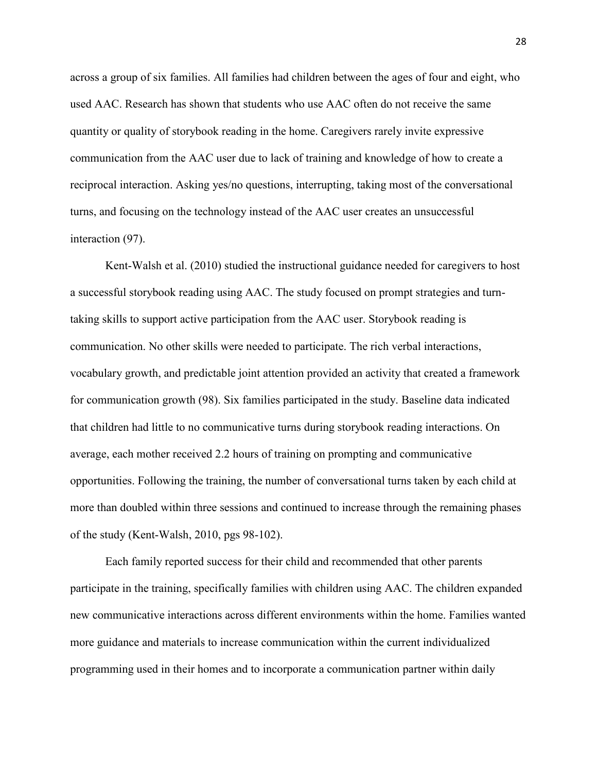across a group of six families. All families had children between the ages of four and eight, who used AAC. Research has shown that students who use AAC often do not receive the same quantity or quality of storybook reading in the home. Caregivers rarely invite expressive communication from the AAC user due to lack of training and knowledge of how to create a reciprocal interaction. Asking yes/no questions, interrupting, taking most of the conversational turns, and focusing on the technology instead of the AAC user creates an unsuccessful interaction (97).

Kent-Walsh et al. (2010) studied the instructional guidance needed for caregivers to host a successful storybook reading using AAC. The study focused on prompt strategies and turn-taking skills to support active participation from the AAC user. Storybook reading is communication. No other skills were needed to participate. The rich verbal interactions, vocabulary growth, and predictable joint attention provided an activity that created a framework for communication growth (98). Six families participated in the study. Baseline data indicated that children had little to no communicative turns during storybook reading interactions. On average, each mother received 2.2 hours of training on prompting and communicative opportunities. Following the training, the number of conversational turns taken by each child at more than doubled within three sessions and continued to increase through the remaining phases of the study (Kent-Walsh, 2010, pgs 98-102).

Each family reported success for their child and recommended that other parents participate in the training, specifically families with children using AAC. The children expanded new communicative interactions across different environments within the home. Families wanted more guidance and materials to increase communication within the current individualized programming used in their homes and to incorporate a communication partner within daily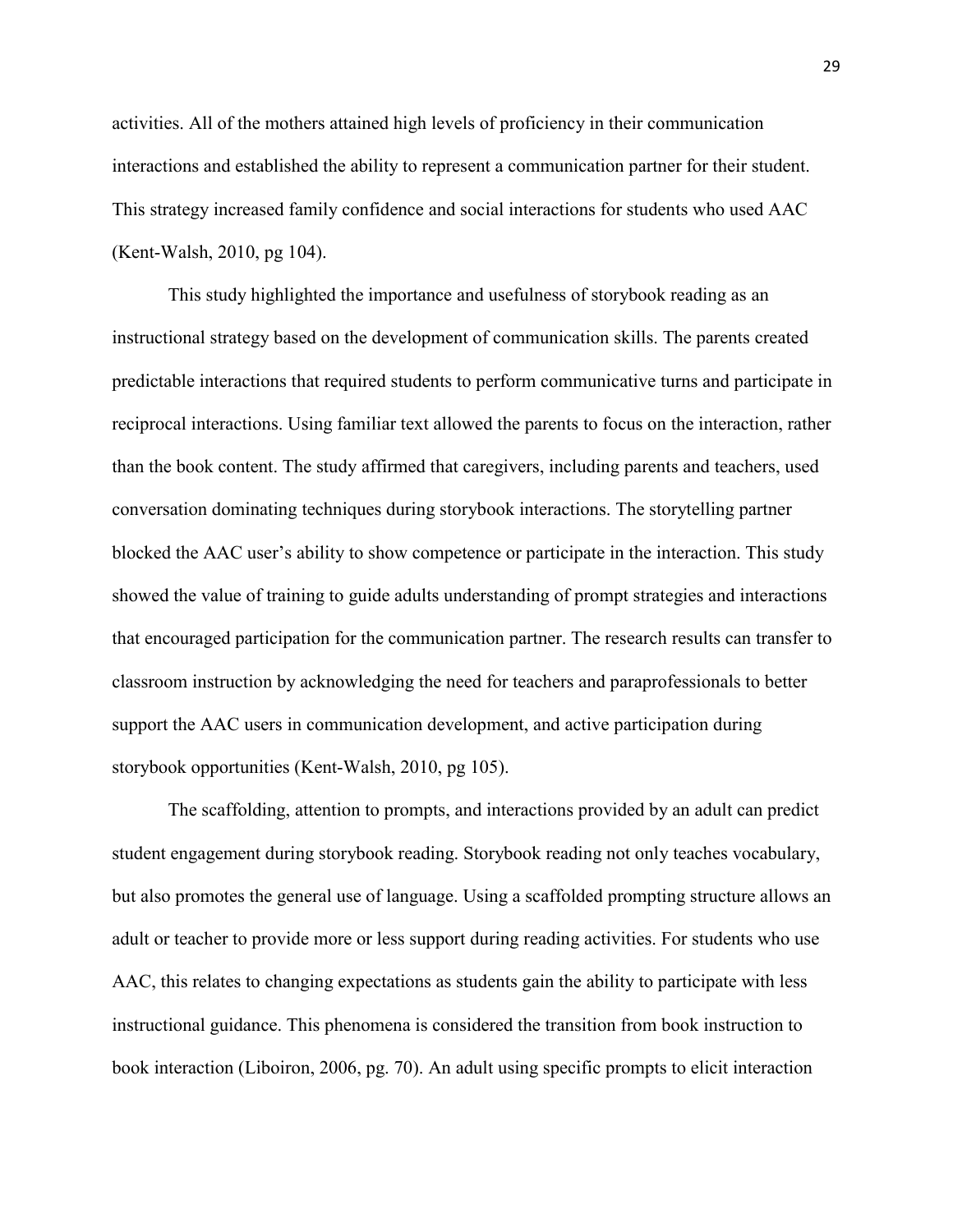activities. All of the mothers attained high levels of proficiency in their communication interactions and established the ability to represent a communication partner for their student. This strategy increased family confidence and social interactions for students who used AAC (Kent-Walsh, 2010, pg 104).

This study highlighted the importance and usefulness of storybook reading as an instructional strategy based on the development of communication skills. The parents created predictable interactions that required students to perform communicative turns and participate in reciprocal interactions. Using familiar text allowed the parents to focus on the interaction, rather than the book content. The study affirmed that caregivers, including parents and teachers, used conversation dominating techniques during storybook interactions. The storytelling partner blocked the AAC user's ability to show competence or participate in the interaction. This study showed the value of training to guide adults understanding of prompt strategies and interactions that encouraged participation for the communication partner. The research results can transfer to classroom instruction by acknowledging the need for teachers and paraprofessionals to better support the AAC users in communication development, and active participation during storybook opportunities (Kent-Walsh, 2010, pg 105).

The scaffolding, attention to prompts, and interactions provided by an adult can predict student engagement during storybook reading. Storybook reading not only teaches vocabulary, but also promotes the general use of language. Using a scaffolded prompting structure allows an adult or teacher to provide more or less support during reading activities. For students who use AAC, this relates to changing expectations as students gain the ability to participate with less instructional guidance. This phenomena is considered the transition from book instruction to book interaction (Liboiron, 2006, pg. 70). An adult using specific prompts to elicit interaction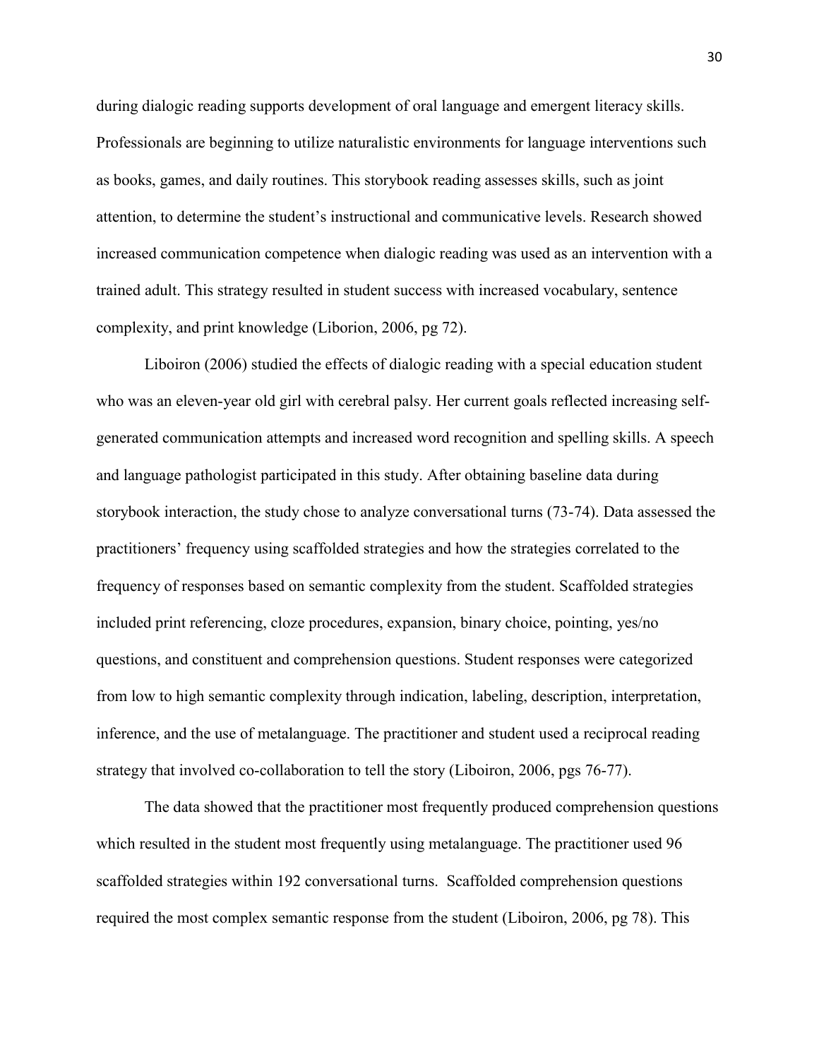during dialogic reading supports development of oral language and emergent literacy skills. Professionals are beginning to utilize naturalistic environments for language interventions such as books, games, and daily routines. This storybook reading assesses skills, such as joint attention, to determine the student's instructional and communicative levels. Research showed increased communication competence when dialogic reading was used as an intervention with a trained adult. This strategy resulted in student success with increased vocabulary, sentence complexity, and print knowledge (Liborion, 2006, pg 72).

Liboiron (2006) studied the effects of dialogic reading with a special education student who was an eleven-year old girl with cerebral palsy. Her current goals reflected increasing self-generated communication attempts and increased word recognition and spelling skills. A speech and language pathologist participated in this study. After obtaining baseline data during storybook interaction, the study chose to analyze conversational turns (73-74). Data assessed the practitioners' frequency using scaffolded strategies and how the strategies correlated to the frequency of responses based on semantic complexity from the student. Scaffolded strategies included print referencing, cloze procedures, expansion, binary choice, pointing, yes/no questions, and constituent and comprehension questions. Student responses were categorized from low to high semantic complexity through indication, labeling, description, interpretation, inference, and the use of metalanguage. The practitioner and student used a reciprocal reading strategy that involved co-collaboration to tell the story (Liboiron, 2006, pgs 76-77).

The data showed that the practitioner most frequently produced comprehension questions which resulted in the student most frequently using metalanguage. The practitioner used 96 scaffolded strategies within 192 conversational turns. Scaffolded comprehension questions required the most complex semantic response from the student (Liboiron, 2006, pg 78). This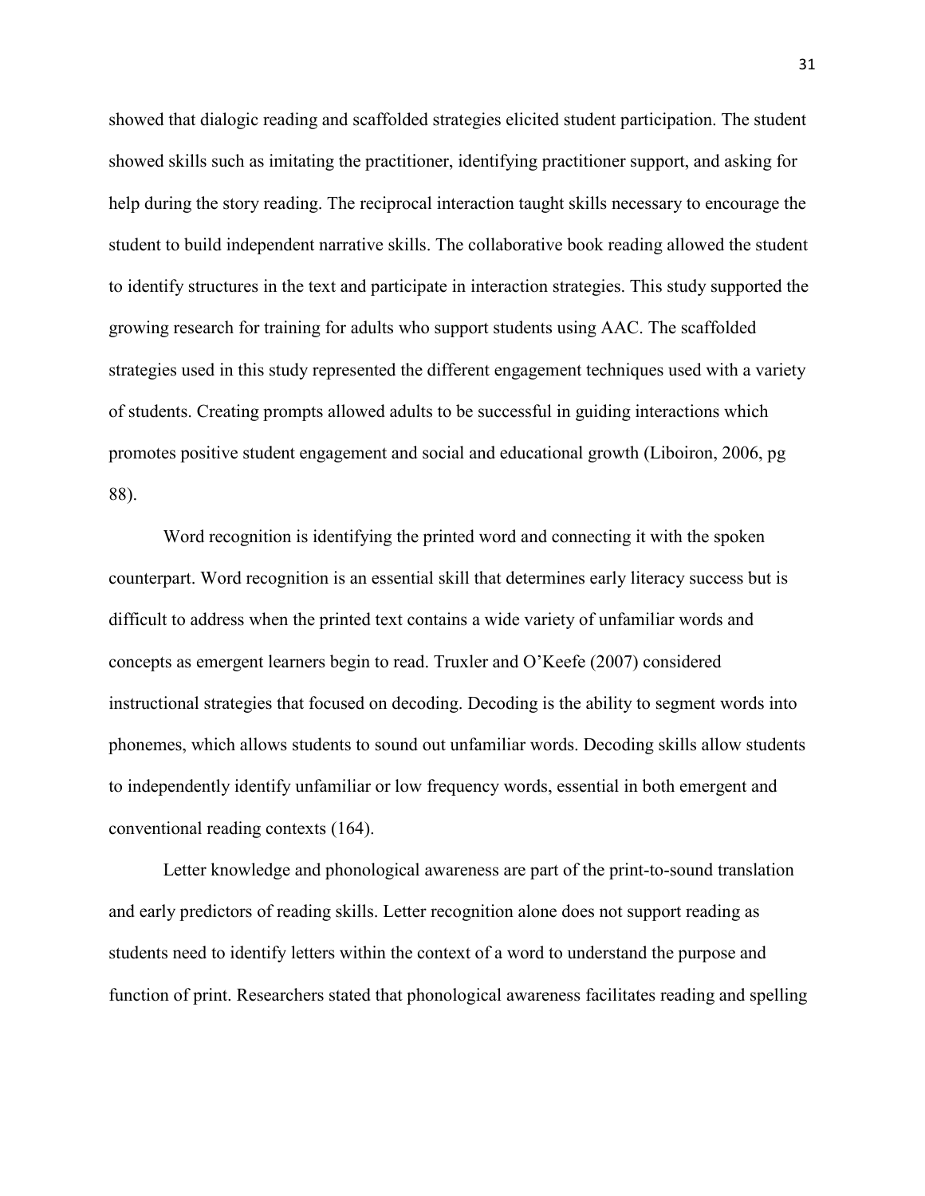showed that dialogic reading and scaffolded strategies elicited student participation. The student showed skills such as imitating the practitioner, identifying practitioner support, and asking for help during the story reading. The reciprocal interaction taught skills necessary to encourage the student to build independent narrative skills. The collaborative book reading allowed the student to identify structures in the text and participate in interaction strategies. This study supported the growing research for training for adults who support students using AAC. The scaffolded strategies used in this study represented the different engagement techniques used with a variety of students. Creating prompts allowed adults to be successful in guiding interactions which promotes positive student engagement and social and educational growth (Liboiron, 2006, pg 88).

Word recognition is identifying the printed word and connecting it with the spoken counterpart. Word recognition is an essential skill that determines early literacy success but is difficult to address when the printed text contains a wide variety of unfamiliar words and concepts as emergent learners begin to read. Truxler and O'Keefe (2007) considered instructional strategies that focused on decoding. Decoding is the ability to segment words into phonemes, which allows students to sound out unfamiliar words. Decoding skills allow students to independently identify unfamiliar or low frequency words, essential in both emergent and conventional reading contexts (164).

Letter knowledge and phonological awareness are part of the print-to-sound translation and early predictors of reading skills. Letter recognition alone does not support reading as students need to identify letters within the context of a word to understand the purpose and function of print. Researchers stated that phonological awareness facilitates reading and spelling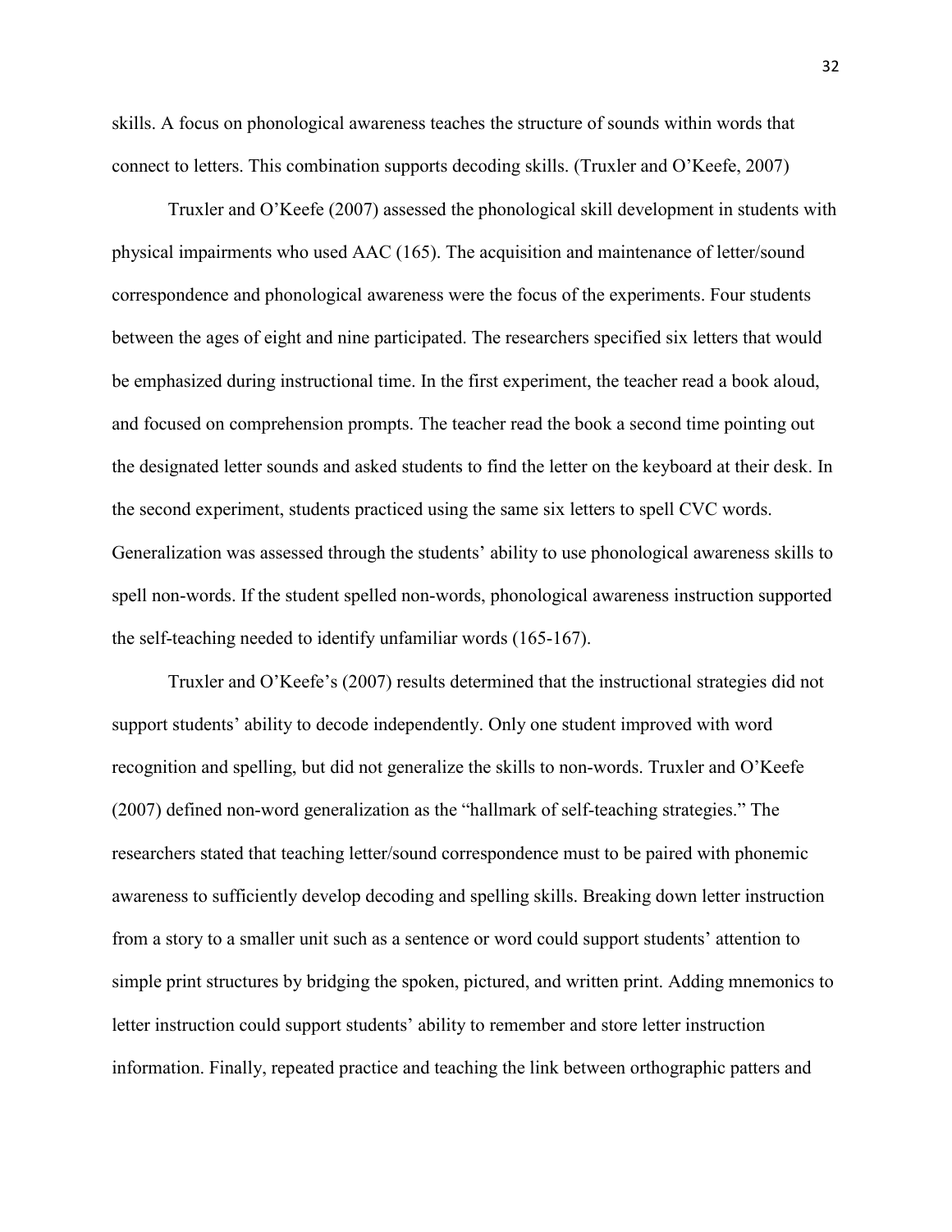skills. A focus on phonological awareness teaches the structure of sounds within words that connect to letters. This combination supports decoding skills. (Truxler and O'Keefe, 2007)

Truxler and O'Keefe (2007) assessed the phonological skill development in students with physical impairments who used AAC (165). The acquisition and maintenance of letter/sound correspondence and phonological awareness were the focus of the experiments. Four students between the ages of eight and nine participated. The researchers specified six letters that would be emphasized during instructional time. In the first experiment, the teacher read a book aloud, and focused on comprehension prompts. The teacher read the book a second time pointing out the designated letter sounds and asked students to find the letter on the keyboard at their desk. In the second experiment, students practiced using the same six letters to spell CVC words. Generalization was assessed through the students' ability to use phonological awareness skills to spell non-words. If the student spelled non-words, phonological awareness instruction supported the self-teaching needed to identify unfamiliar words (165-167).

Truxler and O'Keefe's (2007) results determined that the instructional strategies did not support students' ability to decode independently. Only one student improved with word recognition and spelling, but did not generalize the skills to non-words. Truxler and O'Keefe (2007) defined non-word generalization as the "hallmark of self-teaching strategies." The researchers stated that teaching letter/sound correspondence must to be paired with phonemic awareness to sufficiently develop decoding and spelling skills. Breaking down letter instruction from a story to a smaller unit such as a sentence or word could support students' attention to simple print structures by bridging the spoken, pictured, and written print. Adding mnemonics to letter instruction could support students' ability to remember and store letter instruction information. Finally, repeated practice and teaching the link between orthographic patters and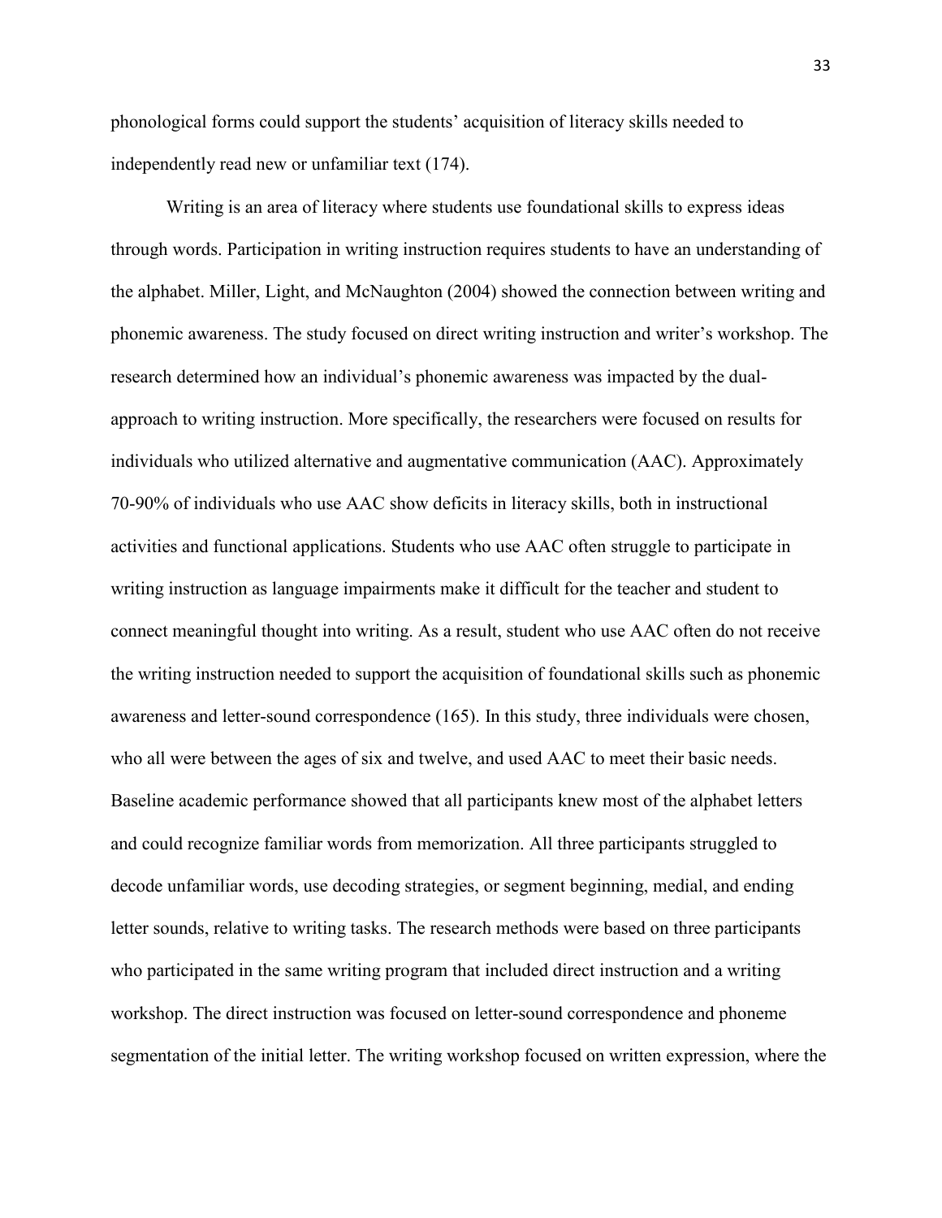phonological forms could support the students' acquisition of literacy skills needed to independently read new or unfamiliar text (174).

Writing is an area of literacy where students use foundational skills to express ideas through words. Participation in writing instruction requires students to have an understanding of the alphabet. Miller, Light, and McNaughton (2004) showed the connection between writing and phonemic awareness. The study focused on direct writing instruction and writer's workshop. The research determined how an individual's phonemic awareness was impacted by the dual-approach to writing instruction. More specifically, the researchers were focused on results for individuals who utilized alternative and augmentative communication (AAC). Approximately 70-90% of individuals who use AAC show deficits in literacy skills, both in instructional activities and functional applications. Students who use AAC often struggle to participate in writing instruction as language impairments make it difficult for the teacher and student to connect meaningful thought into writing. As a result, student who use AAC often do not receive the writing instruction needed to support the acquisition of foundational skills such as phonemic awareness and letter-sound correspondence (165). In this study, three individuals were chosen, who all were between the ages of six and twelve, and used AAC to meet their basic needs. Baseline academic performance showed that all participants knew most of the alphabet letters and could recognize familiar words from memorization. All three participants struggled to decode unfamiliar words, use decoding strategies, or segment beginning, medial, and ending letter sounds, relative to writing tasks. The research methods were based on three participants who participated in the same writing program that included direct instruction and a writing workshop. The direct instruction was focused on letter-sound correspondence and phoneme segmentation of the initial letter. The writing workshop focused on written expression, where the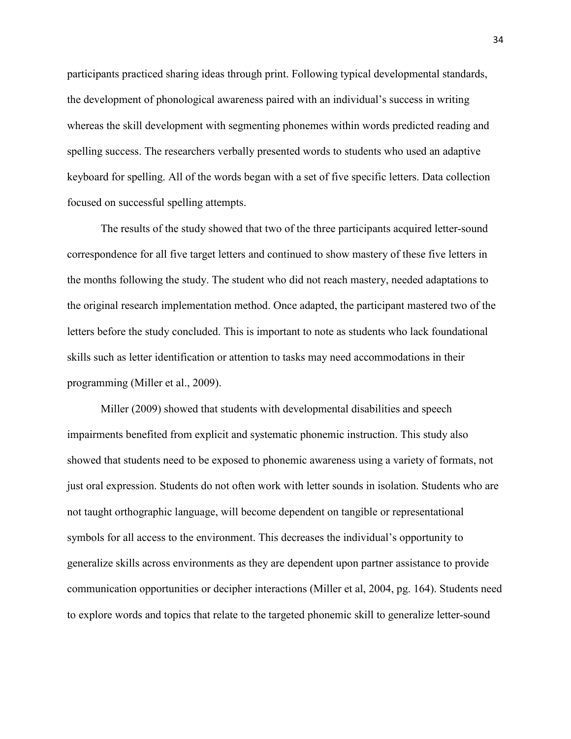participants practiced sharing ideas through print. Following typical developmental standards, the development of phonological awareness paired with an individual's success in writing whereas the skill development with segmenting phonemes within words predicted reading and spelling success. The researchers verbally presented words to students who used an adaptive keyboard for spelling. All of the words began with a set of five specific letters. Data collection focused on successful spelling attempts.

The results of the study showed that two of the three participants acquired letter-sound correspondence for all five target letters and continued to show mastery of these five letters in the months following the study. The student who did not reach mastery, needed adaptations to the original research implementation method. Once adapted, the participant mastered two of the letters before the study concluded. This is important to note as students who lack foundational skills such as letter identification or attention to tasks may need accommodations in their programming (Miller et al., 2009).

Miller (2009) showed that students with developmental disabilities and speech impairments benefited from explicit and systematic phonemic instruction. This study also showed that students need to be exposed to phonemic awareness using a variety of formats, not just oral expression. Students do not often work with letter sounds in isolation. Students who are not taught orthographic language, will become dependent on tangible or representational symbols for all access to the environment. This decreases the individual's opportunity to generalize skills across environments as they are dependent upon partner assistance to provide communication opportunities or decipher interactions (Miller et al, 2004, pg. 164). Students need to explore words and topics that relate to the targeted phonemic skill to generalize letter-sound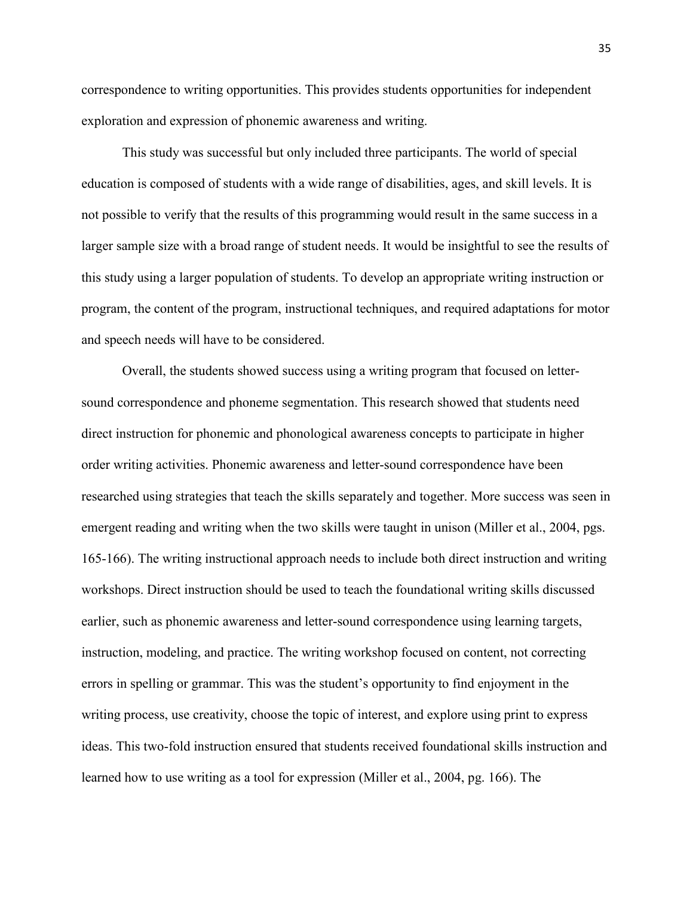correspondence to writing opportunities. This provides students opportunities for independent exploration and expression of phonemic awareness and writing.

This study was successful but only included three participants. The world of special education is composed of students with a wide range of disabilities, ages, and skill levels. It is not possible to verify that the results of this programming would result in the same success in a larger sample size with a broad range of student needs. It would be insightful to see the results of this study using a larger population of students. To develop an appropriate writing instruction or program, the content of the program, instructional techniques, and required adaptations for motor and speech needs will have to be considered.

Overall, the students showed success using a writing program that focused on letter-sound correspondence and phoneme segmentation. This research showed that students need direct instruction for phonemic and phonological awareness concepts to participate in higher order writing activities. Phonemic awareness and letter-sound correspondence have been researched using strategies that teach the skills separately and together. More success was seen in emergent reading and writing when the two skills were taught in unison (Miller et al., 2004, pgs. 165-166). The writing instructional approach needs to include both direct instruction and writing workshops. Direct instruction should be used to teach the foundational writing skills discussed earlier, such as phonemic awareness and letter-sound correspondence using learning targets, instruction, modeling, and practice. The writing workshop focused on content, not correcting errors in spelling or grammar. This was the student's opportunity to find enjoyment in the writing process, use creativity, choose the topic of interest, and explore using print to express ideas. This two-fold instruction ensured that students received foundational skills instruction and learned how to use writing as a tool for expression (Miller et al., 2004, pg. 166). The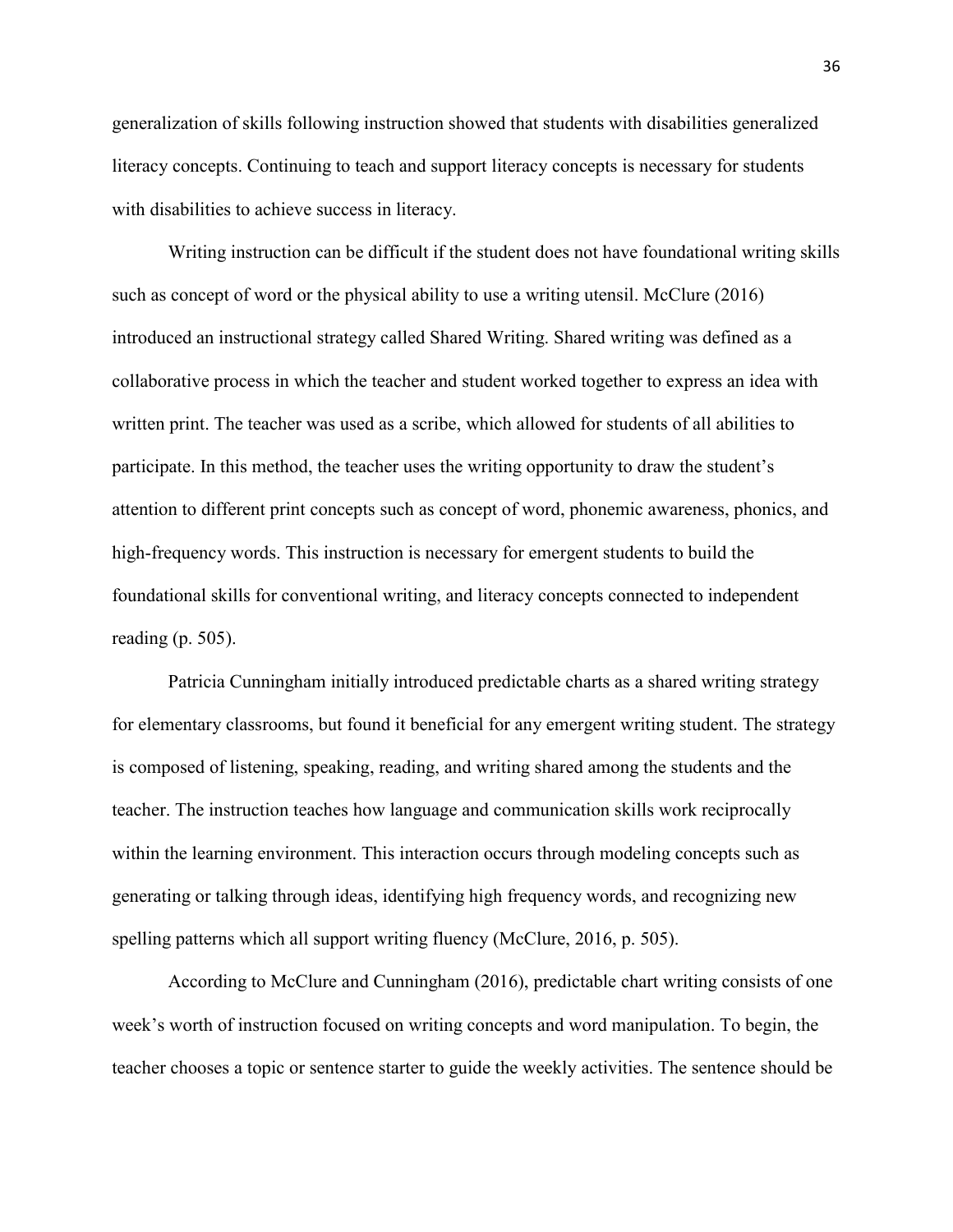generalization of skills following instruction showed that students with disabilities generalized literacy concepts. Continuing to teach and support literacy concepts is necessary for students with disabilities to achieve success in literacy.

Writing instruction can be difficult if the student does not have foundational writing skills such as concept of word or the physical ability to use a writing utensil. McClure (2016) introduced an instructional strategy called Shared Writing. Shared writing was defined as a collaborative process in which the teacher and student worked together to express an idea with written print. The teacher was used as a scribe, which allowed for students of all abilities to participate. In this method, the teacher uses the writing opportunity to draw the student's attention to different print concepts such as concept of word, phonemic awareness, phonics, and high-frequency words. This instruction is necessary for emergent students to build the foundational skills for conventional writing, and literacy concepts connected to independent reading (p. 505).

Patricia Cunningham initially introduced predictable charts as a shared writing strategy for elementary classrooms, but found it beneficial for any emergent writing student. The strategy is composed of listening, speaking, reading, and writing shared among the students and the teacher. The instruction teaches how language and communication skills work reciprocally within the learning environment. This interaction occurs through modeling concepts such as generating or talking through ideas, identifying high frequency words, and recognizing new spelling patterns which all support writing fluency (McClure, 2016, p. 505).

According to McClure and Cunningham (2016), predictable chart writing consists of one week's worth of instruction focused on writing concepts and word manipulation. To begin, the teacher chooses a topic or sentence starter to guide the weekly activities. The sentence should be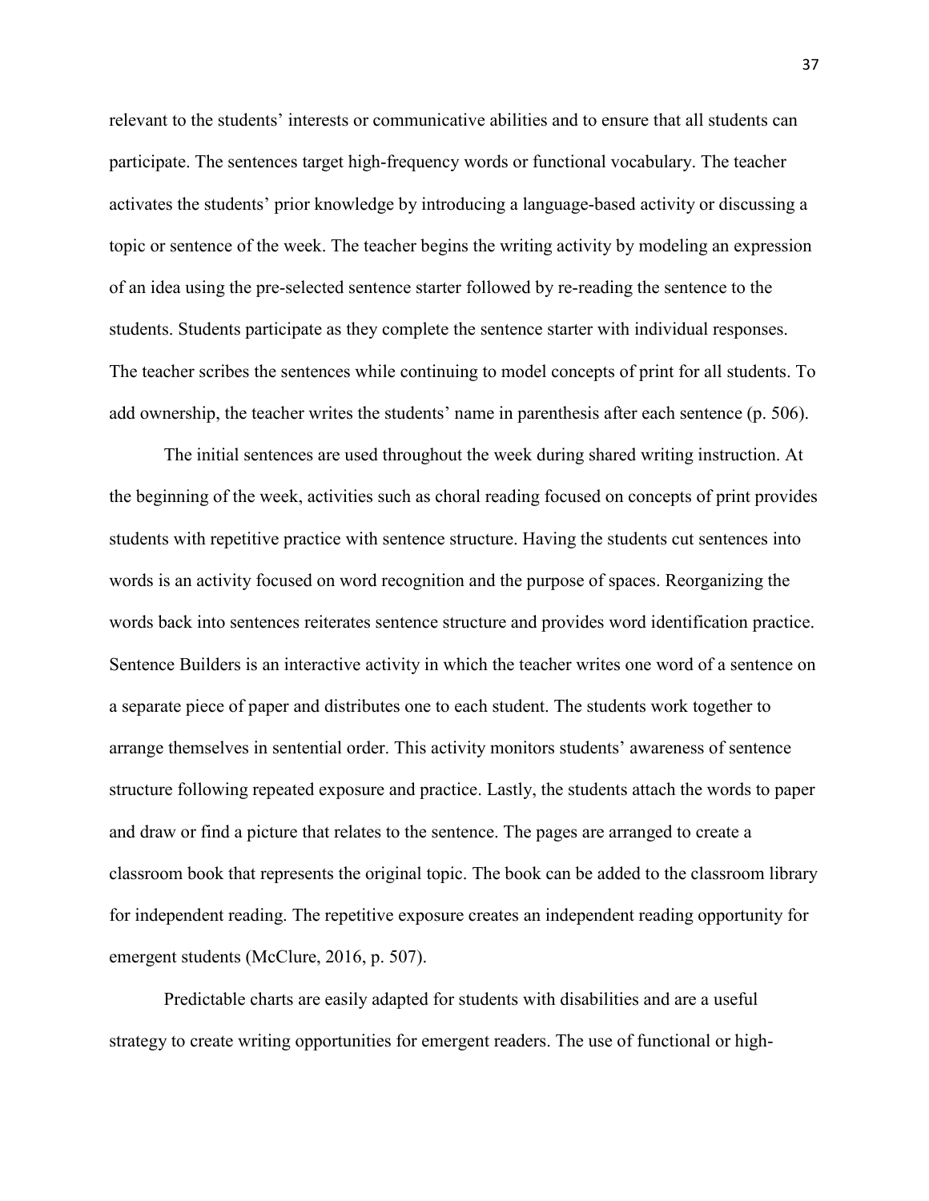relevant to the students' interests or communicative abilities and to ensure that all students can participate. The sentences target high-frequency words or functional vocabulary. The teacher activates the students' prior knowledge by introducing a language-based activity or discussing a topic or sentence of the week. The teacher begins the writing activity by modeling an expression of an idea using the pre-selected sentence starter followed by re-reading the sentence to the students. Students participate as they complete the sentence starter with individual responses. The teacher scribes the sentences while continuing to model concepts of print for all students. To add ownership, the teacher writes the students' name in parenthesis after each sentence (p. 506).

The initial sentences are used throughout the week during shared writing instruction. At the beginning of the week, activities such as choral reading focused on concepts of print provides students with repetitive practice with sentence structure. Having the students cut sentences into words is an activity focused on word recognition and the purpose of spaces. Reorganizing the words back into sentences reiterates sentence structure and provides word identification practice. Sentence Builders is an interactive activity in which the teacher writes one word of a sentence on a separate piece of paper and distributes one to each student. The students work together to arrange themselves in sentential order. This activity monitors students' awareness of sentence structure following repeated exposure and practice. Lastly, the students attach the words to paper and draw or find a picture that relates to the sentence. The pages are arranged to create a classroom book that represents the original topic. The book can be added to the classroom library for independent reading. The repetitive exposure creates an independent reading opportunity for emergent students (McClure, 2016, p. 507).

Predictable charts are easily adapted for students with disabilities and are a useful strategy to create writing opportunities for emergent readers. The use of functional or high-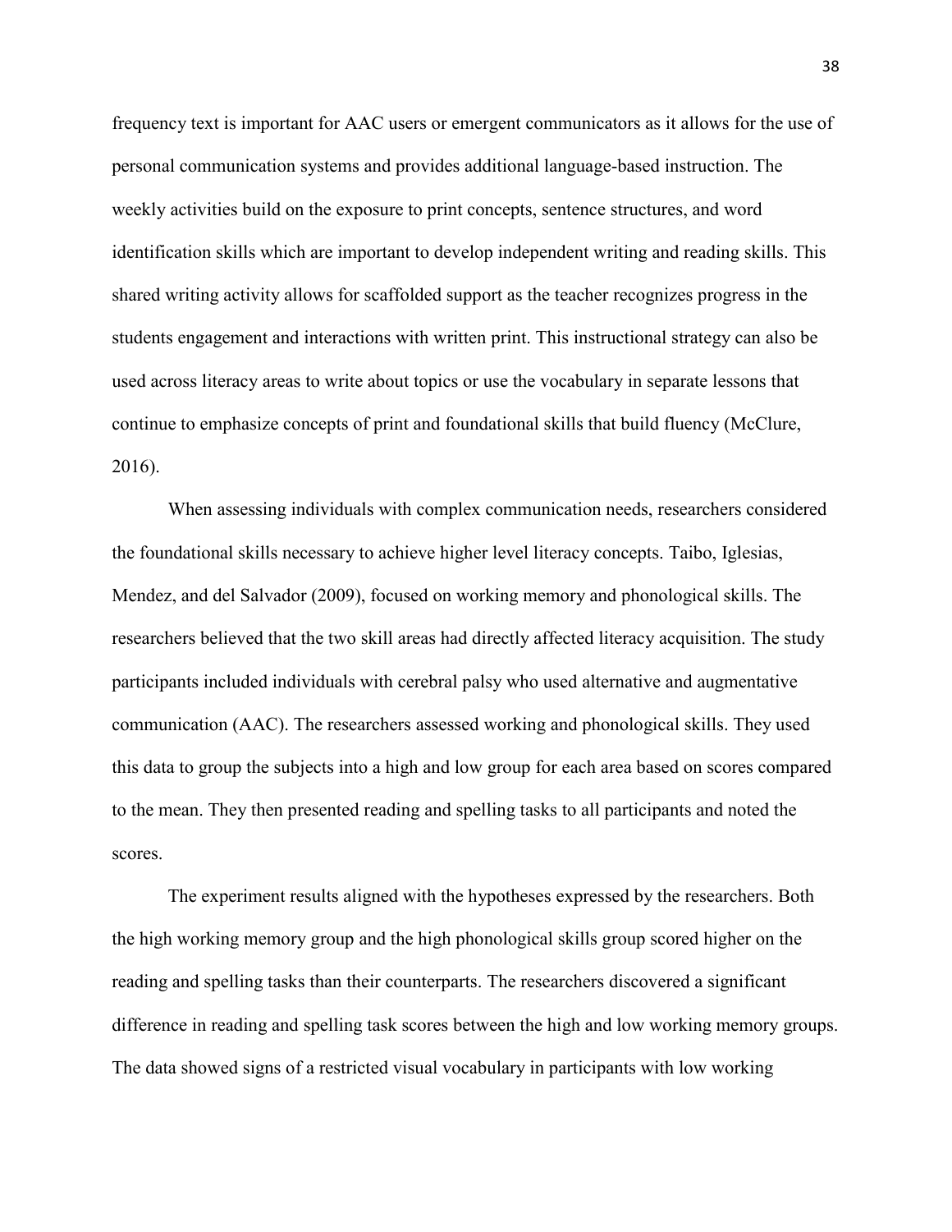frequency text is important for AAC users or emergent communicators as it allows for the use of personal communication systems and provides additional language-based instruction. The weekly activities build on the exposure to print concepts, sentence structures, and word identification skills which are important to develop independent writing and reading skills. This shared writing activity allows for scaffolded support as the teacher recognizes progress in the students engagement and interactions with written print. This instructional strategy can also be used across literacy areas to write about topics or use the vocabulary in separate lessons that continue to emphasize concepts of print and foundational skills that build fluency (McClure, 2016).

When assessing individuals with complex communication needs, researchers considered the foundational skills necessary to achieve higher level literacy concepts. Taibo, Iglesias, Mendez, and del Salvador (2009), focused on working memory and phonological skills. The researchers believed that the two skill areas had directly affected literacy acquisition. The study participants included individuals with cerebral palsy who used alternative and augmentative communication (AAC). The researchers assessed working and phonological skills. They used this data to group the subjects into a high and low group for each area based on scores compared to the mean. They then presented reading and spelling tasks to all participants and noted the scores.

The experiment results aligned with the hypotheses expressed by the researchers. Both the high working memory group and the high phonological skills group scored higher on the reading and spelling tasks than their counterparts. The researchers discovered a significant difference in reading and spelling task scores between the high and low working memory groups. The data showed signs of a restricted visual vocabulary in participants with low working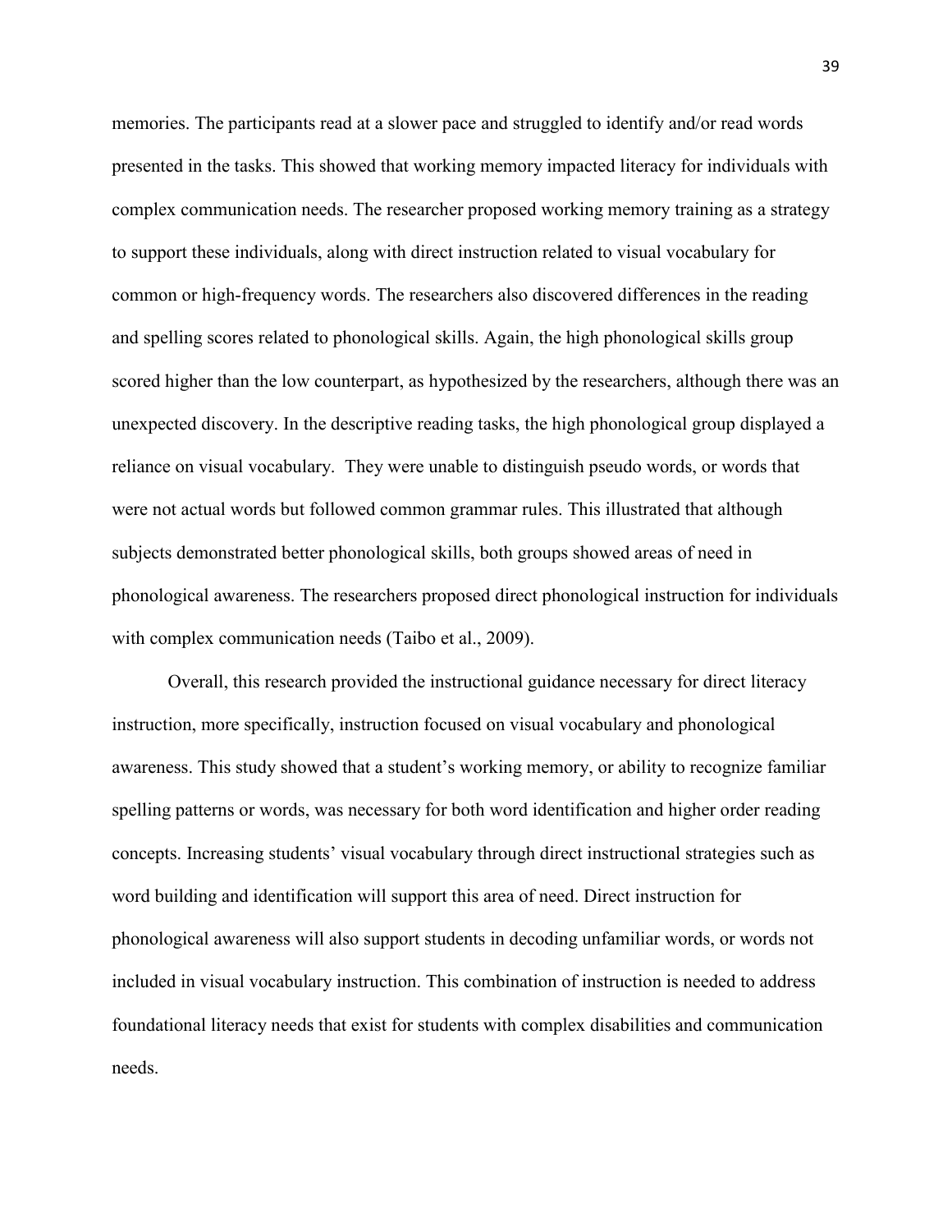memories. The participants read at a slower pace and struggled to identify and/or read words presented in the tasks. This showed that working memory impacted literacy for individuals with complex communication needs. The researcher proposed working memory training as a strategy to support these individuals, along with direct instruction related to visual vocabulary for common or high-frequency words. The researchers also discovered differences in the reading and spelling scores related to phonological skills. Again, the high phonological skills group scored higher than the low counterpart, as hypothesized by the researchers, although there was an unexpected discovery. In the descriptive reading tasks, the high phonological group displayed a reliance on visual vocabulary. They were unable to distinguish pseudo words, or words that were not actual words but followed common grammar rules. This illustrated that although subjects demonstrated better phonological skills, both groups showed areas of need in phonological awareness. The researchers proposed direct phonological instruction for individuals with complex communication needs (Taibo et al., 2009).

Overall, this research provided the instructional guidance necessary for direct literacy instruction, more specifically, instruction focused on visual vocabulary and phonological awareness. This study showed that a student's working memory, or ability to recognize familiar spelling patterns or words, was necessary for both word identification and higher order reading concepts. Increasing students' visual vocabulary through direct instructional strategies such as word building and identification will support this area of need. Direct instruction for phonological awareness will also support students in decoding unfamiliar words, or words not included in visual vocabulary instruction. This combination of instruction is needed to address foundational literacy needs that exist for students with complex disabilities and communication needs.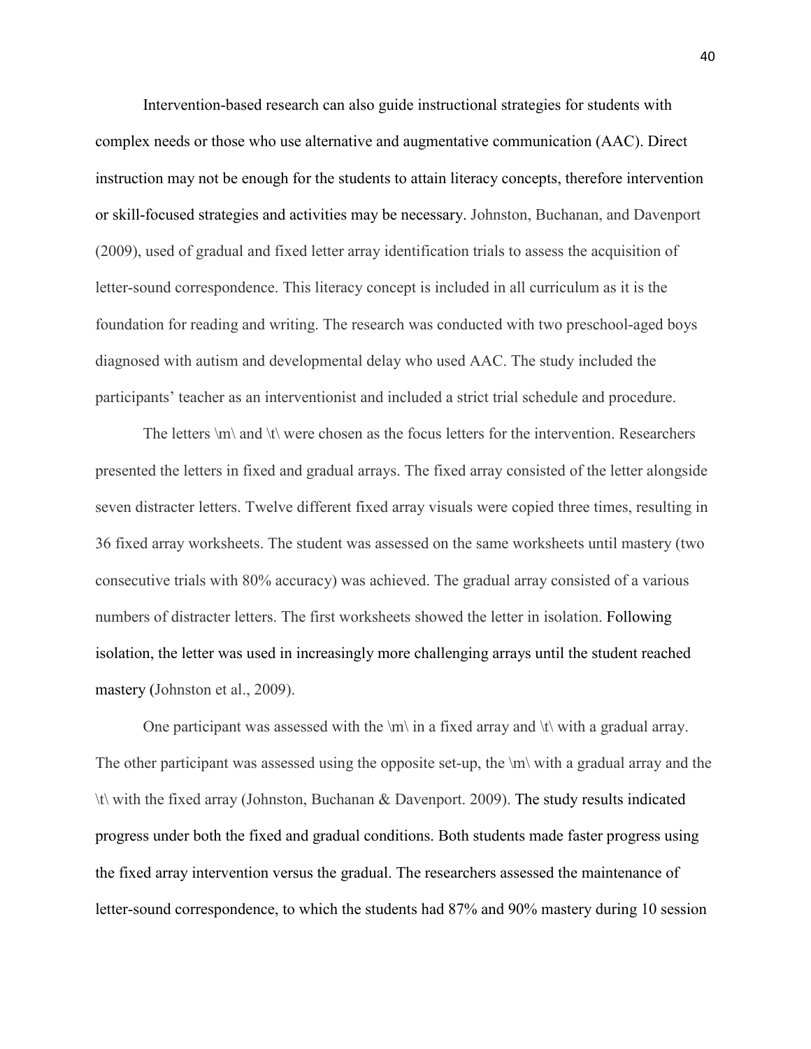Intervention-based research can also guide instructional strategies for students with complex needs or those who use alternative and augmentative communication (AAC). Direct instruction may not be enough for the students to attain literacy concepts, therefore intervention or skill-focused strategies and activities may be necessary. Johnston, Buchanan, and Davenport (2009), used of gradual and fixed letter array identification trials to assess the acquisition of letter-sound correspondence. This literacy concept is included in all curriculum as it is the foundation for reading and writing. The research was conducted with two preschool-aged boys diagnosed with autism and developmental delay who used AAC. The study included the participants' teacher as an interventionist and included a strict trial schedule and procedure.

The letters \m\ and \t\ were chosen as the focus letters for the intervention. Researchers presented the letters in fixed and gradual arrays. The fixed array consisted of the letter alongside seven distracter letters. Twelve different fixed array visuals were copied three times, resulting in 36 fixed array worksheets. The student was assessed on the same worksheets until mastery (two consecutive trials with 80% accuracy) was achieved. The gradual array consisted of a various numbers of distracter letters. The first worksheets showed the letter in isolation. Following isolation, the letter was used in increasingly more challenging arrays until the student reached mastery (Johnston et al., 2009).

One participant was assessed with the \m\ in a fixed array and \t\ with a gradual array. The other participant was assessed using the opposite set-up, the \m\ with a gradual array and the \t\ with the fixed array (Johnston, Buchanan & Davenport. 2009). The study results indicated progress under both the fixed and gradual conditions. Both students made faster progress using the fixed array intervention versus the gradual. The researchers assessed the maintenance of letter-sound correspondence, to which the students had 87% and 90% mastery during 10 session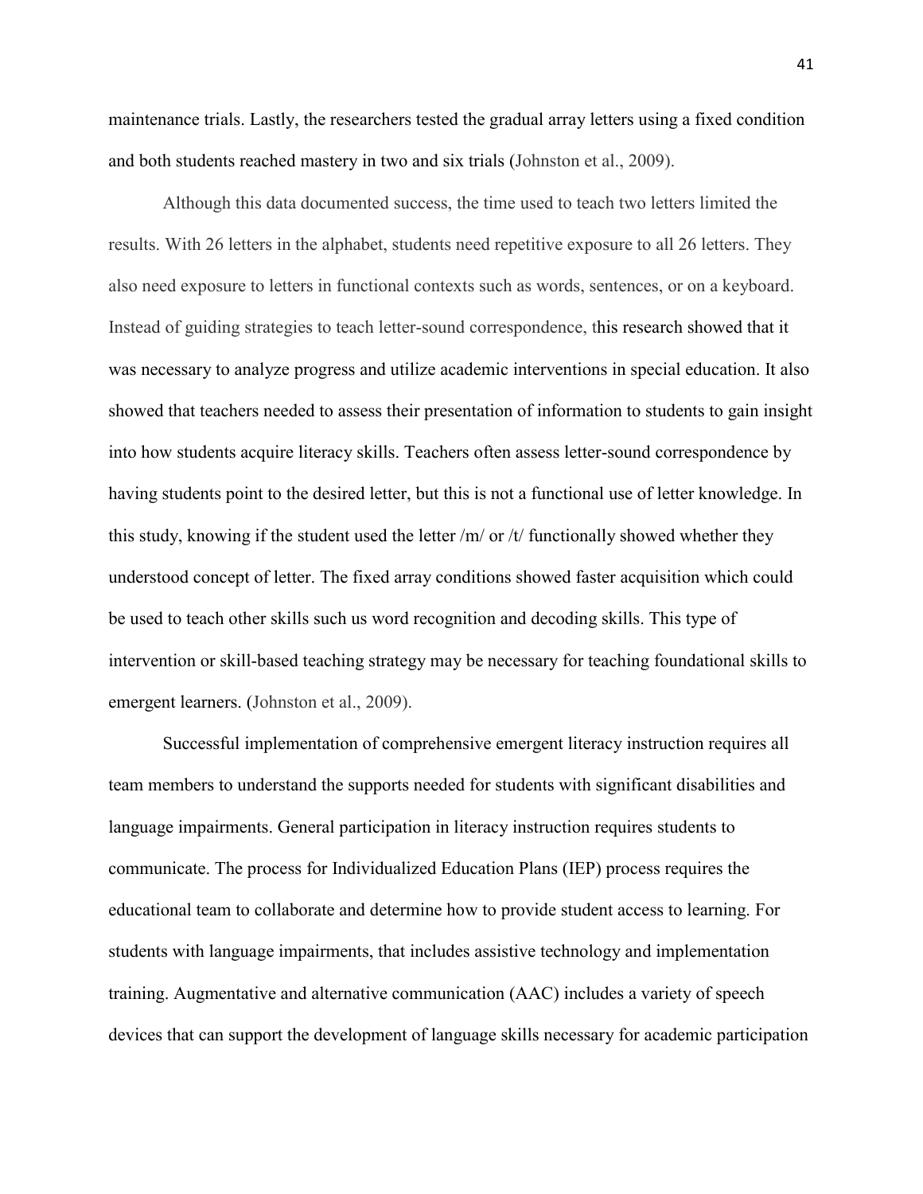maintenance trials. Lastly, the researchers tested the gradual array letters using a fixed condition and both students reached mastery in two and six trials (Johnston et al., 2009).

Although this data documented success, the time used to teach two letters limited the results. With 26 letters in the alphabet, students need repetitive exposure to all 26 letters. They also need exposure to letters in functional contexts such as words, sentences, or on a keyboard. Instead of guiding strategies to teach letter-sound correspondence, this research showed that it was necessary to analyze progress and utilize academic interventions in special education. It also showed that teachers needed to assess their presentation of information to students to gain insight into how students acquire literacy skills. Teachers often assess letter-sound correspondence by having students point to the desired letter, but this is not a functional use of letter knowledge. In this study, knowing if the student used the letter /m/ or /t/ functionally showed whether they understood concept of letter. The fixed array conditions showed faster acquisition which could be used to teach other skills such us word recognition and decoding skills. This type of intervention or skill-based teaching strategy may be necessary for teaching foundational skills to emergent learners. (Johnston et al., 2009).

Successful implementation of comprehensive emergent literacy instruction requires all team members to understand the supports needed for students with significant disabilities and language impairments. General participation in literacy instruction requires students to communicate. The process for Individualized Education Plans (IEP) process requires the educational team to collaborate and determine how to provide student access to learning. For students with language impairments, that includes assistive technology and implementation training. Augmentative and alternative communication (AAC) includes a variety of speech devices that can support the development of language skills necessary for academic participation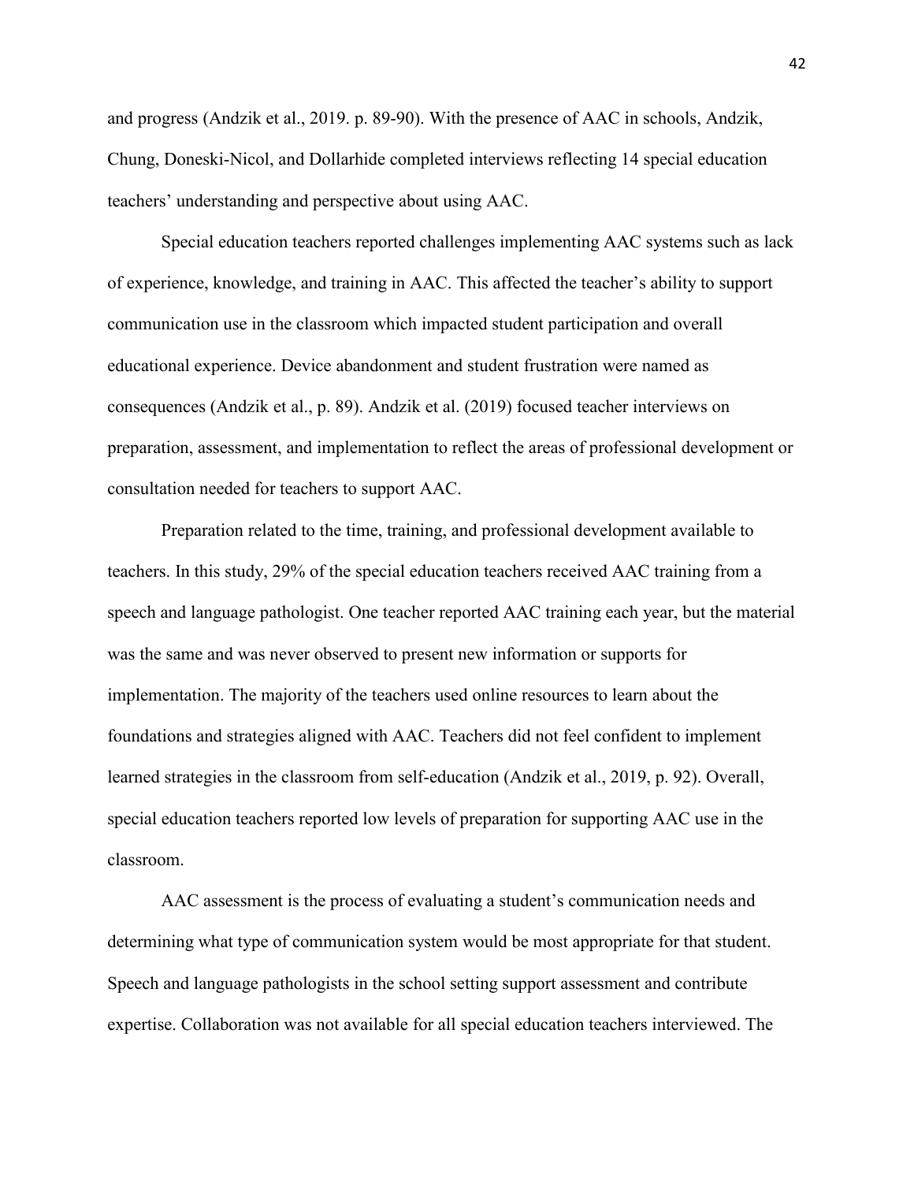and progress (Andzik et al., 2019. p. 89-90). With the presence of AAC in schools, Andzik, Chung, Doneski-Nicol, and Dollarhide completed interviews reflecting 14 special education teachers' understanding and perspective about using AAC.

Special education teachers reported challenges implementing AAC systems such as lack of experience, knowledge, and training in AAC. This affected the teacher's ability to support communication use in the classroom which impacted student participation and overall educational experience. Device abandonment and student frustration were named as consequences (Andzik et al., p. 89). Andzik et al. (2019) focused teacher interviews on preparation, assessment, and implementation to reflect the areas of professional development or consultation needed for teachers to support AAC.

Preparation related to the time, training, and professional development available to teachers. In this study, 29% of the special education teachers received AAC training from a speech and language pathologist. One teacher reported AAC training each year, but the material was the same and was never observed to present new information or supports for implementation. The majority of the teachers used online resources to learn about the foundations and strategies aligned with AAC. Teachers did not feel confident to implement learned strategies in the classroom from self-education (Andzik et al., 2019, p. 92). Overall, special education teachers reported low levels of preparation for supporting AAC use in the classroom.

AAC assessment is the process of evaluating a student's communication needs and determining what type of communication system would be most appropriate for that student. Speech and language pathologists in the school setting support assessment and contribute expertise. Collaboration was not available for all special education teachers interviewed. The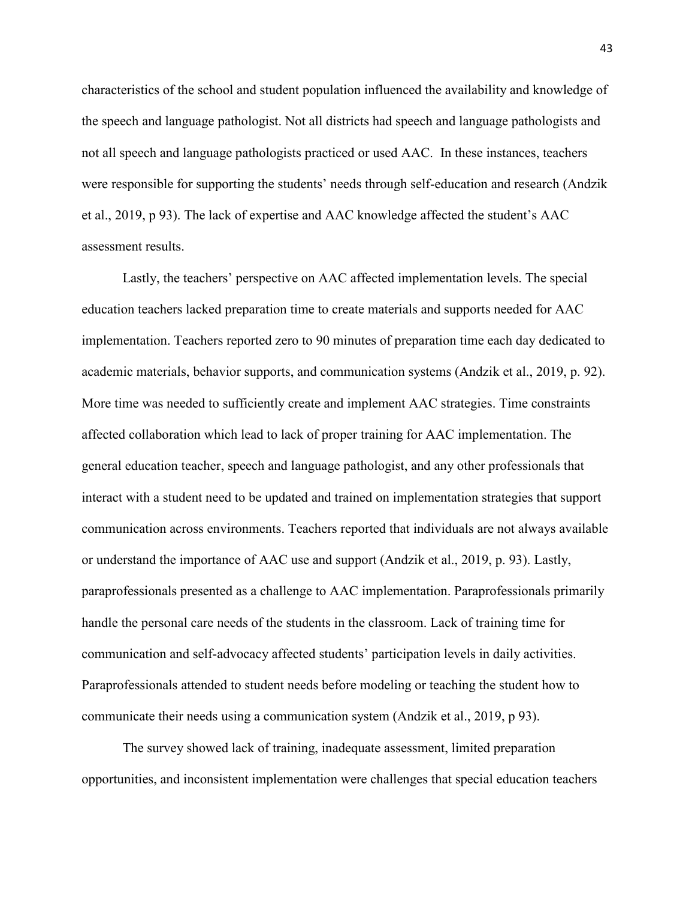characteristics of the school and student population influenced the availability and knowledge of the speech and language pathologist. Not all districts had speech and language pathologists and not all speech and language pathologists practiced or used AAC. In these instances, teachers were responsible for supporting the students' needs through self-education and research (Andzik et al., 2019, p 93). The lack of expertise and AAC knowledge affected the student's AAC assessment results.

Lastly, the teachers' perspective on AAC affected implementation levels. The special education teachers lacked preparation time to create materials and supports needed for AAC implementation. Teachers reported zero to 90 minutes of preparation time each day dedicated to academic materials, behavior supports, and communication systems (Andzik et al., 2019, p. 92). More time was needed to sufficiently create and implement AAC strategies. Time constraints affected collaboration which lead to lack of proper training for AAC implementation. The general education teacher, speech and language pathologist, and any other professionals that interact with a student need to be updated and trained on implementation strategies that support communication across environments. Teachers reported that individuals are not always available or understand the importance of AAC use and support (Andzik et al., 2019, p. 93). Lastly, paraprofessionals presented as a challenge to AAC implementation. Paraprofessionals primarily handle the personal care needs of the students in the classroom. Lack of training time for communication and self-advocacy affected students' participation levels in daily activities. Paraprofessionals attended to student needs before modeling or teaching the student how to communicate their needs using a communication system (Andzik et al., 2019, p 93).

The survey showed lack of training, inadequate assessment, limited preparation opportunities, and inconsistent implementation were challenges that special education teachers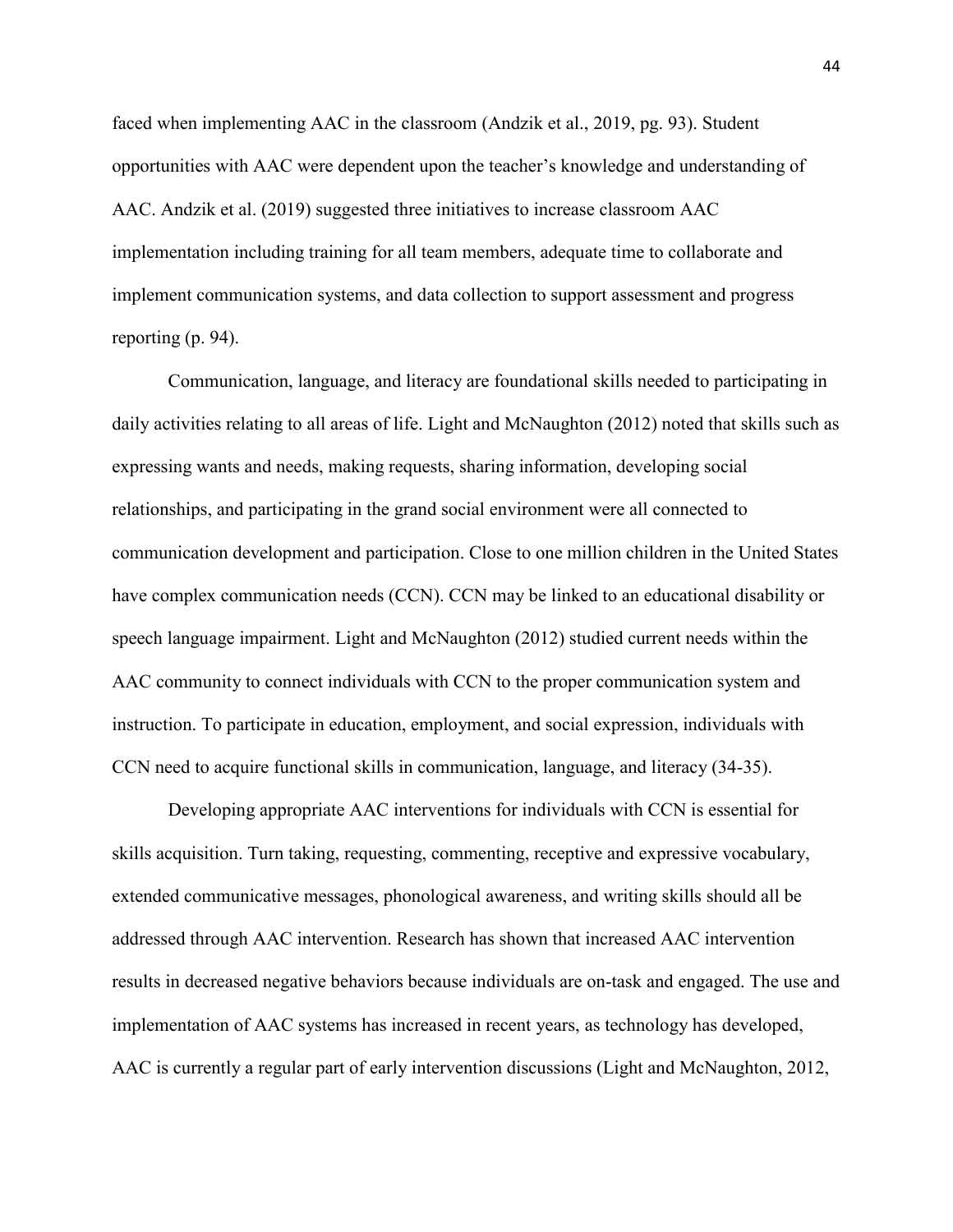faced when implementing AAC in the classroom (Andzik et al., 2019, pg. 93). Student opportunities with AAC were dependent upon the teacher's knowledge and understanding of AAC. Andzik et al. (2019) suggested three initiatives to increase classroom AAC implementation including training for all team members, adequate time to collaborate and implement communication systems, and data collection to support assessment and progress reporting (p. 94).

Communication, language, and literacy are foundational skills needed to participating in daily activities relating to all areas of life. Light and McNaughton (2012) noted that skills such as expressing wants and needs, making requests, sharing information, developing social relationships, and participating in the grand social environment were all connected to communication development and participation. Close to one million children in the United States have complex communication needs (CCN). CCN may be linked to an educational disability or speech language impairment. Light and McNaughton (2012) studied current needs within the AAC community to connect individuals with CCN to the proper communication system and instruction. To participate in education, employment, and social expression, individuals with CCN need to acquire functional skills in communication, language, and literacy (34-35).

Developing appropriate AAC interventions for individuals with CCN is essential for skills acquisition. Turn taking, requesting, commenting, receptive and expressive vocabulary, extended communicative messages, phonological awareness, and writing skills should all be addressed through AAC intervention. Research has shown that increased AAC intervention results in decreased negative behaviors because individuals are on-task and engaged. The use and implementation of AAC systems has increased in recent years, as technology has developed, AAC is currently a regular part of early intervention discussions (Light and McNaughton, 2012,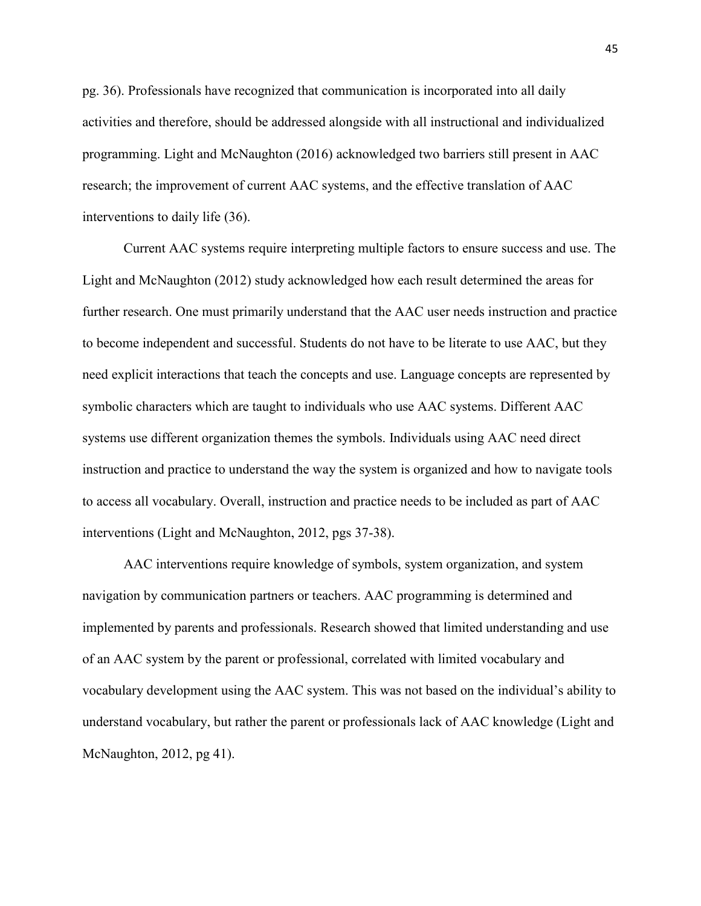pg. 36). Professionals have recognized that communication is incorporated into all daily activities and therefore, should be addressed alongside with all instructional and individualized programming. Light and McNaughton (2016) acknowledged two barriers still present in AAC research; the improvement of current AAC systems, and the effective translation of AAC interventions to daily life (36).

Current AAC systems require interpreting multiple factors to ensure success and use. The Light and McNaughton (2012) study acknowledged how each result determined the areas for further research. One must primarily understand that the AAC user needs instruction and practice to become independent and successful. Students do not have to be literate to use AAC, but they need explicit interactions that teach the concepts and use. Language concepts are represented by symbolic characters which are taught to individuals who use AAC systems. Different AAC systems use different organization themes the symbols. Individuals using AAC need direct instruction and practice to understand the way the system is organized and how to navigate tools to access all vocabulary. Overall, instruction and practice needs to be included as part of AAC interventions (Light and McNaughton, 2012, pgs 37-38).

AAC interventions require knowledge of symbols, system organization, and system navigation by communication partners or teachers. AAC programming is determined and implemented by parents and professionals. Research showed that limited understanding and use of an AAC system by the parent or professional, correlated with limited vocabulary and vocabulary development using the AAC system. This was not based on the individual's ability to understand vocabulary, but rather the parent or professionals lack of AAC knowledge (Light and McNaughton, 2012, pg 41).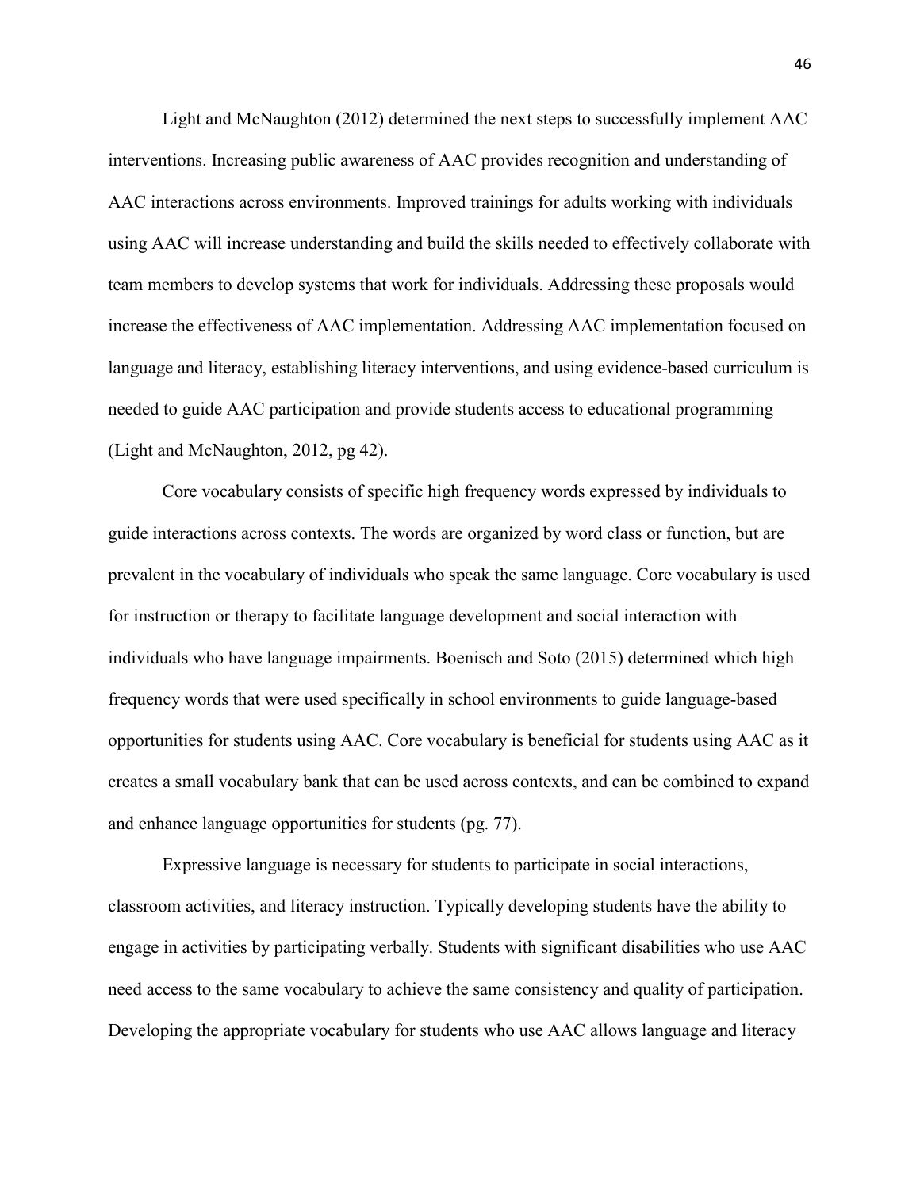Light and McNaughton (2012) determined the next steps to successfully implement AAC interventions. Increasing public awareness of AAC provides recognition and understanding of AAC interactions across environments. Improved trainings for adults working with individuals using AAC will increase understanding and build the skills needed to effectively collaborate with team members to develop systems that work for individuals. Addressing these proposals would increase the effectiveness of AAC implementation. Addressing AAC implementation focused on language and literacy, establishing literacy interventions, and using evidence-based curriculum is needed to guide AAC participation and provide students access to educational programming (Light and McNaughton, 2012, pg 42).

Core vocabulary consists of specific high frequency words expressed by individuals to guide interactions across contexts. The words are organized by word class or function, but are prevalent in the vocabulary of individuals who speak the same language. Core vocabulary is used for instruction or therapy to facilitate language development and social interaction with individuals who have language impairments. Boenisch and Soto (2015) determined which high frequency words that were used specifically in school environments to guide language-based opportunities for students using AAC. Core vocabulary is beneficial for students using AAC as it creates a small vocabulary bank that can be used across contexts, and can be combined to expand and enhance language opportunities for students (pg. 77).

Expressive language is necessary for students to participate in social interactions, classroom activities, and literacy instruction. Typically developing students have the ability to engage in activities by participating verbally. Students with significant disabilities who use AAC need access to the same vocabulary to achieve the same consistency and quality of participation. Developing the appropriate vocabulary for students who use AAC allows language and literacy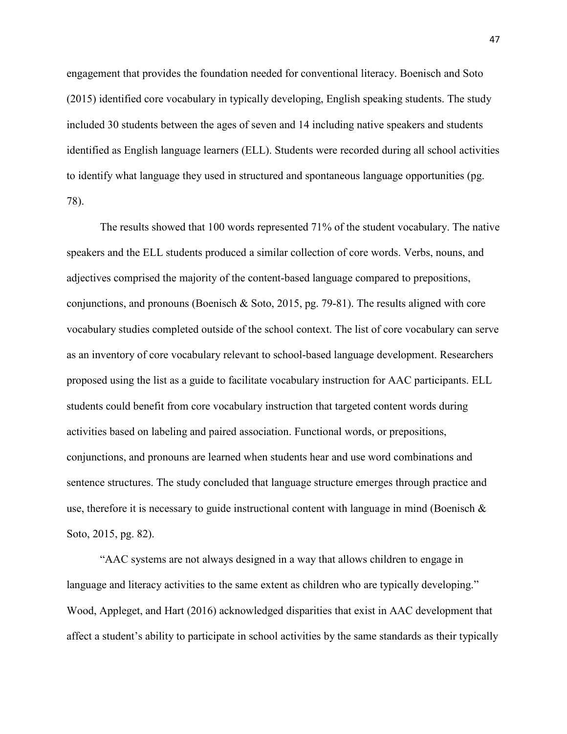engagement that provides the foundation needed for conventional literacy. Boenisch and Soto (2015) identified core vocabulary in typically developing, English speaking students. The study included 30 students between the ages of seven and 14 including native speakers and students identified as English language learners (ELL). Students were recorded during all school activities to identify what language they used in structured and spontaneous language opportunities (pg. 78).

The results showed that 100 words represented 71% of the student vocabulary. The native speakers and the ELL students produced a similar collection of core words. Verbs, nouns, and adjectives comprised the majority of the content-based language compared to prepositions, conjunctions, and pronouns (Boenisch & Soto, 2015, pg. 79-81). The results aligned with core vocabulary studies completed outside of the school context. The list of core vocabulary can serve as an inventory of core vocabulary relevant to school-based language development. Researchers proposed using the list as a guide to facilitate vocabulary instruction for AAC participants. ELL students could benefit from core vocabulary instruction that targeted content words during activities based on labeling and paired association. Functional words, or prepositions, conjunctions, and pronouns are learned when students hear and use word combinations and sentence structures. The study concluded that language structure emerges through practice and use, therefore it is necessary to guide instructional content with language in mind (Boenisch & Soto, 2015, pg. 82).

"AAC systems are not always designed in a way that allows children to engage in language and literacy activities to the same extent as children who are typically developing." Wood, Appleget, and Hart (2016) acknowledged disparities that exist in AAC development that affect a student's ability to participate in school activities by the same standards as their typically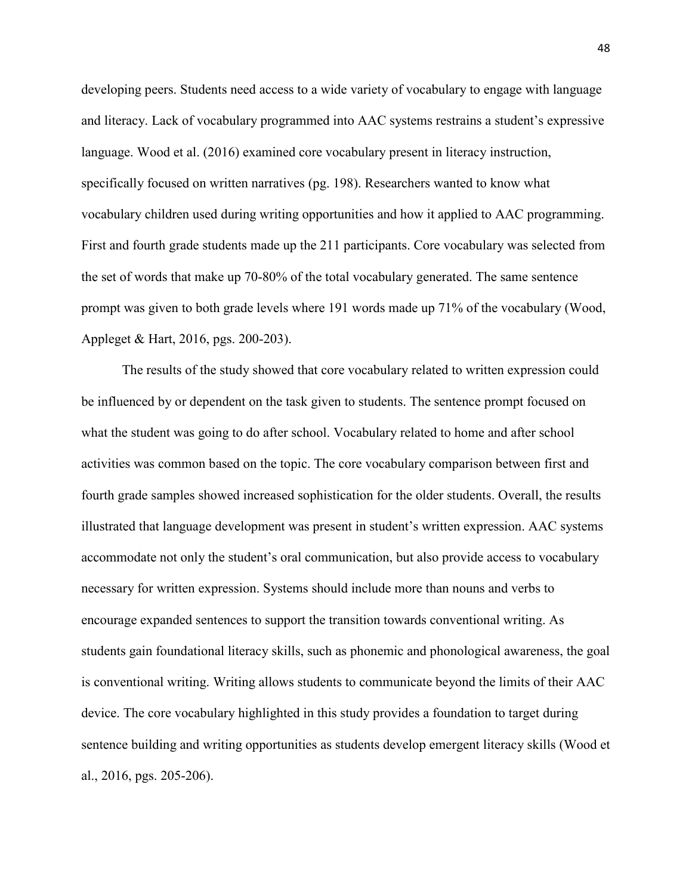developing peers. Students need access to a wide variety of vocabulary to engage with language and literacy. Lack of vocabulary programmed into AAC systems restrains a student's expressive language. Wood et al. (2016) examined core vocabulary present in literacy instruction, specifically focused on written narratives (pg. 198). Researchers wanted to know what vocabulary children used during writing opportunities and how it applied to AAC programming. First and fourth grade students made up the 211 participants. Core vocabulary was selected from the set of words that make up 70-80% of the total vocabulary generated. The same sentence prompt was given to both grade levels where 191 words made up 71% of the vocabulary (Wood, Appleget & Hart, 2016, pgs. 200-203).

The results of the study showed that core vocabulary related to written expression could be influenced by or dependent on the task given to students. The sentence prompt focused on what the student was going to do after school. Vocabulary related to home and after school activities was common based on the topic. The core vocabulary comparison between first and fourth grade samples showed increased sophistication for the older students. Overall, the results illustrated that language development was present in student's written expression. AAC systems accommodate not only the student's oral communication, but also provide access to vocabulary necessary for written expression. Systems should include more than nouns and verbs to encourage expanded sentences to support the transition towards conventional writing. As students gain foundational literacy skills, such as phonemic and phonological awareness, the goal is conventional writing. Writing allows students to communicate beyond the limits of their AAC device. The core vocabulary highlighted in this study provides a foundation to target during sentence building and writing opportunities as students develop emergent literacy skills (Wood et al., 2016, pgs. 205-206).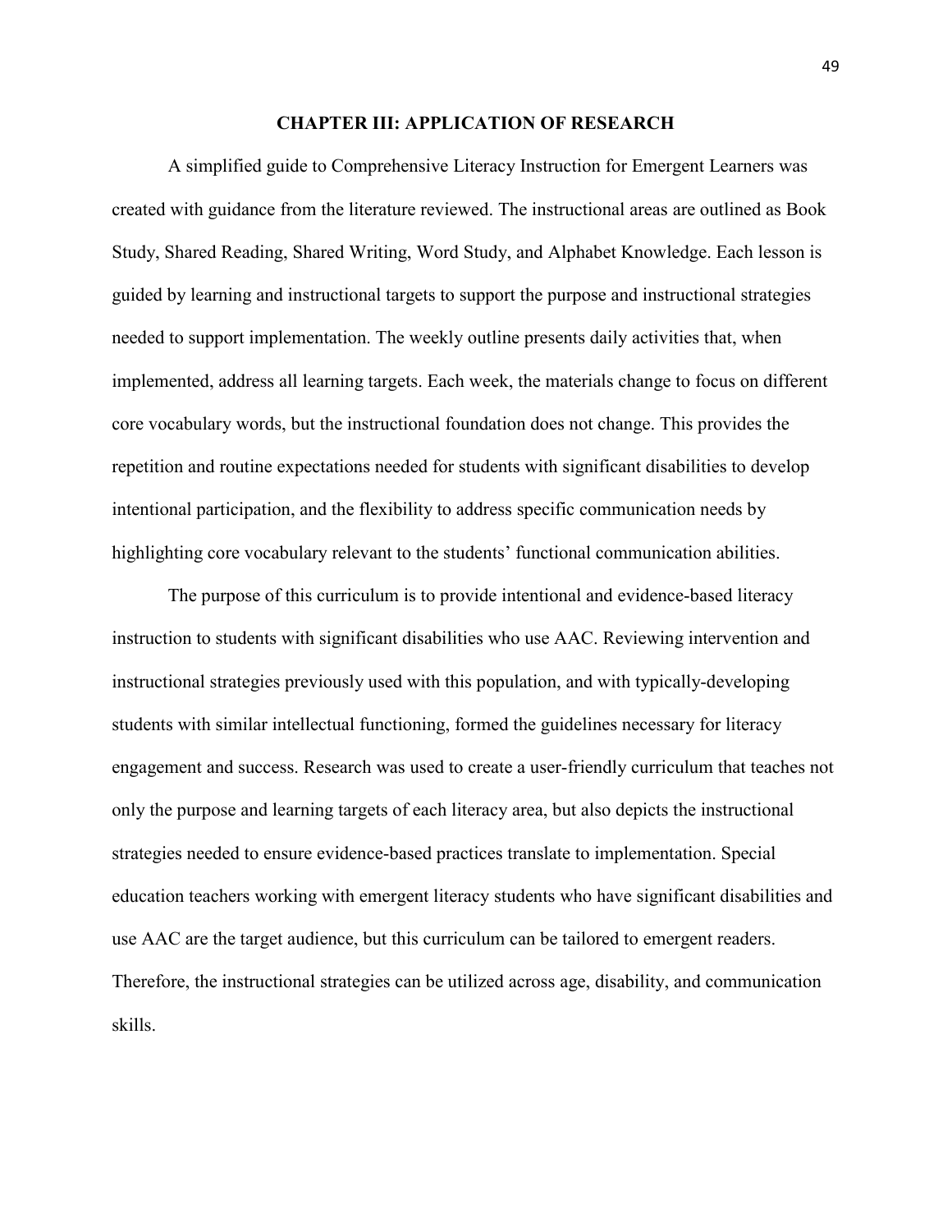# CHAPTER III: APPLICATION OF RESEARCH

A simplified guide to Comprehensive Literacy Instruction for Emergent Learners was created with guidance from the literature reviewed. The instructional areas are outlined as Book Study, Shared Reading, Shared Writing, Word Study, and Alphabet Knowledge. Each lesson is guided by learning and instructional targets to support the purpose and instructional strategies needed to support implementation. The weekly outline presents daily activities that, when implemented, address all learning targets. Each week, the materials change to focus on different core vocabulary words, but the instructional foundation does not change. This provides the repetition and routine expectations needed for students with significant disabilities to develop intentional participation, and the flexibility to address specific communication needs by highlighting core vocabulary relevant to the students' functional communication abilities.

The purpose of this curriculum is to provide intentional and evidence-based literacy instruction to students with significant disabilities who use AAC. Reviewing intervention and instructional strategies previously used with this population, and with typically-developing students with similar intellectual functioning, formed the guidelines necessary for literacy engagement and success. Research was used to create a user-friendly curriculum that teaches not only the purpose and learning targets of each literacy area, but also depicts the instructional strategies needed to ensure evidence-based practices translate to implementation. Special education teachers working with emergent literacy students who have significant disabilities and use AAC are the target audience, but this curriculum can be tailored to emergent readers. Therefore, the instructional strategies can be utilized across age, disability, and communication skills.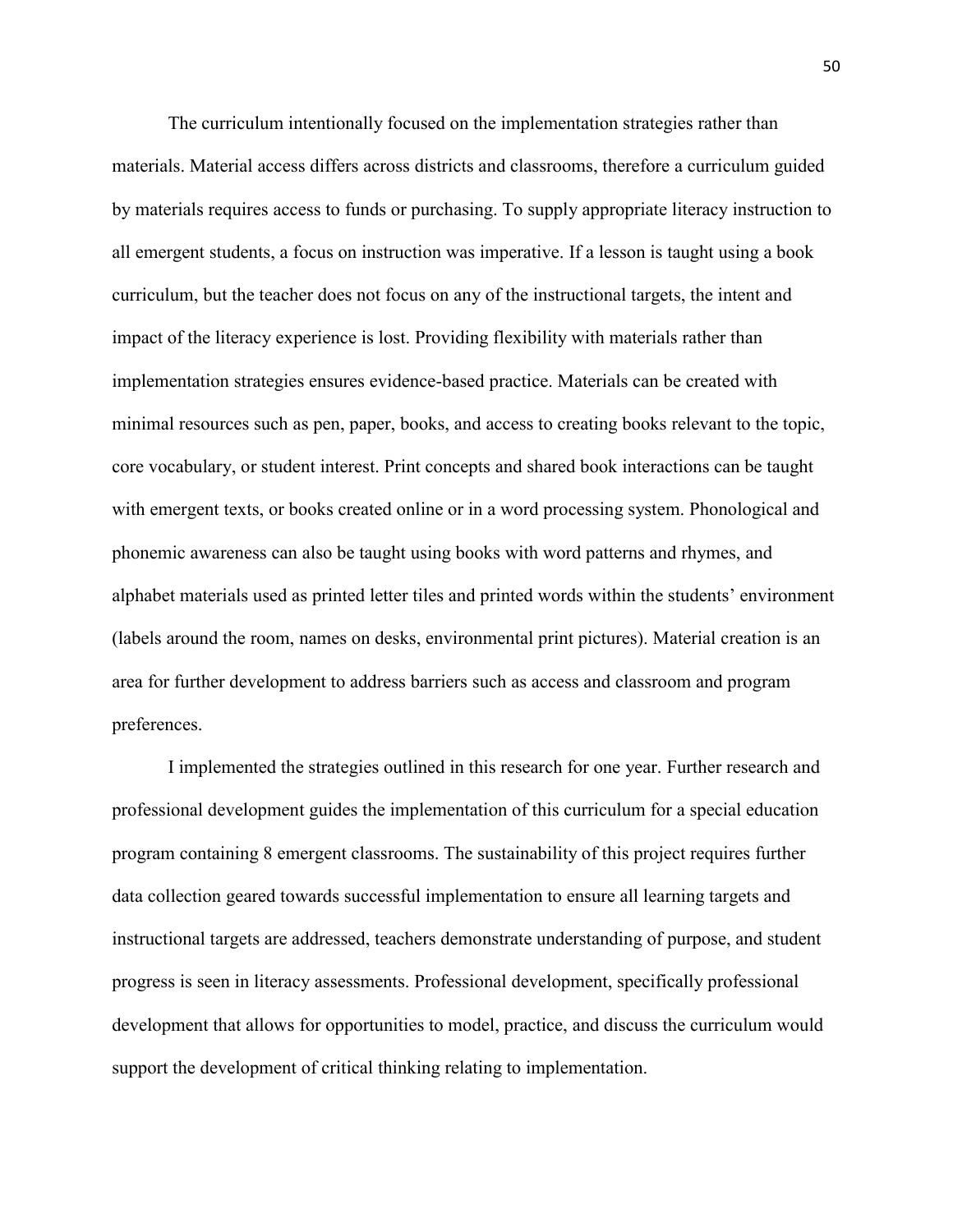The curriculum intentionally focused on the implementation strategies rather than materials. Material access differs across districts and classrooms, therefore a curriculum guided by materials requires access to funds or purchasing. To supply appropriate literacy instruction to all emergent students, a focus on instruction was imperative. If a lesson is taught using a book curriculum, but the teacher does not focus on any of the instructional targets, the intent and impact of the literacy experience is lost. Providing flexibility with materials rather than implementation strategies ensures evidence-based practice. Materials can be created with minimal resources such as pen, paper, books, and access to creating books relevant to the topic, core vocabulary, or student interest. Print concepts and shared book interactions can be taught with emergent texts, or books created online or in a word processing system. Phonological and phonemic awareness can also be taught using books with word patterns and rhymes, and alphabet materials used as printed letter tiles and printed words within the students' environment (labels around the room, names on desks, environmental print pictures). Material creation is an area for further development to address barriers such as access and classroom and program preferences.

I implemented the strategies outlined in this research for one year. Further research and professional development guides the implementation of this curriculum for a special education program containing 8 emergent classrooms. The sustainability of this project requires further data collection geared towards successful implementation to ensure all learning targets and instructional targets are addressed, teachers demonstrate understanding of purpose, and student progress is seen in literacy assessments. Professional development, specifically professional development that allows for opportunities to model, practice, and discuss the curriculum would support the development of critical thinking relating to implementation.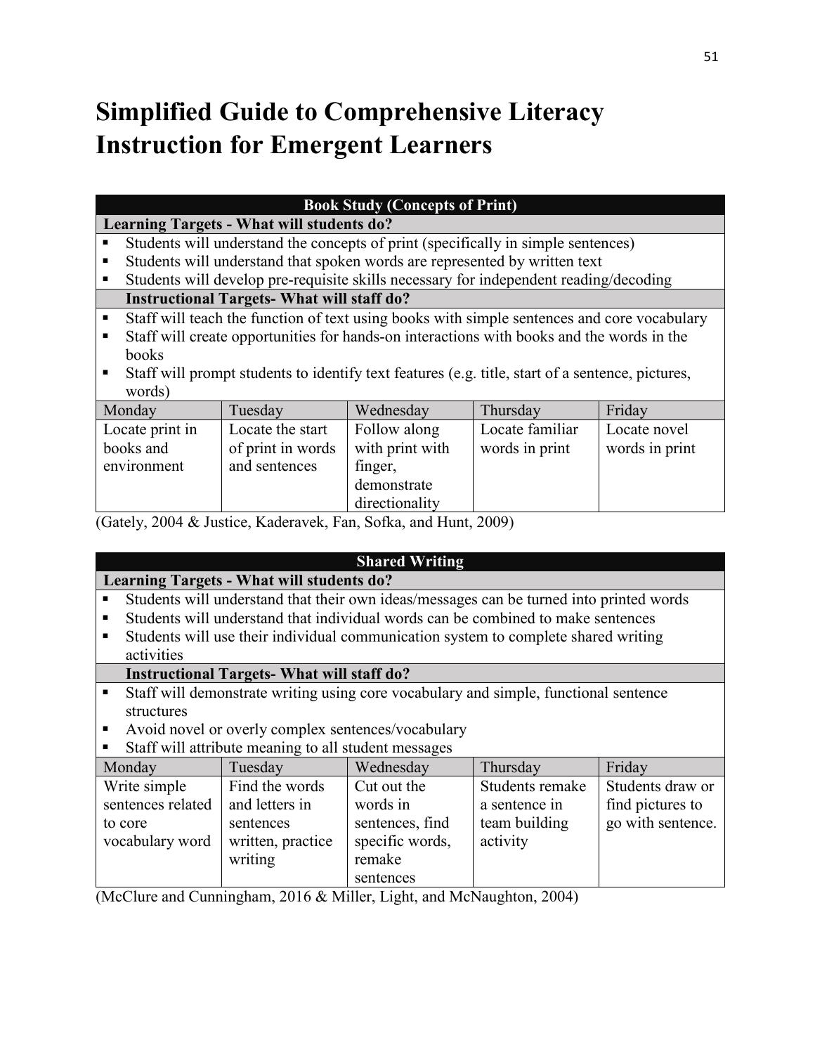# Simplified Guide to Comprehensive Literacy Instruction for Emergent Learners

| Book Study (Concepts of Print) | | | | |
|---|---|---|---|---|
| **Learning Targets - What will students do?** | | | | |
| ▪ Students will understand the concepts of print (specifically in simple sentences)<br>▪ Students will understand that spoken words are represented by written text<br>▪ Students will develop pre-requisite skills necessary for independent reading/decoding | | | | |
| **Instructional Targets- What will staff do?** | | | | |
| ▪ Staff will teach the function of text using books with simple sentences and core vocabulary<br>▪ Staff will create opportunities for hands-on interactions with books and the words in the books<br>▪ Staff will prompt students to identify text features (e.g. title, start of a sentence, pictures, words) | | | | |
| Monday | Tuesday | Wednesday | Thursday | Friday |
| Locate print in books and environment | Locate the start of print in words and sentences | Follow along with print with finger, demonstrate directionality | Locate familiar words in print | Locate novel words in print |

(Gately, 2004 & Justice, Kaderavek, Fan, Sofka, and Hunt, 2009)

| Shared Writing | | | | |
|---|---|---|---|---|
| **Learning Targets - What will students do?** | | | | |
| ▪ Students will understand that their own ideas/messages can be turned into printed words<br>▪ Students will understand that individual words can be combined to make sentences<br>▪ Students will use their individual communication system to complete shared writing activities | | | | |
| **Instructional Targets- What will staff do?** | | | | |
| ▪ Staff will demonstrate writing using core vocabulary and simple, functional sentence structures<br>▪ Avoid novel or overly complex sentences/vocabulary<br>▪ Staff will attribute meaning to all student messages | | | | |
| Monday | Tuesday | Wednesday | Thursday | Friday |
| Write simple sentences related to core vocabulary word | Find the words and letters in sentences written, practice writing | Cut out the words in sentences, find specific words, remake sentences | Students remake a sentence in team building activity | Students draw or find pictures to go with sentence. |

(McClure and Cunningham, 2016 & Miller, Light, and McNaughton, 2004)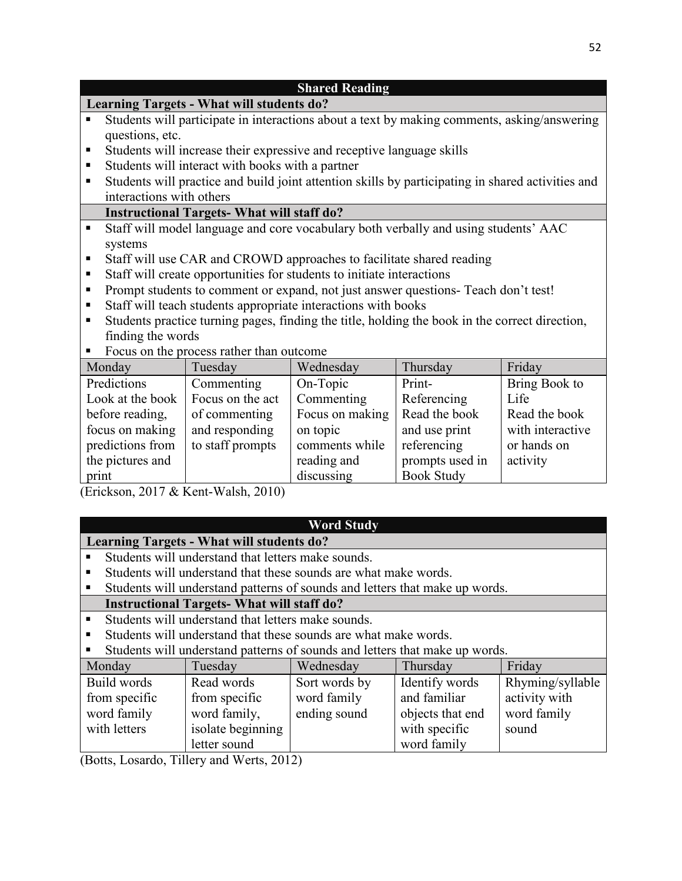## Shared Reading

**Learning Targets - What will students do?**

- Students will participate in interactions about a text by making comments, asking/answering questions, etc.
- Students will increase their expressive and receptive language skills
- Students will interact with books with a partner
- Students will practice and build joint attention skills by participating in shared activities and interactions with others

**Instructional Targets- What will staff do?**

- Staff will model language and core vocabulary both verbally and using students' AAC systems
- Staff will use CAR and CROWD approaches to facilitate shared reading
- Staff will create opportunities for students to initiate interactions
- Prompt students to comment or expand, not just answer questions- Teach don't test!
- Staff will teach students appropriate interactions with books
- Students practice turning pages, finding the title, holding the book in the correct direction, finding the words
- Focus on the process rather than outcome

| Monday | Tuesday | Wednesday | Thursday | Friday |
| --- | --- | --- | --- | --- |
| Predictions Look at the book before reading, focus on making predictions from the pictures and print | Commenting Focus on the act of commenting and responding to staff prompts | On-Topic Commenting Focus on making on topic comments while reading and discussing | Print-Referencing Read the book and use print referencing prompts used in Book Study | Bring Book to Life Read the book with interactive or hands on activity |

(Erickson, 2017 & Kent-Walsh, 2010)

## Word Study

**Learning Targets - What will students do?**

- Students will understand that letters make sounds.
- Students will understand that these sounds are what make words.
- Students will understand patterns of sounds and letters that make up words.

**Instructional Targets- What will staff do?**

- Students will understand that letters make sounds.
- Students will understand that these sounds are what make words.
- Students will understand patterns of sounds and letters that make up words.

| Monday | Tuesday | Wednesday | Thursday | Friday |
| --- | --- | --- | --- | --- |
| Build words from specific word family with letters | Read words from specific word family, isolate beginning letter sound | Sort words by word family ending sound | Identify words and familiar objects that end with specific word family | Rhyming/syllable activity with word family sound |

(Botts, Losardo, Tillery and Werts, 2012)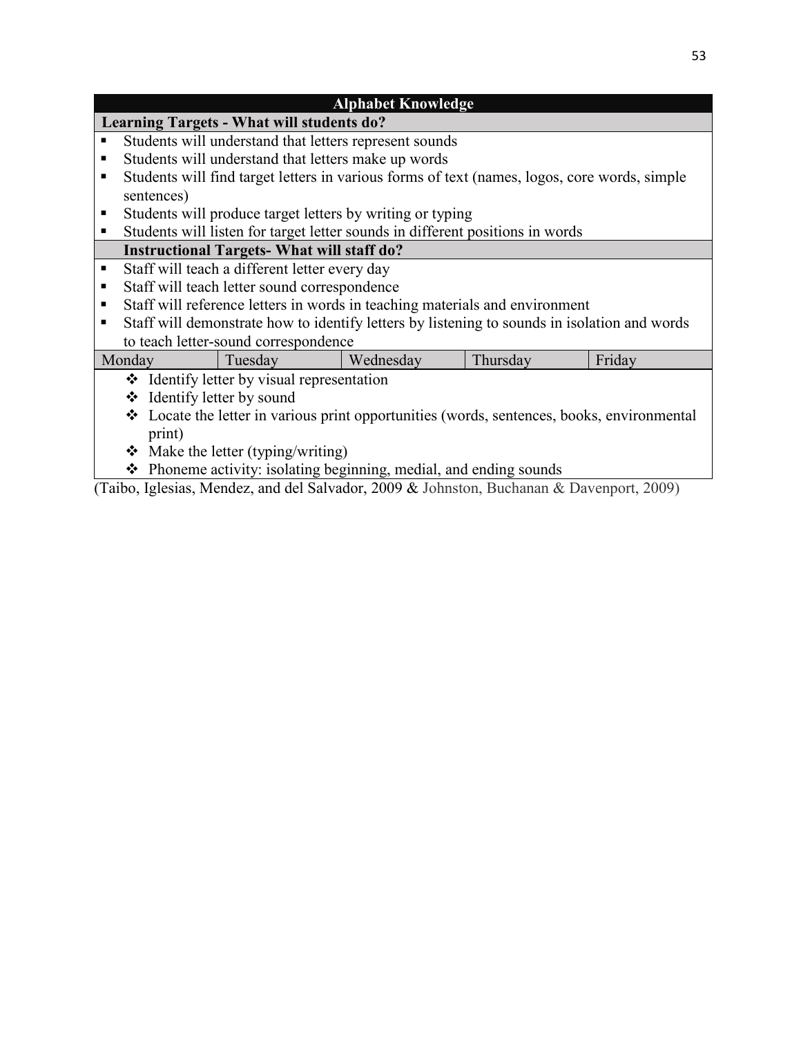| Alphabet Knowledge | | | | |
|---|---|---|---|---|
| **Learning Targets - What will students do?** | | | | |
| ▪ Students will understand that letters represent sounds<br>▪ Students will understand that letters make up words<br>▪ Students will find target letters in various forms of text (names, logos, core words, simple sentences)<br>▪ Students will produce target letters by writing or typing<br>▪ Students will listen for target letter sounds in different positions in words | | | | |
| **Instructional Targets- What will staff do?** | | | | |
| ▪ Staff will teach a different letter every day<br>▪ Staff will teach letter sound correspondence<br>▪ Staff will reference letters in words in teaching materials and environment<br>▪ Staff will demonstrate how to identify letters by listening to sounds in isolation and words to teach letter-sound correspondence | | | | |
| Monday | Tuesday | Wednesday | Thursday | Friday |
| ❖ Identify letter by visual representation<br>❖ Identify letter by sound<br>❖ Locate the letter in various print opportunities (words, sentences, books, environmental print)<br>❖ Make the letter (typing/writing)<br>❖ Phoneme activity: isolating beginning, medial, and ending sounds | | | | |

(Taibo, Iglesias, Mendez, and del Salvador, 2009 & Johnston, Buchanan & Davenport, 2009)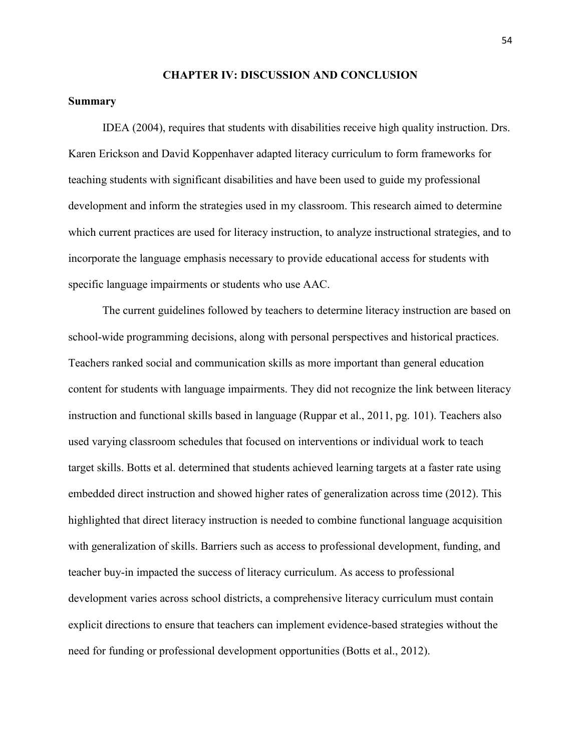## CHAPTER IV: DISCUSSION AND CONCLUSION

### Summary

IDEA (2004), requires that students with disabilities receive high quality instruction. Drs. Karen Erickson and David Koppenhaver adapted literacy curriculum to form frameworks for teaching students with significant disabilities and have been used to guide my professional development and inform the strategies used in my classroom. This research aimed to determine which current practices are used for literacy instruction, to analyze instructional strategies, and to incorporate the language emphasis necessary to provide educational access for students with specific language impairments or students who use AAC.

The current guidelines followed by teachers to determine literacy instruction are based on school-wide programming decisions, along with personal perspectives and historical practices. Teachers ranked social and communication skills as more important than general education content for students with language impairments. They did not recognize the link between literacy instruction and functional skills based in language (Ruppar et al., 2011, pg. 101). Teachers also used varying classroom schedules that focused on interventions or individual work to teach target skills. Botts et al. determined that students achieved learning targets at a faster rate using embedded direct instruction and showed higher rates of generalization across time (2012). This highlighted that direct literacy instruction is needed to combine functional language acquisition with generalization of skills. Barriers such as access to professional development, funding, and teacher buy-in impacted the success of literacy curriculum. As access to professional development varies across school districts, a comprehensive literacy curriculum must contain explicit directions to ensure that teachers can implement evidence-based strategies without the need for funding or professional development opportunities (Botts et al., 2012).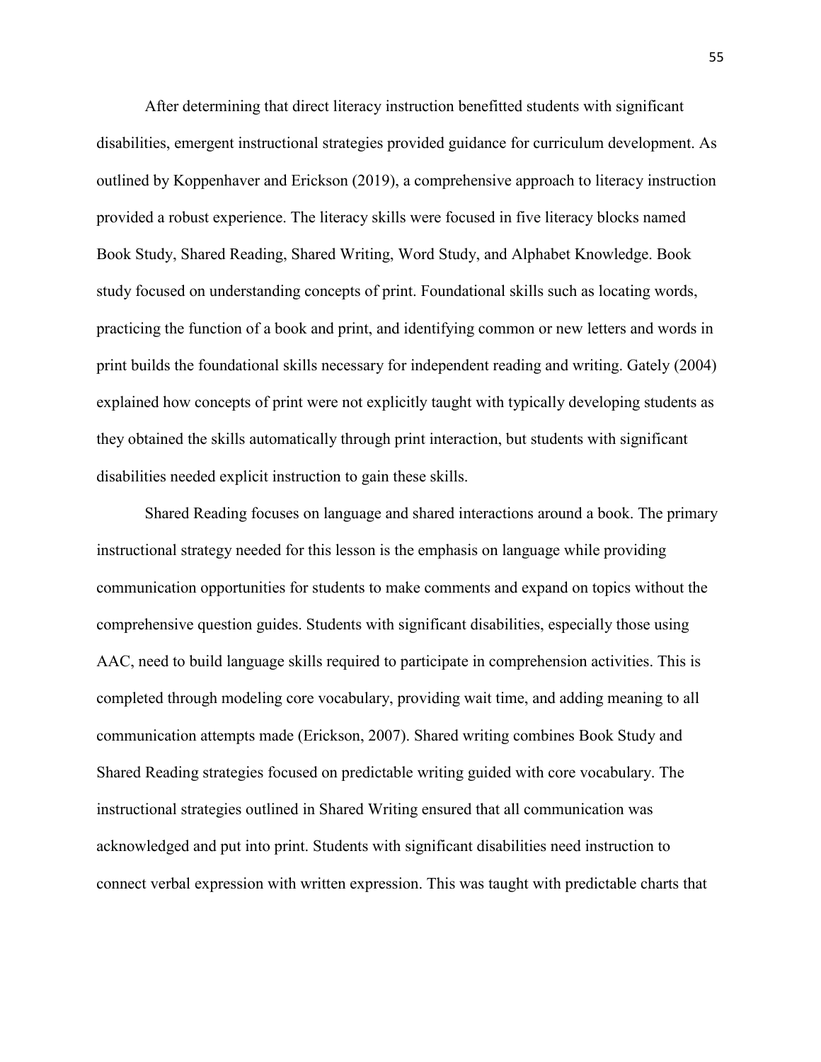After determining that direct literacy instruction benefitted students with significant disabilities, emergent instructional strategies provided guidance for curriculum development. As outlined by Koppenhaver and Erickson (2019), a comprehensive approach to literacy instruction provided a robust experience. The literacy skills were focused in five literacy blocks named Book Study, Shared Reading, Shared Writing, Word Study, and Alphabet Knowledge. Book study focused on understanding concepts of print. Foundational skills such as locating words, practicing the function of a book and print, and identifying common or new letters and words in print builds the foundational skills necessary for independent reading and writing. Gately (2004) explained how concepts of print were not explicitly taught with typically developing students as they obtained the skills automatically through print interaction, but students with significant disabilities needed explicit instruction to gain these skills.

Shared Reading focuses on language and shared interactions around a book. The primary instructional strategy needed for this lesson is the emphasis on language while providing communication opportunities for students to make comments and expand on topics without the comprehensive question guides. Students with significant disabilities, especially those using AAC, need to build language skills required to participate in comprehension activities. This is completed through modeling core vocabulary, providing wait time, and adding meaning to all communication attempts made (Erickson, 2007). Shared writing combines Book Study and Shared Reading strategies focused on predictable writing guided with core vocabulary. The instructional strategies outlined in Shared Writing ensured that all communication was acknowledged and put into print. Students with significant disabilities need instruction to connect verbal expression with written expression. This was taught with predictable charts that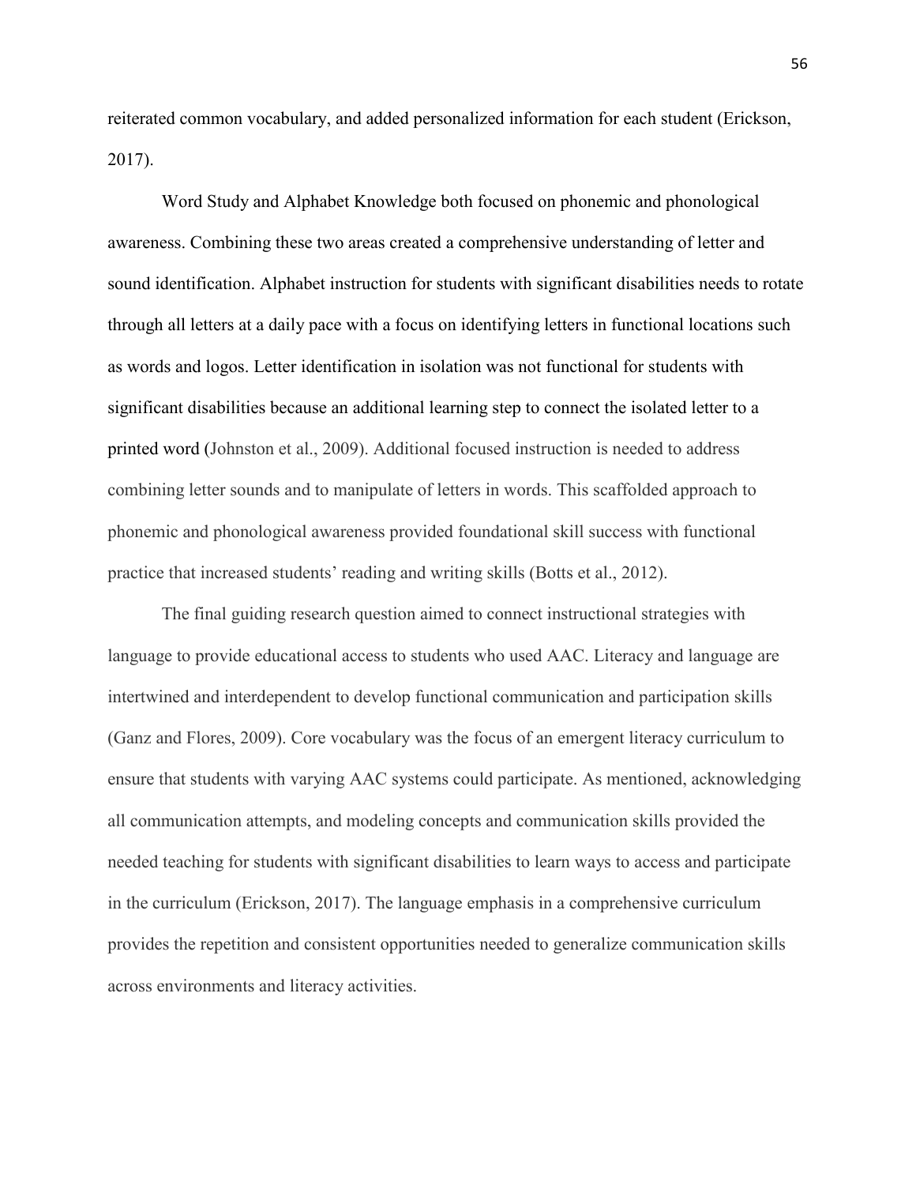reiterated common vocabulary, and added personalized information for each student (Erickson, 2017).

Word Study and Alphabet Knowledge both focused on phonemic and phonological awareness. Combining these two areas created a comprehensive understanding of letter and sound identification. Alphabet instruction for students with significant disabilities needs to rotate through all letters at a daily pace with a focus on identifying letters in functional locations such as words and logos. Letter identification in isolation was not functional for students with significant disabilities because an additional learning step to connect the isolated letter to a printed word (Johnston et al., 2009). Additional focused instruction is needed to address combining letter sounds and to manipulate of letters in words. This scaffolded approach to phonemic and phonological awareness provided foundational skill success with functional practice that increased students' reading and writing skills (Botts et al., 2012).

The final guiding research question aimed to connect instructional strategies with language to provide educational access to students who used AAC. Literacy and language are intertwined and interdependent to develop functional communication and participation skills (Ganz and Flores, 2009). Core vocabulary was the focus of an emergent literacy curriculum to ensure that students with varying AAC systems could participate. As mentioned, acknowledging all communication attempts, and modeling concepts and communication skills provided the needed teaching for students with significant disabilities to learn ways to access and participate in the curriculum (Erickson, 2017). The language emphasis in a comprehensive curriculum provides the repetition and consistent opportunities needed to generalize communication skills across environments and literacy activities.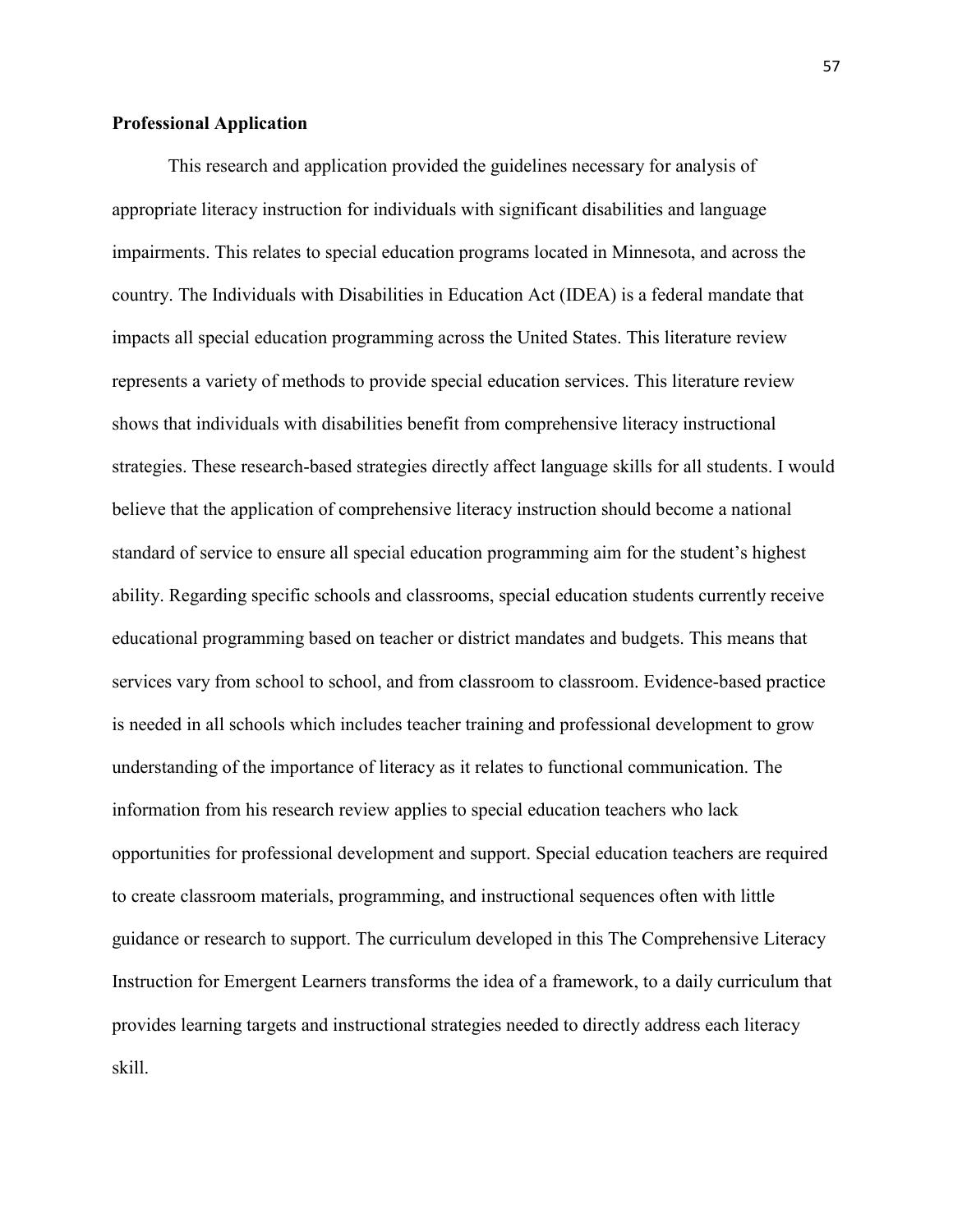**Professional Application**

This research and application provided the guidelines necessary for analysis of appropriate literacy instruction for individuals with significant disabilities and language impairments. This relates to special education programs located in Minnesota, and across the country. The Individuals with Disabilities in Education Act (IDEA) is a federal mandate that impacts all special education programming across the United States. This literature review represents a variety of methods to provide special education services. This literature review shows that individuals with disabilities benefit from comprehensive literacy instructional strategies. These research-based strategies directly affect language skills for all students. I would believe that the application of comprehensive literacy instruction should become a national standard of service to ensure all special education programming aim for the student's highest ability. Regarding specific schools and classrooms, special education students currently receive educational programming based on teacher or district mandates and budgets. This means that services vary from school to school, and from classroom to classroom. Evidence-based practice is needed in all schools which includes teacher training and professional development to grow understanding of the importance of literacy as it relates to functional communication. The information from his research review applies to special education teachers who lack opportunities for professional development and support. Special education teachers are required to create classroom materials, programming, and instructional sequences often with little guidance or research to support. The curriculum developed in this The Comprehensive Literacy Instruction for Emergent Learners transforms the idea of a framework, to a daily curriculum that provides learning targets and instructional strategies needed to directly address each literacy skill.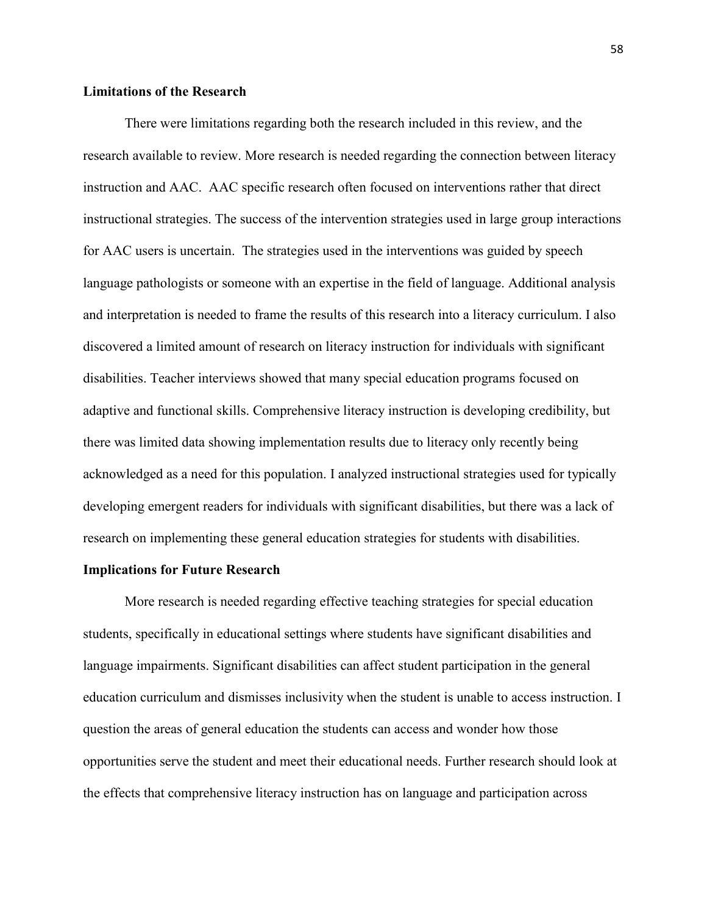**Limitations of the Research**

There were limitations regarding both the research included in this review, and the research available to review. More research is needed regarding the connection between literacy instruction and AAC. AAC specific research often focused on interventions rather that direct instructional strategies. The success of the intervention strategies used in large group interactions for AAC users is uncertain. The strategies used in the interventions was guided by speech language pathologists or someone with an expertise in the field of language. Additional analysis and interpretation is needed to frame the results of this research into a literacy curriculum. I also discovered a limited amount of research on literacy instruction for individuals with significant disabilities. Teacher interviews showed that many special education programs focused on adaptive and functional skills. Comprehensive literacy instruction is developing credibility, but there was limited data showing implementation results due to literacy only recently being acknowledged as a need for this population. I analyzed instructional strategies used for typically developing emergent readers for individuals with significant disabilities, but there was a lack of research on implementing these general education strategies for students with disabilities.

**Implications for Future Research**

More research is needed regarding effective teaching strategies for special education students, specifically in educational settings where students have significant disabilities and language impairments. Significant disabilities can affect student participation in the general education curriculum and dismisses inclusivity when the student is unable to access instruction. I question the areas of general education the students can access and wonder how those opportunities serve the student and meet their educational needs. Further research should look at the effects that comprehensive literacy instruction has on language and participation across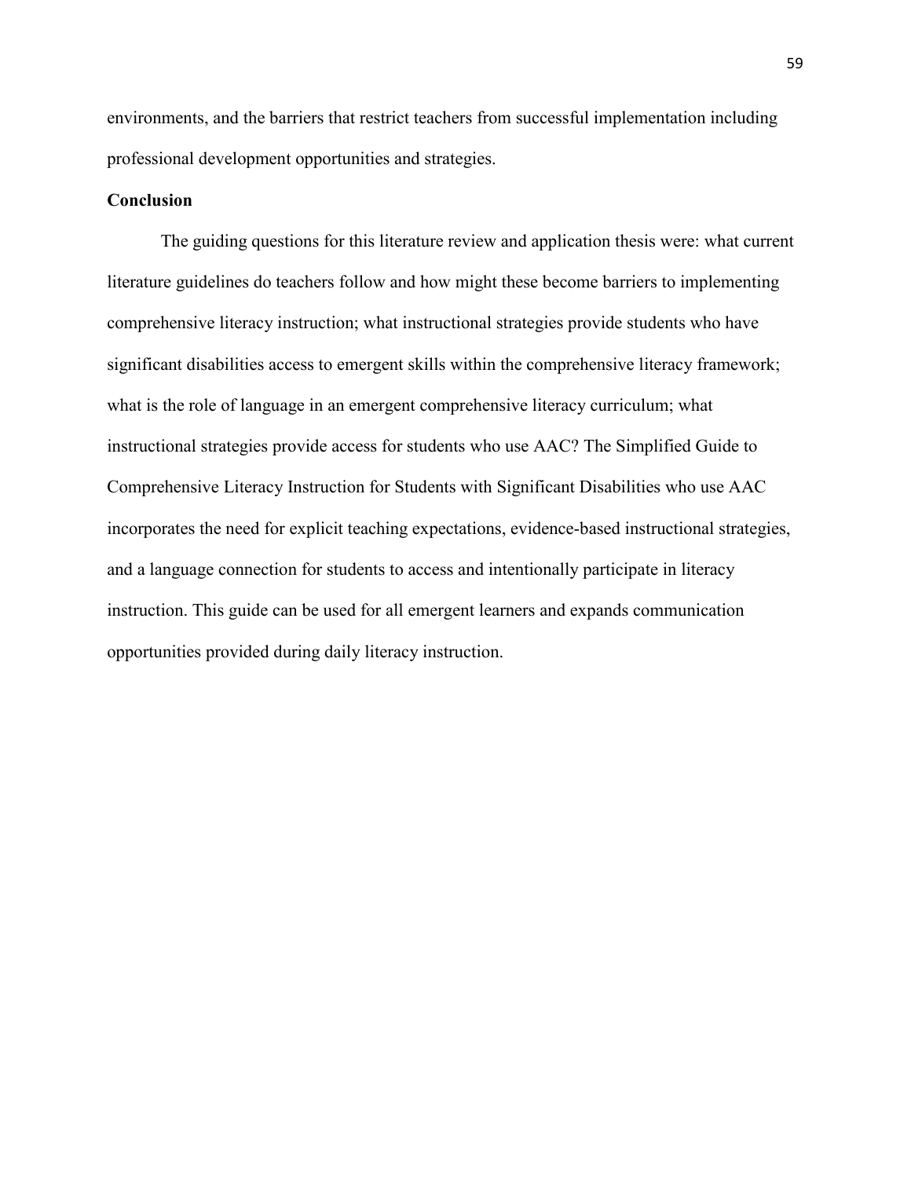environments, and the barriers that restrict teachers from successful implementation including professional development opportunities and strategies.

## Conclusion

The guiding questions for this literature review and application thesis were: what current literature guidelines do teachers follow and how might these become barriers to implementing comprehensive literacy instruction; what instructional strategies provide students who have significant disabilities access to emergent skills within the comprehensive literacy framework; what is the role of language in an emergent comprehensive literacy curriculum; what instructional strategies provide access for students who use AAC? The Simplified Guide to Comprehensive Literacy Instruction for Students with Significant Disabilities who use AAC incorporates the need for explicit teaching expectations, evidence-based instructional strategies, and a language connection for students to access and intentionally participate in literacy instruction. This guide can be used for all emergent learners and expands communication opportunities provided during daily literacy instruction.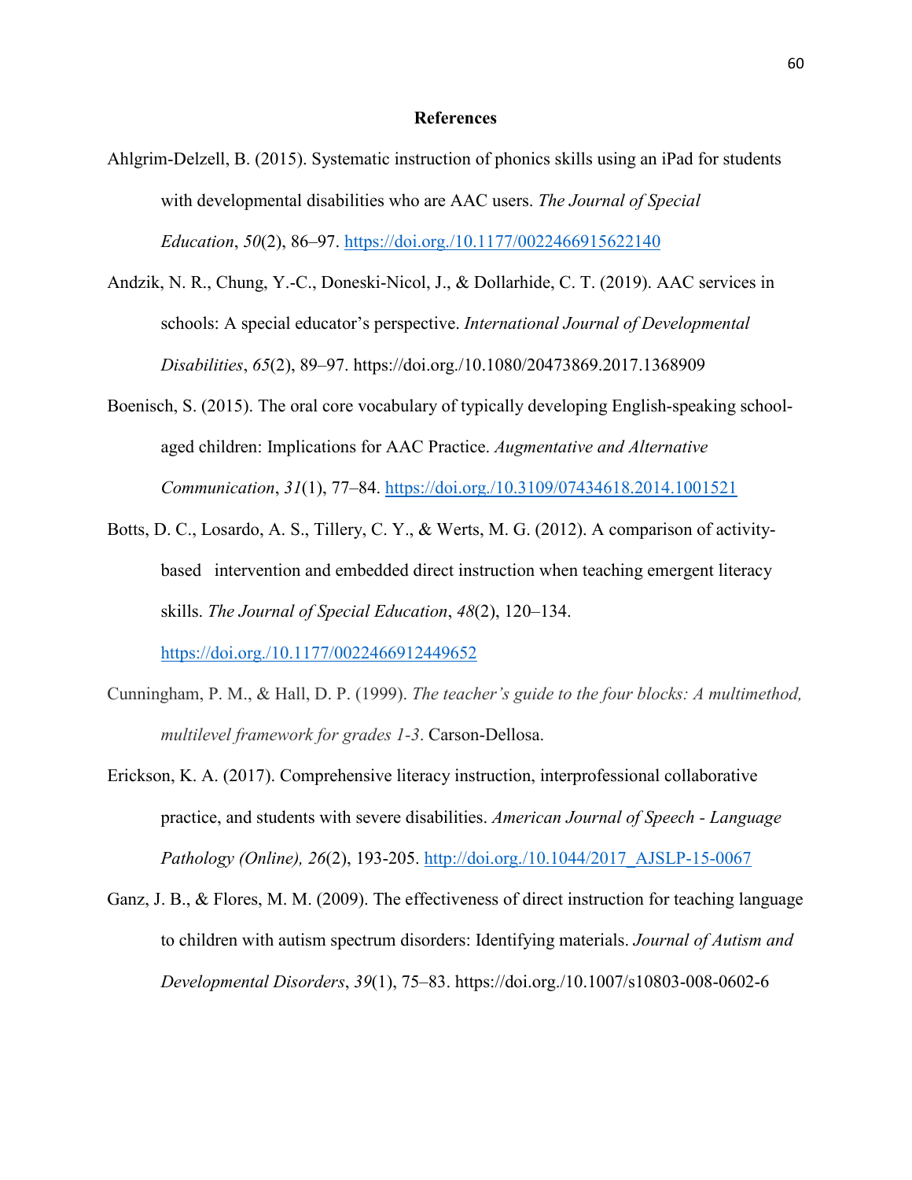# References

Ahlgrim-Delzell, B. (2015). Systematic instruction of phonics skills using an iPad for students with developmental disabilities who are AAC users. *The Journal of Special Education*, *50*(2), 86–97. https://doi.org./10.1177/0022466915622140

Andzik, N. R., Chung, Y.-C., Doneski-Nicol, J., & Dollarhide, C. T. (2019). AAC services in schools: A special educator's perspective. *International Journal of Developmental Disabilities*, *65*(2), 89–97. https://doi.org./10.1080/20473869.2017.1368909

Boenisch, S. (2015). The oral core vocabulary of typically developing English-speaking school-aged children: Implications for AAC Practice. *Augmentative and Alternative Communication*, *31*(1), 77–84. https://doi.org./10.3109/07434618.2014.1001521

Botts, D. C., Losardo, A. S., Tillery, C. Y., & Werts, M. G. (2012). A comparison of activity-based intervention and embedded direct instruction when teaching emergent literacy skills. *The Journal of Special Education*, *48*(2), 120–134. https://doi.org./10.1177/0022466912449652

Cunningham, P. M., & Hall, D. P. (1999). *The teacher's guide to the four blocks: A multimethod, multilevel framework for grades 1-3*. Carson-Dellosa.

Erickson, K. A. (2017). Comprehensive literacy instruction, interprofessional collaborative practice, and students with severe disabilities. *American Journal of Speech - Language Pathology (Online), 26*(2), 193-205. http://doi.org./10.1044/2017_AJSLP-15-0067

Ganz, J. B., & Flores, M. M. (2009). The effectiveness of direct instruction for teaching language to children with autism spectrum disorders: Identifying materials. *Journal of Autism and Developmental Disorders*, *39*(1), 75–83. https://doi.org./10.1007/s10803-008-0602-6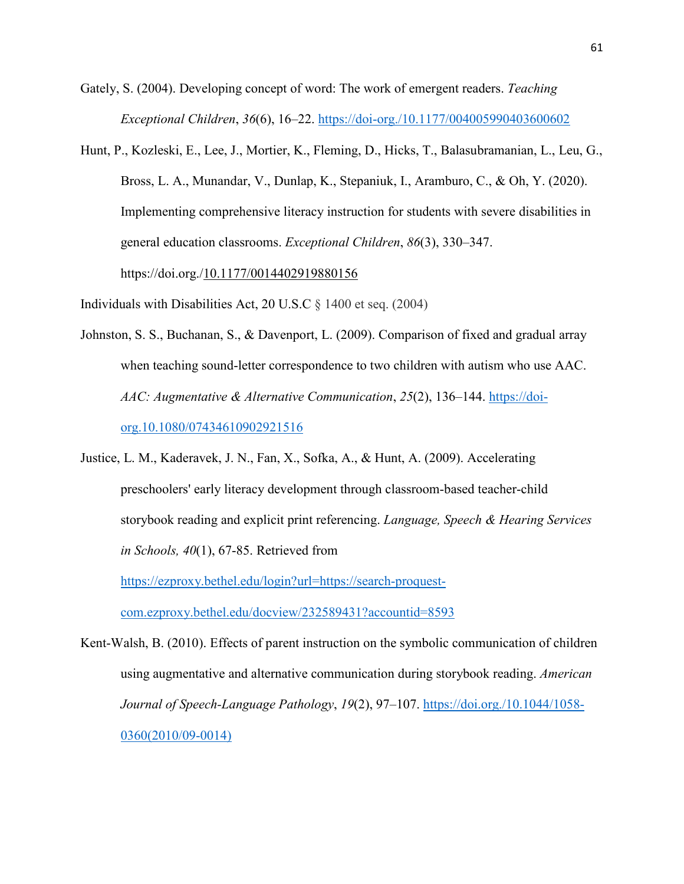Gately, S. (2004). Developing concept of word: The work of emergent readers. *Teaching Exceptional Children*, *36*(6), 16–22. https://doi-org./10.1177/004005990403600602

Hunt, P., Kozleski, E., Lee, J., Mortier, K., Fleming, D., Hicks, T., Balasubramanian, L., Leu, G., Bross, L. A., Munandar, V., Dunlap, K., Stepaniuk, I., Aramburo, C., & Oh, Y. (2020). Implementing comprehensive literacy instruction for students with severe disabilities in general education classrooms. *Exceptional Children*, *86*(3), 330–347. https://doi.org./10.1177/0014402919880156

Individuals with Disabilities Act, 20 U.S.C § 1400 et seq. (2004)

Johnston, S. S., Buchanan, S., & Davenport, L. (2009). Comparison of fixed and gradual array when teaching sound-letter correspondence to two children with autism who use AAC. *AAC: Augmentative & Alternative Communication*, *25*(2), 136–144. https://doi-org.10.1080/07434610902921516

Justice, L. M., Kaderavek, J. N., Fan, X., Sofka, A., & Hunt, A. (2009). Accelerating preschoolers' early literacy development through classroom-based teacher-child storybook reading and explicit print referencing. *Language, Speech & Hearing Services in Schools, 40*(1), 67-85. Retrieved from https://ezproxy.bethel.edu/login?url=https://search-proquest-com.ezproxy.bethel.edu/docview/232589431?accountid=8593

Kent-Walsh, B. (2010). Effects of parent instruction on the symbolic communication of children using augmentative and alternative communication during storybook reading. *American Journal of Speech-Language Pathology*, *19*(2), 97–107. https://doi.org./10.1044/1058-0360(2010/09-0014)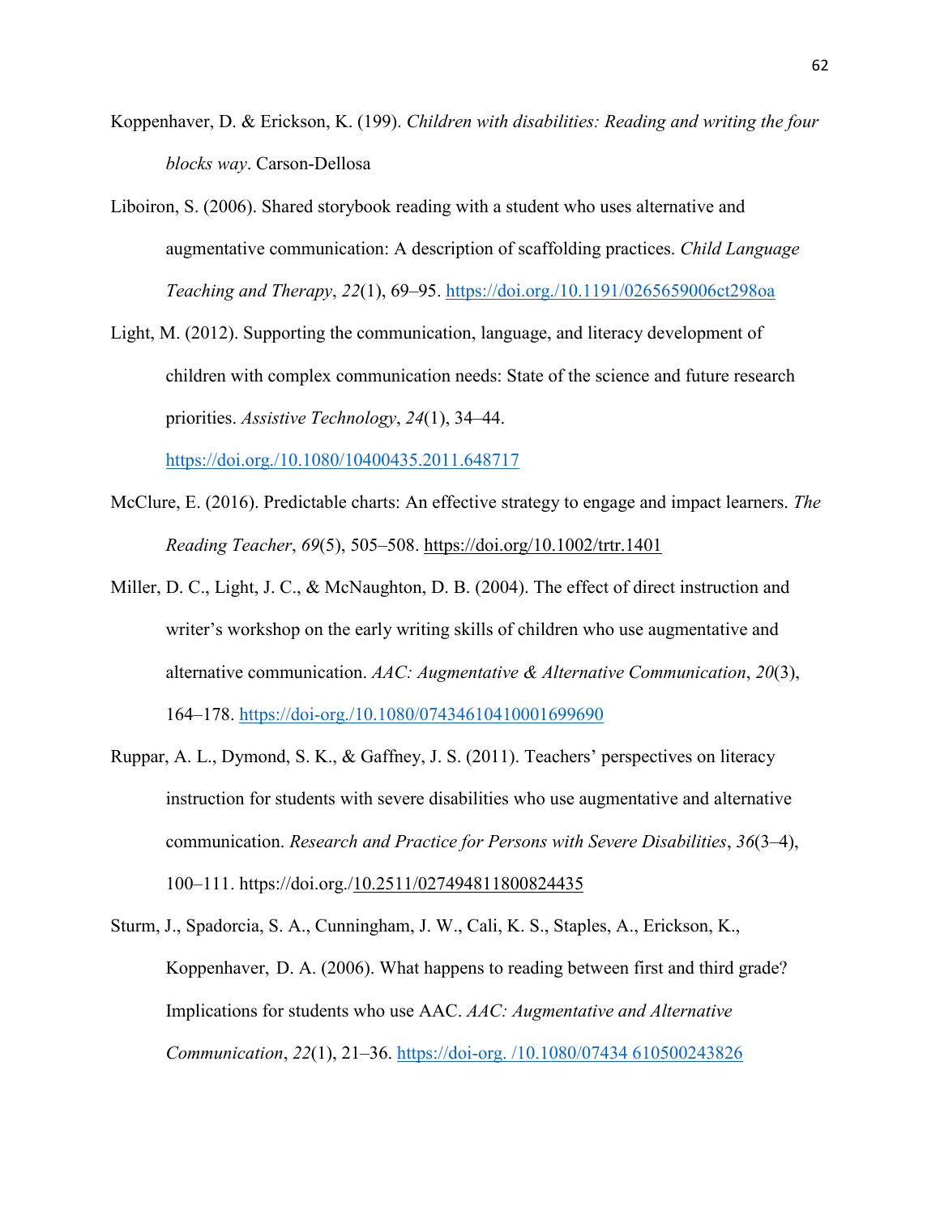Koppenhaver, D. & Erickson, K. (199). *Children with disabilities: Reading and writing the four blocks way*. Carson-Dellosa

Liboiron, S. (2006). Shared storybook reading with a student who uses alternative and augmentative communication: A description of scaffolding practices. *Child Language Teaching and Therapy*, *22*(1), 69–95. https://doi.org./10.1191/0265659006ct298oa

Light, M. (2012). Supporting the communication, language, and literacy development of children with complex communication needs: State of the science and future research priorities. *Assistive Technology*, *24*(1), 34–44. https://doi.org./10.1080/10400435.2011.648717

McClure, E. (2016). Predictable charts: An effective strategy to engage and impact learners. *The Reading Teacher*, *69*(5), 505–508. https://doi.org/10.1002/trtr.1401

Miller, D. C., Light, J. C., & McNaughton, D. B. (2004). The effect of direct instruction and writer's workshop on the early writing skills of children who use augmentative and alternative communication. *AAC: Augmentative & Alternative Communication*, *20*(3), 164–178. https://doi-org./10.1080/07434610410001699690

Ruppar, A. L., Dymond, S. K., & Gaffney, J. S. (2011). Teachers' perspectives on literacy instruction for students with severe disabilities who use augmentative and alternative communication. *Research and Practice for Persons with Severe Disabilities*, *36*(3–4), 100–111. https://doi.org./10.2511/027494811800824435

Sturm, J., Spadorcia, S. A., Cunningham, J. W., Cali, K. S., Staples, A., Erickson, K., Koppenhaver, D. A. (2006). What happens to reading between first and third grade? Implications for students who use AAC. *AAC: Augmentative and Alternative Communication*, *22*(1), 21–36. https://doi-org. /10.1080/07434 610500243826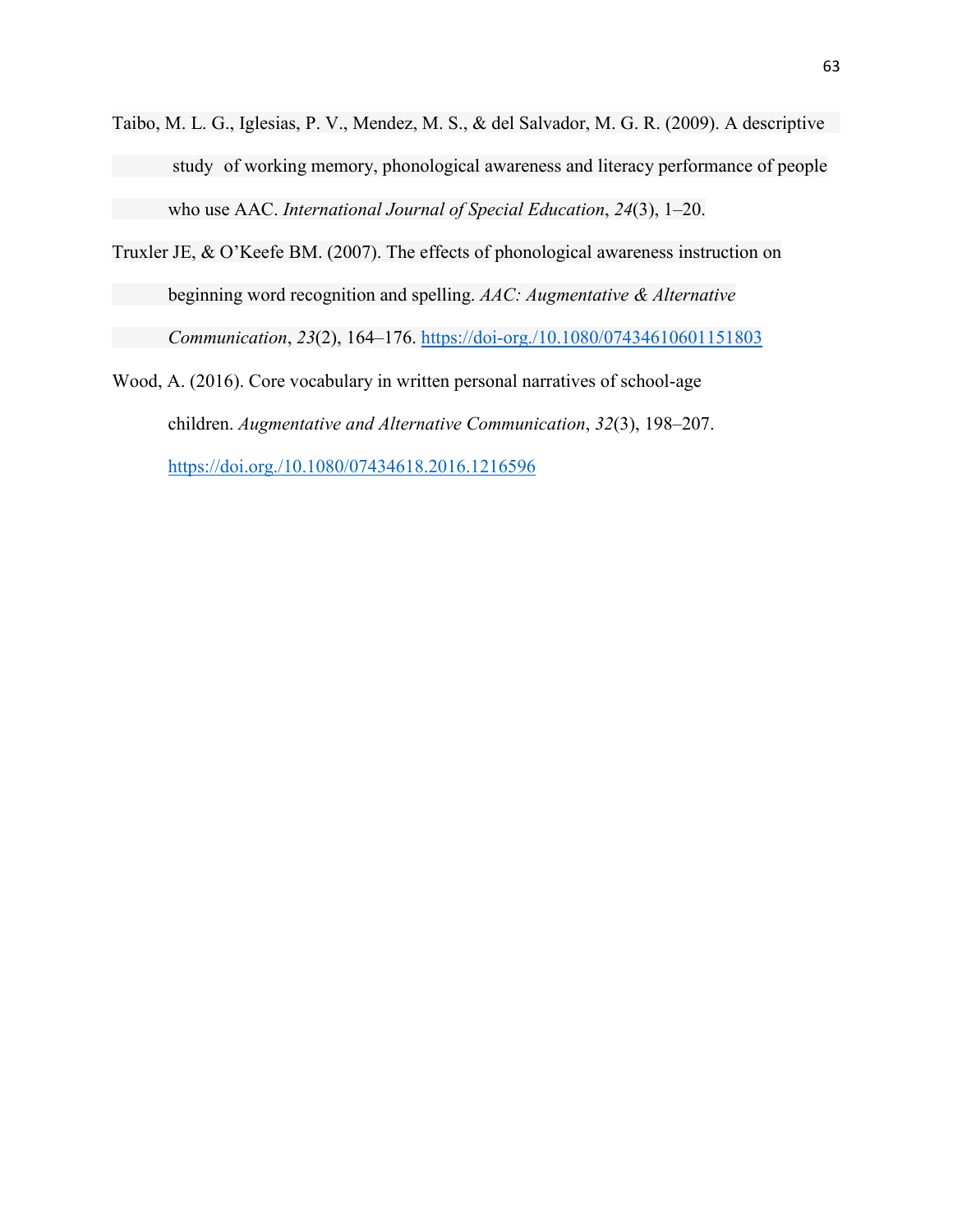Taibo, M. L. G., Iglesias, P. V., Mendez, M. S., & del Salvador, M. G. R. (2009). A descriptive study of working memory, phonological awareness and literacy performance of people who use AAC. *International Journal of Special Education*, *24*(3), 1–20.

Truxler JE, & O'Keefe BM. (2007). The effects of phonological awareness instruction on beginning word recognition and spelling. *AAC: Augmentative & Alternative Communication*, *23*(2), 164–176. https://doi-org./10.1080/07434610601151803

Wood, A. (2016). Core vocabulary in written personal narratives of school-age children. *Augmentative and Alternative Communication*, *32*(3), 198–207. https://doi.org./10.1080/07434618.2016.1216596